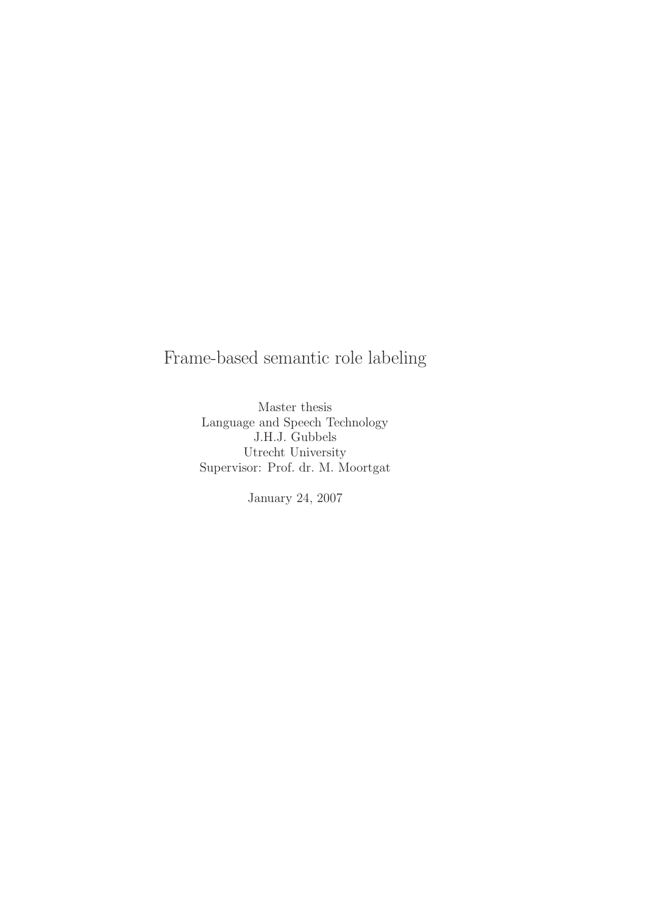# Frame-based semantic role labeling

Master thesis  
Language and Speech Technology  
J.H.J. Gubbels  
Utrecht University  
Supervisor: Prof. dr. M. Moortgat

January 24, 2007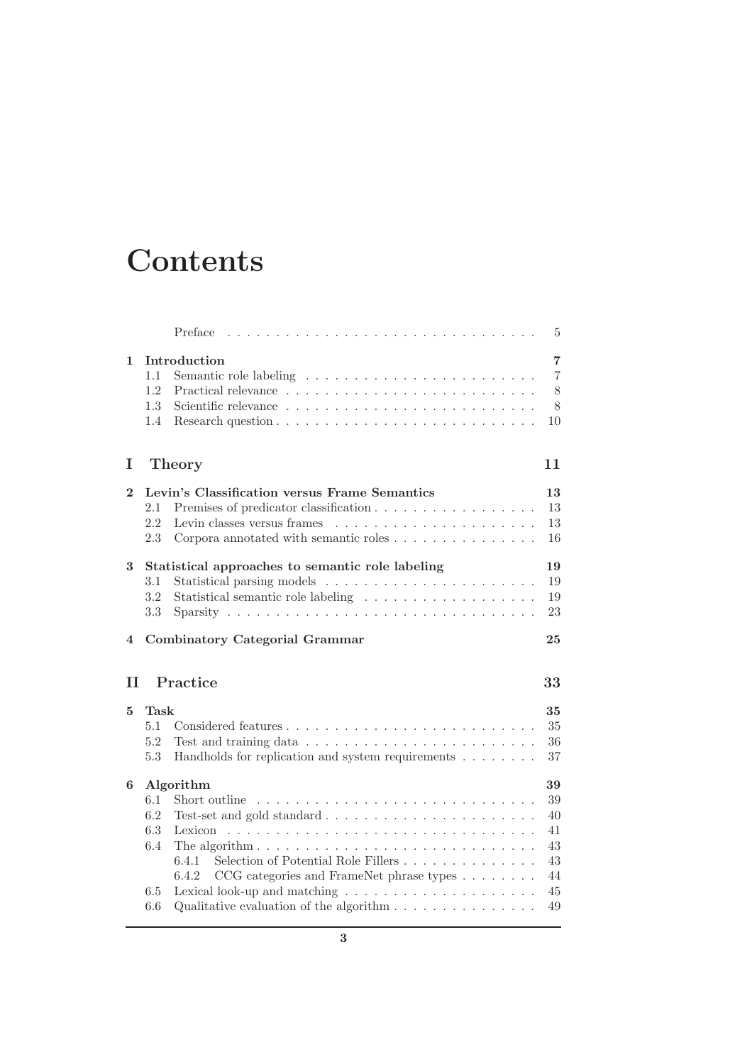# Contents

Preface . . . . . . . . . . . . . . . . . . . . . . . . . . . . . . . . 5

**1 Introduction** **7**
- 1.1 Semantic role labeling . . . . . . . . . . . . . . . . . . . . . . . . 7
- 1.2 Practical relevance . . . . . . . . . . . . . . . . . . . . . . . . . 8
- 1.3 Scientific relevance . . . . . . . . . . . . . . . . . . . . . . . . . 8
- 1.4 Research question . . . . . . . . . . . . . . . . . . . . . . . . . . 10

**I Theory** **11**

**2 Levin's Classification versus Frame Semantics** **13**
- 2.1 Premises of predicator classification . . . . . . . . . . . . . . . . . 13
- 2.2 Levin classes versus frames . . . . . . . . . . . . . . . . . . . . . 13
- 2.3 Corpora annotated with semantic roles . . . . . . . . . . . . . . . 16

**3 Statistical approaches to semantic role labeling** **19**
- 3.1 Statistical parsing models . . . . . . . . . . . . . . . . . . . . . . 19
- 3.2 Statistical semantic role labeling . . . . . . . . . . . . . . . . . . 19
- 3.3 Sparsity . . . . . . . . . . . . . . . . . . . . . . . . . . . . . . . . 23

**4 Combinatory Categorial Grammar** **25**

**II Practice** **33**

**5 Task** **35**
- 5.1 Considered features . . . . . . . . . . . . . . . . . . . . . . . . . . 35
- 5.2 Test and training data . . . . . . . . . . . . . . . . . . . . . . . . 36
- 5.3 Handholds for replication and system requirements . . . . . . . . 37

**6 Algorithm** **39**
- 6.1 Short outline . . . . . . . . . . . . . . . . . . . . . . . . . . . . . 39
- 6.2 Test-set and gold standard . . . . . . . . . . . . . . . . . . . . . . 40
- 6.3 Lexicon . . . . . . . . . . . . . . . . . . . . . . . . . . . . . . . . 41
- 6.4 The algorithm . . . . . . . . . . . . . . . . . . . . . . . . . . . . . 43
  - 6.4.1 Selection of Potential Role Fillers . . . . . . . . . . . . . . 43
  - 6.4.2 CCG categories and FrameNet phrase types . . . . . . . . 44
- 6.5 Lexical look-up and matching . . . . . . . . . . . . . . . . . . . . 45
- 6.6 Qualitative evaluation of the algorithm . . . . . . . . . . . . . . . 49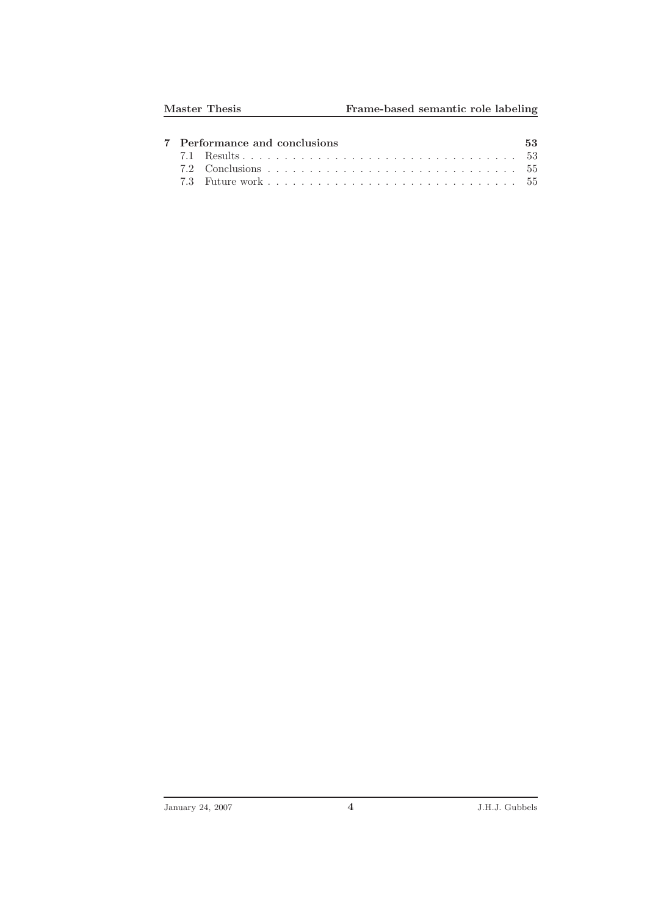**7 Performance and conclusions** — 53

- 7.1 Results . . . . . . . . . . . . . . . . . . . . . . . . . . . . . . . . 53
- 7.2 Conclusions . . . . . . . . . . . . . . . . . . . . . . . . . . . . . . 55
- 7.3 Future work . . . . . . . . . . . . . . . . . . . . . . . . . . . . . . 55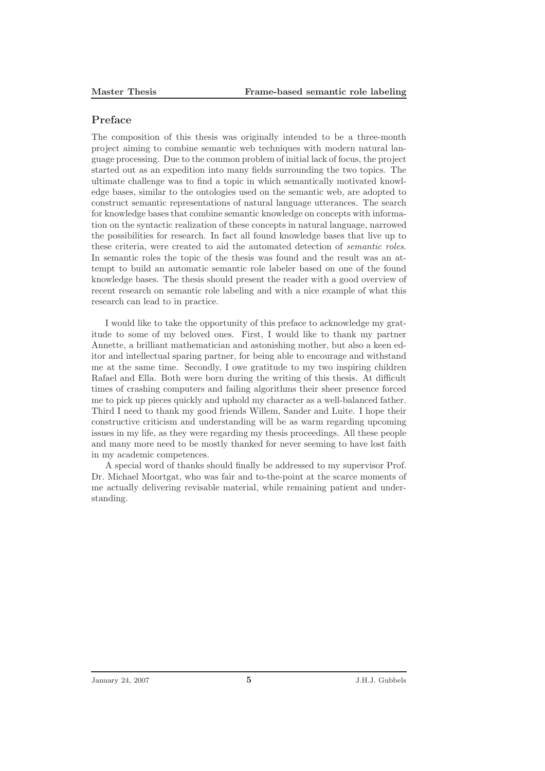## Preface

The composition of this thesis was originally intended to be a three-month project aiming to combine semantic web techniques with modern natural language processing. Due to the common problem of initial lack of focus, the project started out as an expedition into many fields surrounding the two topics. The ultimate challenge was to find a topic in which semantically motivated knowledge bases, similar to the ontologies used on the semantic web, are adopted to construct semantic representations of natural language utterances. The search for knowledge bases that combine semantic knowledge on concepts with information on the syntactic realization of these concepts in natural language, narrowed the possibilities for research. In fact all found knowledge bases that live up to these criteria, were created to aid the automated detection of *semantic roles*. In semantic roles the topic of the thesis was found and the result was an attempt to build an automatic semantic role labeler based on one of the found knowledge bases. The thesis should present the reader with a good overview of recent research on semantic role labeling and with a nice example of what this research can lead to in practice.

I would like to take the opportunity of this preface to acknowledge my gratitude to some of my beloved ones. First, I would like to thank my partner Annette, a brilliant mathematician and astonishing mother, but also a keen editor and intellectual sparing partner, for being able to encourage and withstand me at the same time. Secondly, I owe gratitude to my two inspiring children Rafael and Ella. Both were born during the writing of this thesis. At difficult times of crashing computers and failing algorithms their sheer presence forced me to pick up pieces quickly and uphold my character as a well-balanced father. Third I need to thank my good friends Willem, Sander and Luite. I hope their constructive criticism and understanding will be as warm regarding upcoming issues in my life, as they were regarding my thesis proceedings. All these people and many more need to be mostly thanked for never seeming to have lost faith in my academic competences.

A special word of thanks should finally be addressed to my supervisor Prof. Dr. Michael Moortgat, who was fair and to-the-point at the scarce moments of me actually delivering revisable material, while remaining patient and understanding.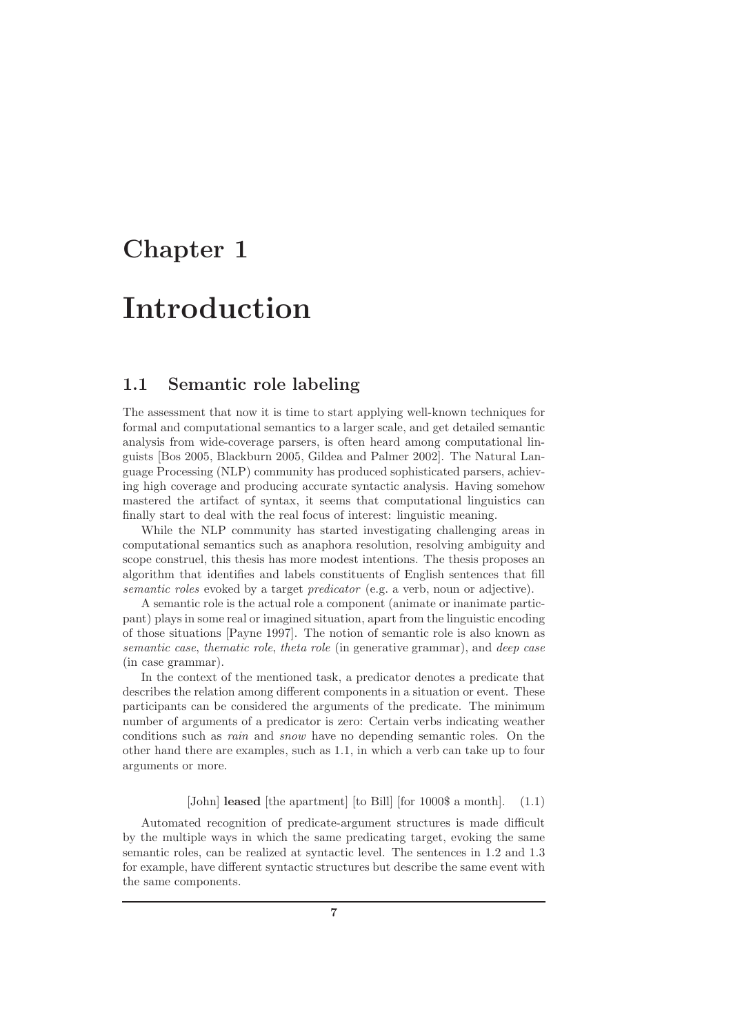# Chapter 1

# Introduction

## 1.1 Semantic role labeling

The assessment that now it is time to start applying well-known techniques for formal and computational semantics to a larger scale, and get detailed semantic analysis from wide-coverage parsers, is often heard among computational linguists [Bos 2005, Blackburn 2005, Gildea and Palmer 2002]. The Natural Language Processing (NLP) community has produced sophisticated parsers, achieving high coverage and producing accurate syntactic analysis. Having somehow mastered the artifact of syntax, it seems that computational linguistics can finally start to deal with the real focus of interest: linguistic meaning.

While the NLP community has started investigating challenging areas in computational semantics such as anaphora resolution, resolving ambiguity and scope construel, this thesis has more modest intentions. The thesis proposes an algorithm that identifies and labels constituents of English sentences that fill *semantic roles* evoked by a target *predicator* (e.g. a verb, noun or adjective).

A semantic role is the actual role a component (animate or inanimate participant) plays in some real or imagined situation, apart from the linguistic encoding of those situations [Payne 1997]. The notion of semantic role is also known as *semantic case*, *thematic role*, *theta role* (in generative grammar), and *deep case* (in case grammar).

In the context of the mentioned task, a predicator denotes a predicate that describes the relation among different components in a situation or event. These participants can be considered the arguments of the predicate. The minimum number of arguments of a predicator is zero: Certain verbs indicating weather conditions such as *rain* and *snow* have no depending semantic roles. On the other hand there are examples, such as 1.1, in which a verb can take up to four arguments or more.

[John] **leased** [the apartment] [to Bill] [for 1000$ a month]. (1.1)

Automated recognition of predicate-argument structures is made difficult by the multiple ways in which the same predicating target, evoking the same semantic roles, can be realized at syntactic level. The sentences in 1.2 and 1.3 for example, have different syntactic structures but describe the same event with the same components.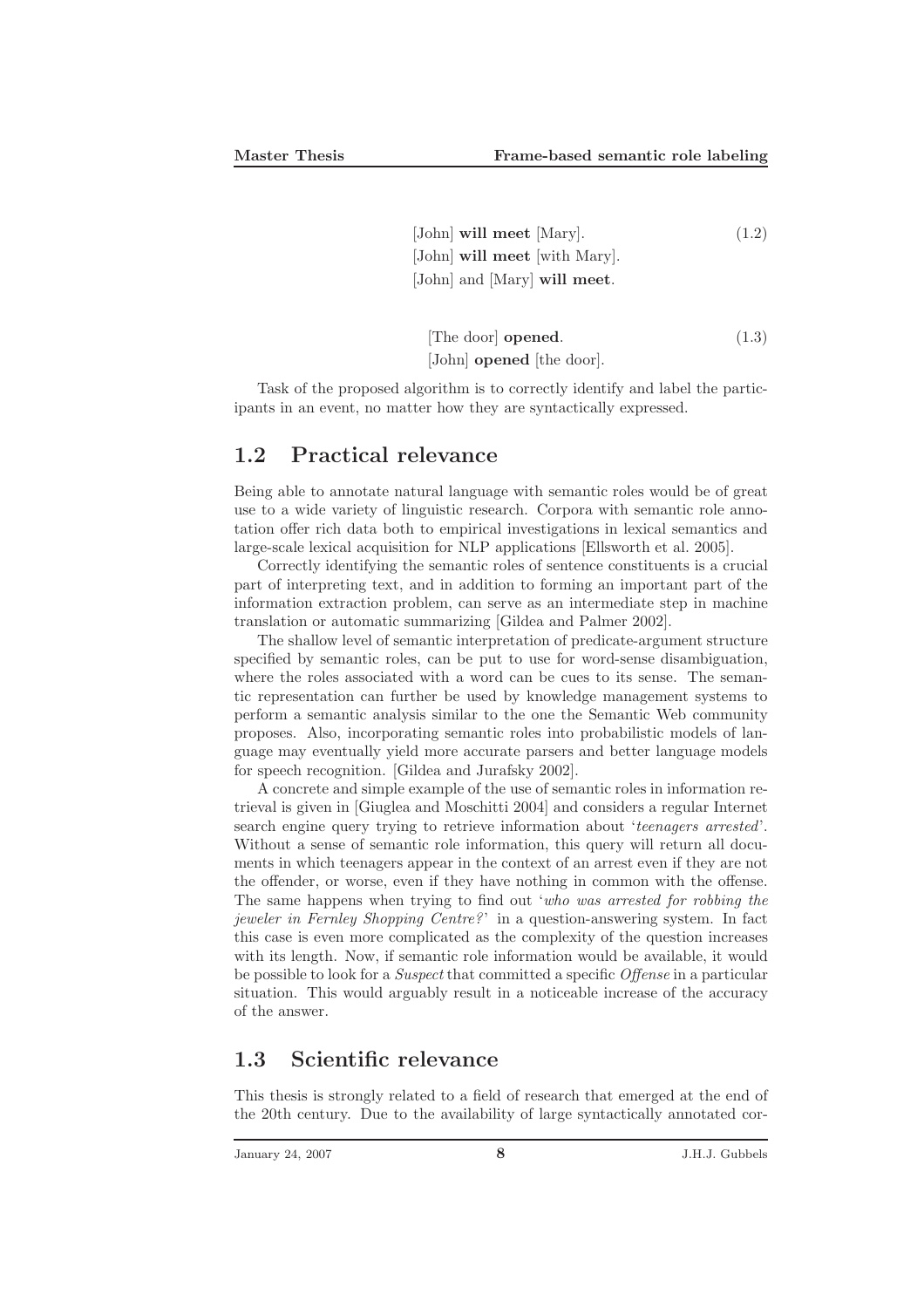[John] **will meet** [Mary]. (1.2)
[John] **will meet** [with Mary].
[John] and [Mary] **will meet**.

[The door] **opened**. (1.3)
[John] **opened** [the door].

Task of the proposed algorithm is to correctly identify and label the participants in an event, no matter how they are syntactically expressed.

## 1.2 Practical relevance

Being able to annotate natural language with semantic roles would be of great use to a wide variety of linguistic research. Corpora with semantic role annotation offer rich data both to empirical investigations in lexical semantics and large-scale lexical acquisition for NLP applications [Ellsworth et al. 2005].

Correctly identifying the semantic roles of sentence constituents is a crucial part of interpreting text, and in addition to forming an important part of the information extraction problem, can serve as an intermediate step in machine translation or automatic summarizing [Gildea and Palmer 2002].

The shallow level of semantic interpretation of predicate-argument structure specified by semantic roles, can be put to use for word-sense disambiguation, where the roles associated with a word can be cues to its sense. The semantic representation can further be used by knowledge management systems to perform a semantic analysis similar to the one the Semantic Web community proposes. Also, incorporating semantic roles into probabilistic models of language may eventually yield more accurate parsers and better language models for speech recognition. [Gildea and Jurafsky 2002].

A concrete and simple example of the use of semantic roles in information retrieval is given in [Giuglea and Moschitti 2004] and considers a regular Internet search engine query trying to retrieve information about '*teenagers arrested*'. Without a sense of semantic role information, this query will return all documents in which teenagers appear in the context of an arrest even if they are not the offender, or worse, even if they have nothing in common with the offense. The same happens when trying to find out '*who was arrested for robbing the jeweler in Fernley Shopping Centre?*' in a question-answering system. In fact this case is even more complicated as the complexity of the question increases with its length. Now, if semantic role information would be available, it would be possible to look for a *Suspect* that committed a specific *Offense* in a particular situation. This would arguably result in a noticeable increase of the accuracy of the answer.

## 1.3 Scientific relevance

This thesis is strongly related to a field of research that emerged at the end of the 20th century. Due to the availability of large syntactically annotated cor-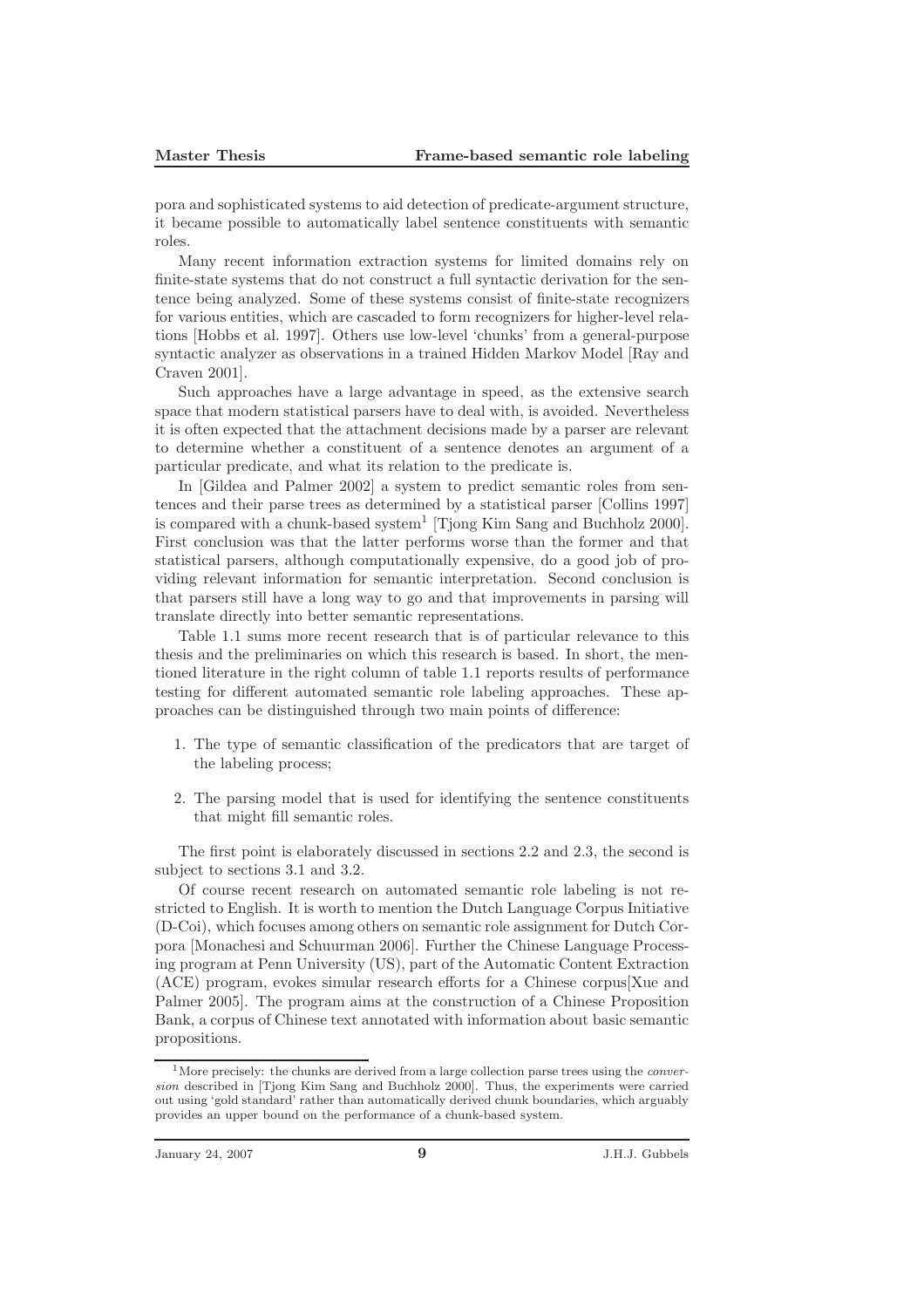pora and sophisticated systems to aid detection of predicate-argument structure, it became possible to automatically label sentence constituents with semantic roles.

Many recent information extraction systems for limited domains rely on finite-state systems that do not construct a full syntactic derivation for the sentence being analyzed. Some of these systems consist of finite-state recognizers for various entities, which are cascaded to form recognizers for higher-level relations [Hobbs et al. 1997]. Others use low-level 'chunks' from a general-purpose syntactic analyzer as observations in a trained Hidden Markov Model [Ray and Craven 2001].

Such approaches have a large advantage in speed, as the extensive search space that modern statistical parsers have to deal with, is avoided. Nevertheless it is often expected that the attachment decisions made by a parser are relevant to determine whether a constituent of a sentence denotes an argument of a particular predicate, and what its relation to the predicate is.

In [Gildea and Palmer 2002] a system to predict semantic roles from sentences and their parse trees as determined by a statistical parser [Collins 1997] is compared with a chunk-based system[1] [Tjong Kim Sang and Buchholz 2000]. First conclusion was that the latter performs worse than the former and that statistical parsers, although computationally expensive, do a good job of providing relevant information for semantic interpretation. Second conclusion is that parsers still have a long way to go and that improvements in parsing will translate directly into better semantic representations.

Table 1.1 sums more recent research that is of particular relevance to this thesis and the preliminaries on which this research is based. In short, the mentioned literature in the right column of table 1.1 reports results of performance testing for different automated semantic role labeling approaches. These approaches can be distinguished through two main points of difference:

1. The type of semantic classification of the predicators that are target of the labeling process;
2. The parsing model that is used for identifying the sentence constituents that might fill semantic roles.

The first point is elaborately discussed in sections 2.2 and 2.3, the second is subject to sections 3.1 and 3.2.

Of course recent research on automated semantic role labeling is not restricted to English. It is worth to mention the Dutch Language Corpus Initiative (D-Coi), which focuses among others on semantic role assignment for Dutch Corpora [Monachesi and Schuurman 2006]. Further the Chinese Language Processing program at Penn University (US), part of the Automatic Content Extraction (ACE) program, evokes simular research efforts for a Chinese corpus[Xue and Palmer 2005]. The program aims at the construction of a Chinese Proposition Bank, a corpus of Chinese text annotated with information about basic semantic propositions.

[1] More precisely: the chunks are derived from a large collection parse trees using the *conversion* described in [Tjong Kim Sang and Buchholz 2000]. Thus, the experiments were carried out using 'gold standard' rather than automatically derived chunk boundaries, which arguably provides an upper bound on the performance of a chunk-based system.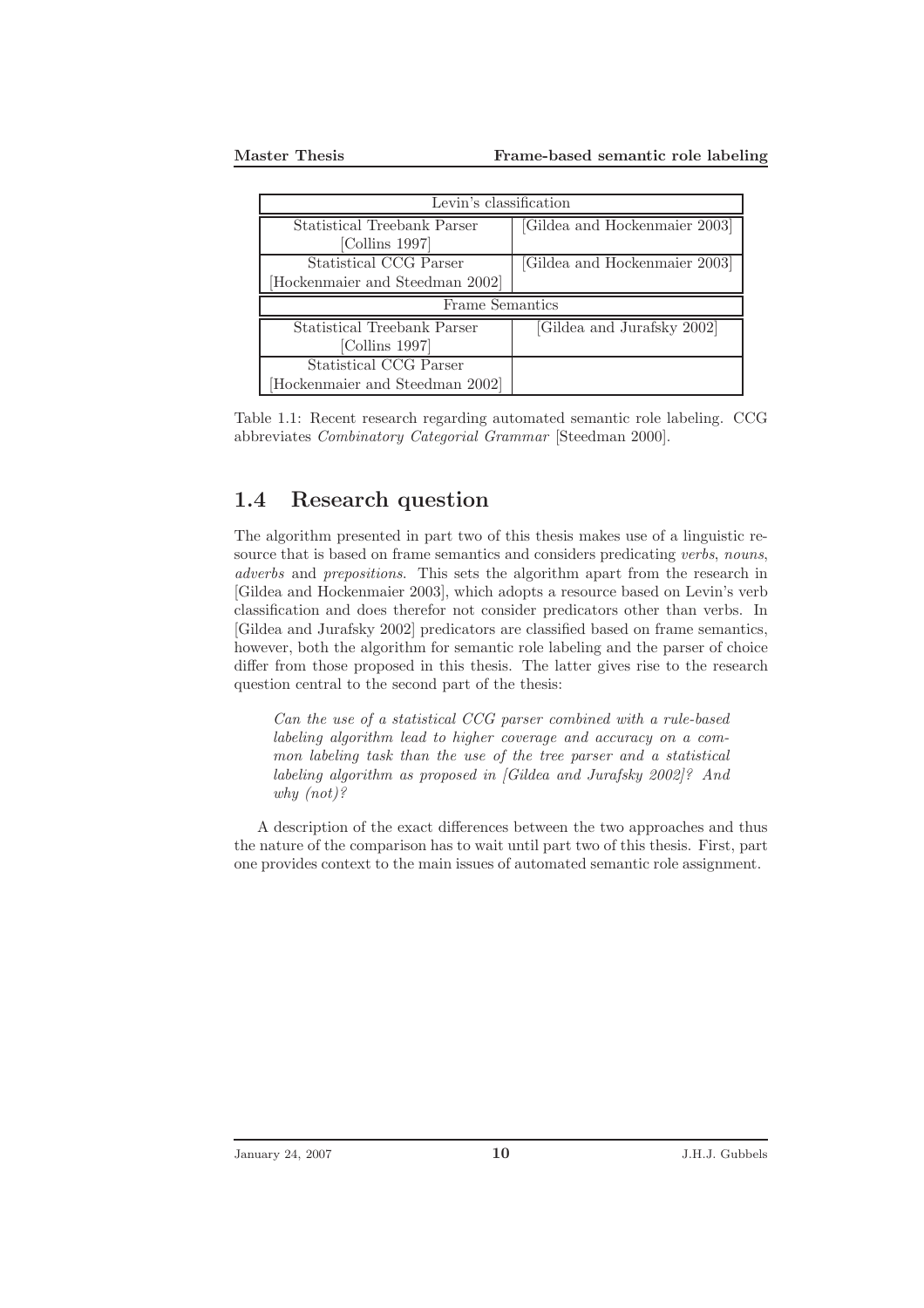| Levin's classification | |
|---|---|
| Statistical Treebank Parser [Collins 1997] | [Gildea and Hockenmaier 2003] |
| Statistical CCG Parser [Hockenmaier and Steedman 2002] | [Gildea and Hockenmaier 2003] |
| **Frame Semantics** | |
| Statistical Treebank Parser [Collins 1997] | [Gildea and Jurafsky 2002] |
| Statistical CCG Parser [Hockenmaier and Steedman 2002] | |

Table 1.1: Recent research regarding automated semantic role labeling. CCG abbreviates *Combinatory Categorial Grammar* [Steedman 2000].

## 1.4 Research question

The algorithm presented in part two of this thesis makes use of a linguistic resource that is based on frame semantics and considers predicating *verbs*, *nouns*, *adverbs* and *prepositions*. This sets the algorithm apart from the research in [Gildea and Hockenmaier 2003], which adopts a resource based on Levin's verb classification and does therefor not consider predicators other than verbs. In [Gildea and Jurafsky 2002] predicators are classified based on frame semantics, however, both the algorithm for semantic role labeling and the parser of choice differ from those proposed in this thesis. The latter gives rise to the research question central to the second part of the thesis:

> *Can the use of a statistical CCG parser combined with a rule-based labeling algorithm lead to higher coverage and accuracy on a common labeling task than the use of the tree parser and a statistical labeling algorithm as proposed in [Gildea and Jurafsky 2002]? And why (not)?*

A description of the exact differences between the two approaches and thus the nature of the comparison has to wait until part two of this thesis. First, part one provides context to the main issues of automated semantic role assignment.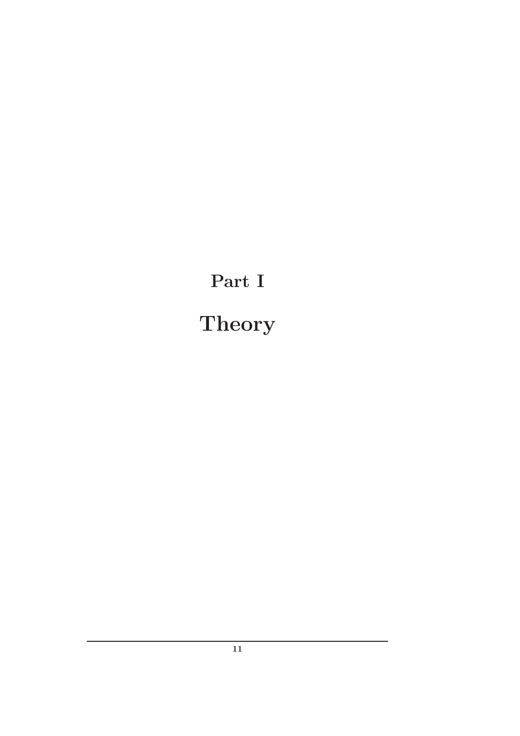# Part I

# Theory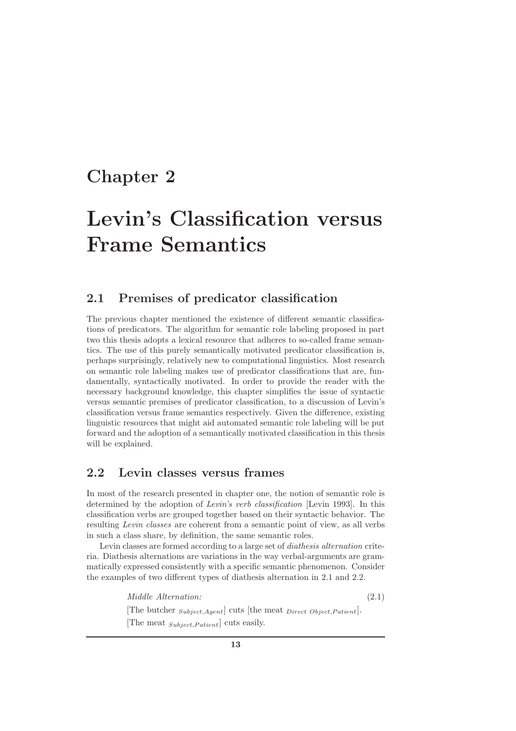# Chapter 2

# Levin's Classification versus Frame Semantics

## 2.1 Premises of predicator classification

The previous chapter mentioned the existence of different semantic classifications of predicators. The algorithm for semantic role labeling proposed in part two this thesis adopts a lexical resource that adheres to so-called frame semantics. The use of this purely semantically motivated predicator classification is, perhaps surprisingly, relatively new to computational linguistics. Most research on semantic role labeling makes use of predicator classifications that are, fundamentally, syntactically motivated. In order to provide the reader with the necessary background knowledge, this chapter simplifies the issue of syntactic versus semantic premises of predicator classification, to a discussion of Levin's classification versus frame semantics respectively. Given the difference, existing linguistic resources that might aid automated semantic role labeling will be put forward and the adoption of a semantically motivated classification in this thesis will be explained.

## 2.2 Levin classes versus frames

In most of the research presented in chapter one, the notion of semantic role is determined by the adoption of *Levin's verb classification* [Levin 1993]. In this classification verbs are grouped together based on their syntactic behavior. The resulting *Levin classes* are coherent from a semantic point of view, as all verbs in such a class share, by definition, the same semantic roles.

Levin classes are formed according to a large set of *diathesis alternation* criteria. Diathesis alternations are variations in the way verbal-arguments are grammatically expressed consistently with a specific semantic phenomenon. Consider the examples of two different types of diathesis alternation in 2.1 and 2.2.

*Middle Alternation:* (2.1)

[The butcher $_{Subject,Agent}$] cuts [the meat $_{Direct\ Object,Patient}$].

[The meat $_{Subject,Patient}$] cuts easily.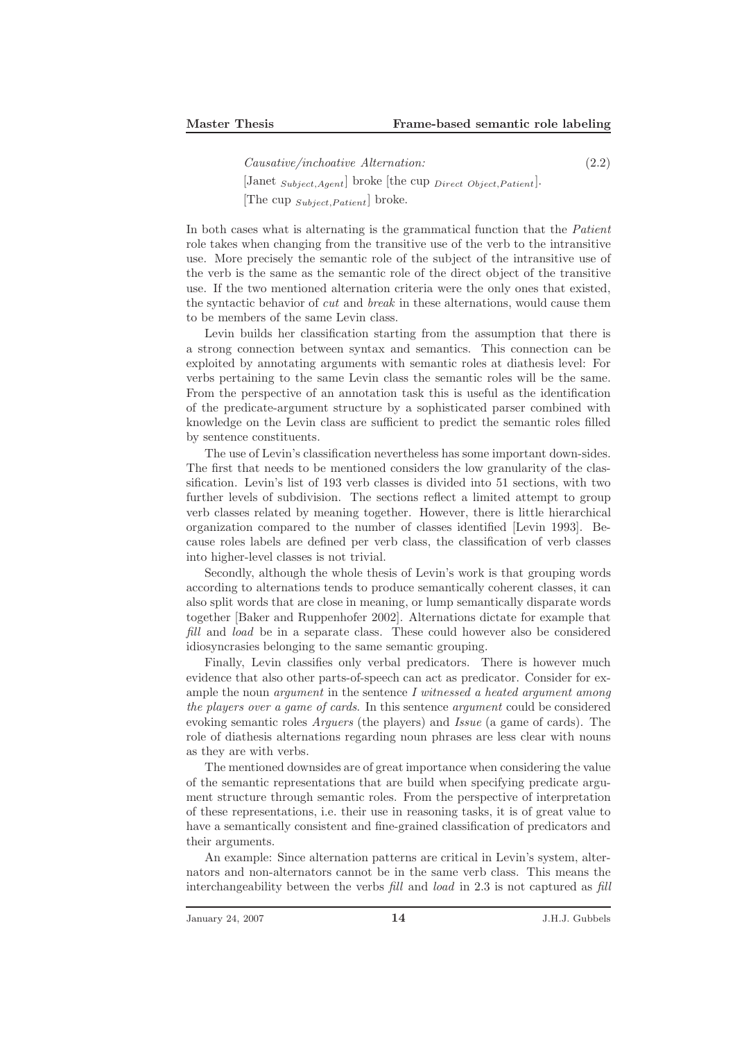*Causative/inchoative Alternation:* (2.2)

[Janet $_{Subject,Agent}$] broke [the cup $_{Direct\ Object,Patient}$].

[The cup $_{Subject,Patient}$] broke.

In both cases what is alternating is the grammatical function that the *Patient* role takes when changing from the transitive use of the verb to the intransitive use. More precisely the semantic role of the subject of the intransitive use of the verb is the same as the semantic role of the direct object of the transitive use. If the two mentioned alternation criteria were the only ones that existed, the syntactic behavior of *cut* and *break* in these alternations, would cause them to be members of the same Levin class.

Levin builds her classification starting from the assumption that there is a strong connection between syntax and semantics. This connection can be exploited by annotating arguments with semantic roles at diathesis level: For verbs pertaining to the same Levin class the semantic roles will be the same. From the perspective of an annotation task this is useful as the identification of the predicate-argument structure by a sophisticated parser combined with knowledge on the Levin class are sufficient to predict the semantic roles filled by sentence constituents.

The use of Levin's classification nevertheless has some important down-sides. The first that needs to be mentioned considers the low granularity of the classification. Levin's list of 193 verb classes is divided into 51 sections, with two further levels of subdivision. The sections reflect a limited attempt to group verb classes related by meaning together. However, there is little hierarchical organization compared to the number of classes identified [Levin 1993]. Because roles labels are defined per verb class, the classification of verb classes into higher-level classes is not trivial.

Secondly, although the whole thesis of Levin's work is that grouping words according to alternations tends to produce semantically coherent classes, it can also split words that are close in meaning, or lump semantically disparate words together [Baker and Ruppenhofer 2002]. Alternations dictate for example that *fill* and *load* be in a separate class. These could however also be considered idiosyncrasies belonging to the same semantic grouping.

Finally, Levin classifies only verbal predicators. There is however much evidence that also other parts-of-speech can act as predicator. Consider for example the noun *argument* in the sentence *I witnessed a heated argument among the players over a game of cards*. In this sentence *argument* could be considered evoking semantic roles *Arguers* (the players) and *Issue* (a game of cards). The role of diathesis alternations regarding noun phrases are less clear with nouns as they are with verbs.

The mentioned downsides are of great importance when considering the value of the semantic representations that are build when specifying predicate argument structure through semantic roles. From the perspective of interpretation of these representations, i.e. their use in reasoning tasks, it is of great value to have a semantically consistent and fine-grained classification of predicators and their arguments.

An example: Since alternation patterns are critical in Levin's system, alternators and non-alternators cannot be in the same verb class. This means the interchangeability between the verbs *fill* and *load* in 2.3 is not captured as *fill*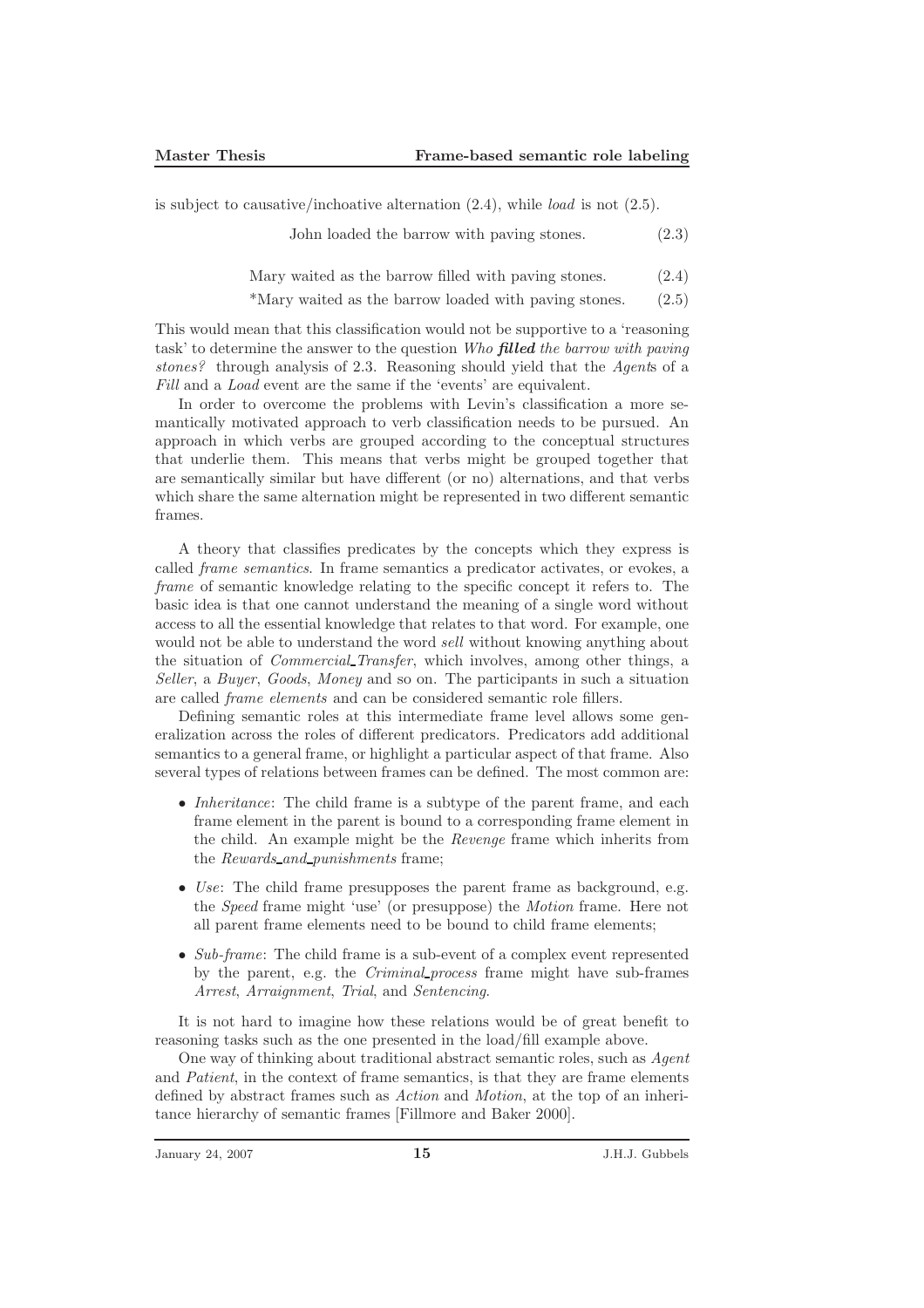is subject to causative/inchoative alternation (2.4), while *load* is not (2.5).

$$\text{John loaded the barrow with paving stones.} \quad (2.3)$$

$$\text{Mary waited as the barrow filled with paving stones.} \quad (2.4)$$

$$\text{*Mary waited as the barrow loaded with paving stones.} \quad (2.5)$$

This would mean that this classification would not be supportive to a 'reasoning task' to determine the answer to the question *Who **filled** the barrow with paving stones?* through analysis of 2.3. Reasoning should yield that the *Agent*s of a *Fill* and a *Load* event are the same if the 'events' are equivalent.

In order to overcome the problems with Levin's classification a more semantically motivated approach to verb classification needs to be pursued. An approach in which verbs are grouped according to the conceptual structures that underlie them. This means that verbs might be grouped together that are semantically similar but have different (or no) alternations, and that verbs which share the same alternation might be represented in two different semantic frames.

A theory that classifies predicates by the concepts which they express is called *frame semantics*. In frame semantics a predicator activates, or evokes, a *frame* of semantic knowledge relating to the specific concept it refers to. The basic idea is that one cannot understand the meaning of a single word without access to all the essential knowledge that relates to that word. For example, one would not be able to understand the word *sell* without knowing anything about the situation of *Commercial_Transfer*, which involves, among other things, a *Seller*, a *Buyer*, *Goods*, *Money* and so on. The participants in such a situation are called *frame elements* and can be considered semantic role fillers.

Defining semantic roles at this intermediate frame level allows some generalization across the roles of different predicators. Predicators add additional semantics to a general frame, or highlight a particular aspect of that frame. Also several types of relations between frames can be defined. The most common are:

- *Inheritance*: The child frame is a subtype of the parent frame, and each frame element in the parent is bound to a corresponding frame element in the child. An example might be the *Revenge* frame which inherits from the *Rewards_and_punishments* frame;
- *Use*: The child frame presupposes the parent frame as background, e.g. the *Speed* frame might 'use' (or presuppose) the *Motion* frame. Here not all parent frame elements need to be bound to child frame elements;
- *Sub-frame*: The child frame is a sub-event of a complex event represented by the parent, e.g. the *Criminal_process* frame might have sub-frames *Arrest*, *Arraignment*, *Trial*, and *Sentencing*.

It is not hard to imagine how these relations would be of great benefit to reasoning tasks such as the one presented in the load/fill example above.

One way of thinking about traditional abstract semantic roles, such as *Agent* and *Patient*, in the context of frame semantics, is that they are frame elements defined by abstract frames such as *Action* and *Motion*, at the top of an inheritance hierarchy of semantic frames [Fillmore and Baker 2000].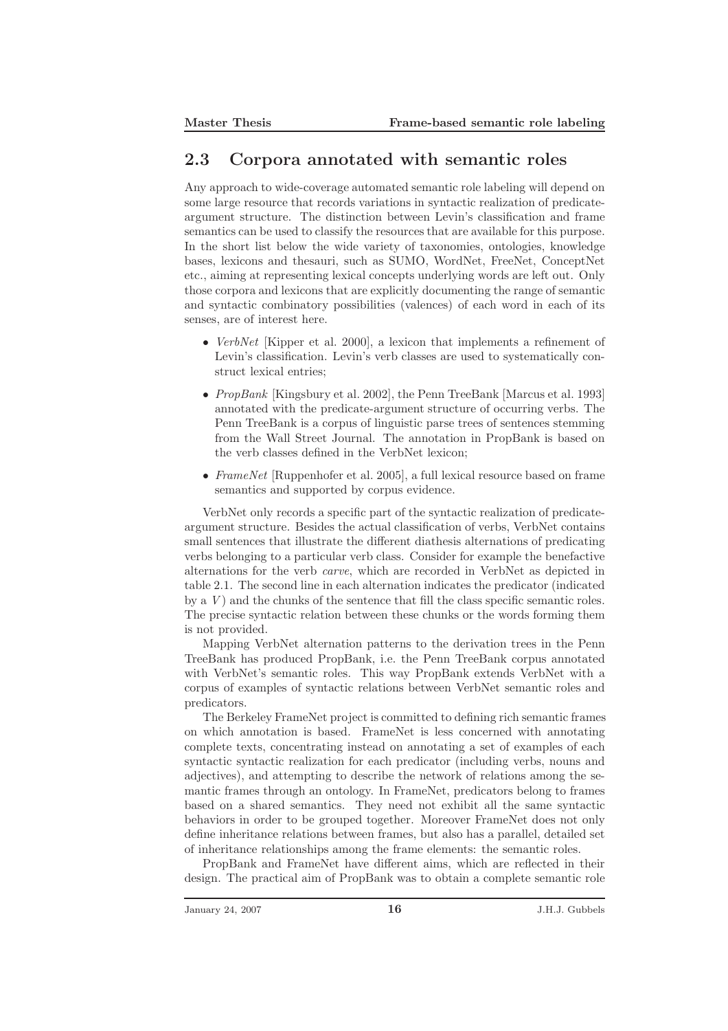## 2.3 Corpora annotated with semantic roles

Any approach to wide-coverage automated semantic role labeling will depend on some large resource that records variations in syntactic realization of predicate-argument structure. The distinction between Levin's classification and frame semantics can be used to classify the resources that are available for this purpose. In the short list below the wide variety of taxonomies, ontologies, knowledge bases, lexicons and thesauri, such as SUMO, WordNet, FreeNet, ConceptNet etc., aiming at representing lexical concepts underlying words are left out. Only those corpora and lexicons that are explicitly documenting the range of semantic and syntactic combinatory possibilities (valences) of each word in each of its senses, are of interest here.

- *VerbNet* [Kipper et al. 2000], a lexicon that implements a refinement of Levin's classification. Levin's verb classes are used to systematically construct lexical entries;
- *PropBank* [Kingsbury et al. 2002], the Penn TreeBank [Marcus et al. 1993] annotated with the predicate-argument structure of occurring verbs. The Penn TreeBank is a corpus of linguistic parse trees of sentences stemming from the Wall Street Journal. The annotation in PropBank is based on the verb classes defined in the VerbNet lexicon;
- *FrameNet* [Ruppenhofer et al. 2005], a full lexical resource based on frame semantics and supported by corpus evidence.

VerbNet only records a specific part of the syntactic realization of predicate-argument structure. Besides the actual classification of verbs, VerbNet contains small sentences that illustrate the different diathesis alternations of predicating verbs belonging to a particular verb class. Consider for example the benefactive alternations for the verb *carve*, which are recorded in VerbNet as depicted in table 2.1. The second line in each alternation indicates the predicator (indicated by a $V$) and the chunks of the sentence that fill the class specific semantic roles. The precise syntactic relation between these chunks or the words forming them is not provided.

Mapping VerbNet alternation patterns to the derivation trees in the Penn TreeBank has produced PropBank, i.e. the Penn TreeBank corpus annotated with VerbNet's semantic roles. This way PropBank extends VerbNet with a corpus of examples of syntactic relations between VerbNet semantic roles and predicators.

The Berkeley FrameNet project is committed to defining rich semantic frames on which annotation is based. FrameNet is less concerned with annotating complete texts, concentrating instead on annotating a set of examples of each syntactic syntactic realization for each predicator (including verbs, nouns and adjectives), and attempting to describe the network of relations among the semantic frames through an ontology. In FrameNet, predicators belong to frames based on a shared semantics. They need not exhibit all the same syntactic behaviors in order to be grouped together. Moreover FrameNet does not only define inheritance relations between frames, but also has a parallel, detailed set of inheritance relationships among the frame elements: the semantic roles.

PropBank and FrameNet have different aims, which are reflected in their design. The practical aim of PropBank was to obtain a complete semantic role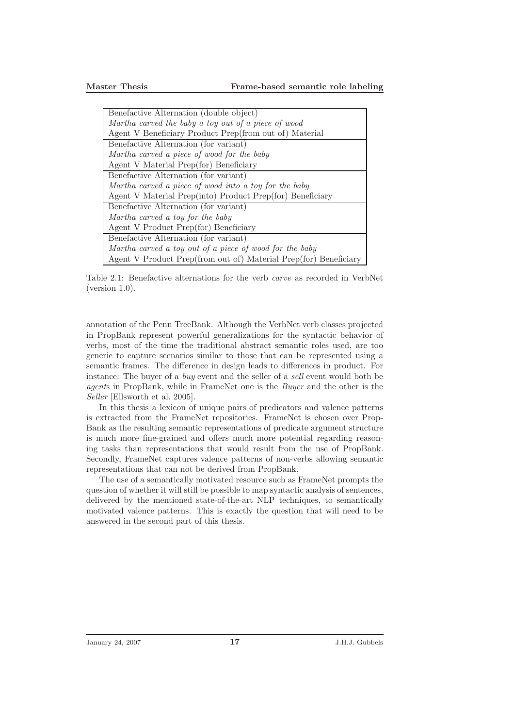| |
|---|
| Benefactive Alternation (double object) |
| *Martha carved the baby a toy out of a piece of wood* |
| Agent V Beneficiary Product Prep(from out of) Material |
| Benefactive Alternation (for variant) |
| *Martha carved a piece of wood for the baby* |
| Agent V Material Prep(for) Beneficiary |
| Benefactive Alternation (for variant) |
| *Martha carved a piece of wood into a toy for the baby* |
| Agent V Material Prep(into) Product Prep(for) Beneficiary |
| Benefactive Alternation (for variant) |
| *Martha carved a toy for the baby* |
| Agent V Product Prep(for) Beneficiary |
| Benefactive Alternation (for variant) |
| *Martha carved a toy out of a piece of wood for the baby* |
| Agent V Product Prep(from out of) Material Prep(for) Beneficiary |

Table 2.1: Benefactive alternations for the verb *carve* as recorded in VerbNet (version 1.0).

annotation of the Penn TreeBank. Although the VerbNet verb classes projected in PropBank represent powerful generalizations for the syntactic behavior of verbs, most of the time the traditional abstract semantic roles used, are too generic to capture scenarios similar to those that can be represented using a semantic frames. The difference in design leads to differences in product. For instance: The buyer of a *buy* event and the seller of a *sell* event would both be *agent*s in PropBank, while in FrameNet one is the *Buyer* and the other is the *Seller* [Ellsworth et al. 2005].

In this thesis a lexicon of unique pairs of predicators and valence patterns is extracted from the FrameNet repositories. FrameNet is chosen over PropBank as the resulting semantic representations of predicate argument structure is much more fine-grained and offers much more potential regarding reasoning tasks than representations that would result from the use of PropBank. Secondly, FrameNet captures valence patterns of non-verbs allowing semantic representations that can not be derived from PropBank.

The use of a semantically motivated resource such as FrameNet prompts the question of whether it will still be possible to map syntactic analysis of sentences, delivered by the mentioned state-of-the-art NLP techniques, to semantically motivated valence patterns. This is exactly the question that will need to be answered in the second part of this thesis.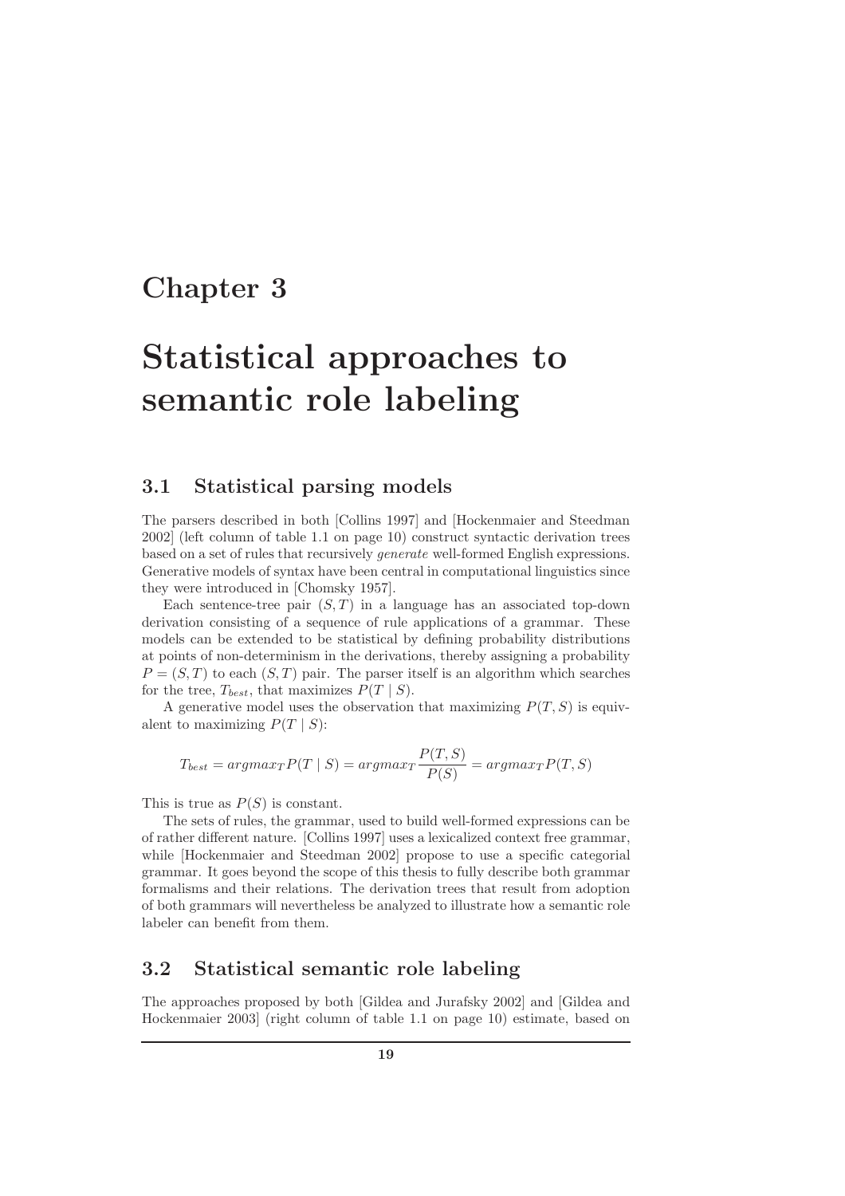# Chapter 3

# Statistical approaches to semantic role labeling

## 3.1 Statistical parsing models

The parsers described in both [Collins 1997] and [Hockenmaier and Steedman 2002] (left column of table 1.1 on page 10) construct syntactic derivation trees based on a set of rules that recursively *generate* well-formed English expressions. Generative models of syntax have been central in computational linguistics since they were introduced in [Chomsky 1957].

Each sentence-tree pair $(S, T)$ in a language has an associated top-down derivation consisting of a sequence of rule applications of a grammar. These models can be extended to be statistical by defining probability distributions at points of non-determinism in the derivations, thereby assigning a probability $P = (S, T)$ to each $(S, T)$ pair. The parser itself is an algorithm which searches for the tree, $T_{best}$, that maximizes $P(T \mid S)$.

A generative model uses the observation that maximizing $P(T, S)$ is equivalent to maximizing $P(T \mid S)$:

$$T_{best} = argmax_T P(T \mid S) = argmax_T \frac{P(T, S)}{P(S)} = argmax_T P(T, S)$$

This is true as $P(S)$ is constant.

The sets of rules, the grammar, used to build well-formed expressions can be of rather different nature. [Collins 1997] uses a lexicalized context free grammar, while [Hockenmaier and Steedman 2002] propose to use a specific categorial grammar. It goes beyond the scope of this thesis to fully describe both grammar formalisms and their relations. The derivation trees that result from adoption of both grammars will nevertheless be analyzed to illustrate how a semantic role labeler can benefit from them.

## 3.2 Statistical semantic role labeling

The approaches proposed by both [Gildea and Jurafsky 2002] and [Gildea and Hockenmaier 2003] (right column of table 1.1 on page 10) estimate, based on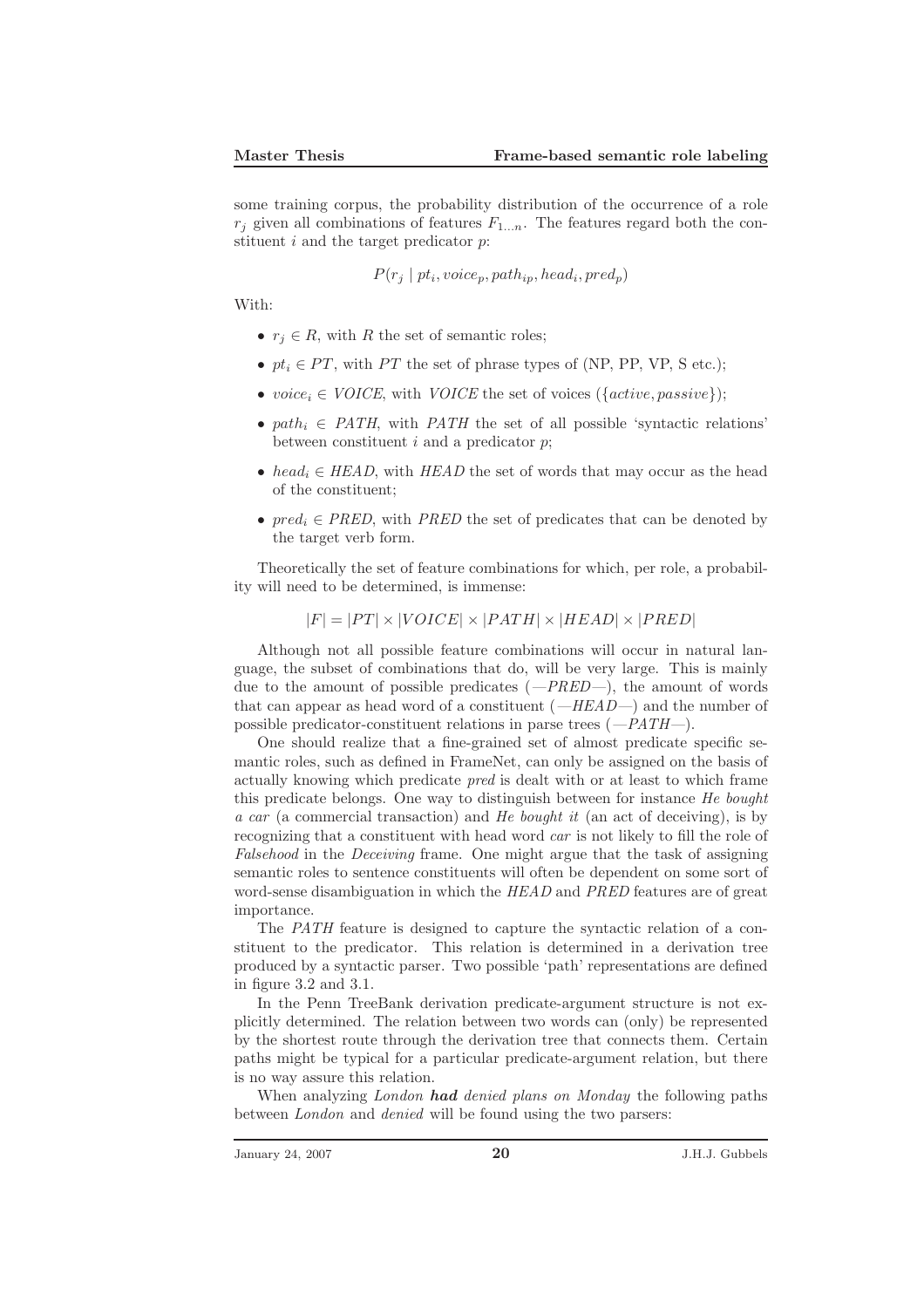some training corpus, the probability distribution of the occurrence of a role $r_j$ given all combinations of features $F_{1...n}$. The features regard both the constituent $i$ and the target predicator $p$:

$$P(r_j \mid pt_i, voice_p, path_{ip}, head_i, pred_p)$$

With:

- $r_j \in R$, with $R$ the set of semantic roles;
- $pt_i \in PT$, with $PT$ the set of phrase types of (NP, PP, VP, S etc.);
- $voice_i \in VOICE$, with $VOICE$ the set of voices ($\{active, passive\}$);
- $path_i \in PATH$, with $PATH$ the set of all possible 'syntactic relations' between constituent $i$ and a predicator $p$;
- $head_i \in HEAD$, with $HEAD$ the set of words that may occur as the head of the constituent;
- $pred_i \in PRED$, with $PRED$ the set of predicates that can be denoted by the target verb form.

Theoretically the set of feature combinations for which, per role, a probability will need to be determined, is immense:

$$|F| = |PT| \times |VOICE| \times |PATH| \times |HEAD| \times |PRED|$$

Although not all possible feature combinations will occur in natural language, the subset of combinations that do, will be very large. This is mainly due to the amount of possible predicates (—*PRED*—), the amount of words that can appear as head word of a constituent (—*HEAD*—) and the number of possible predicator-constituent relations in parse trees (—*PATH*—).

One should realize that a fine-grained set of almost predicate specific semantic roles, such as defined in FrameNet, can only be assigned on the basis of actually knowing which predicate *pred* is dealt with or at least to which frame this predicate belongs. One way to distinguish between for instance *He bought a car* (a commercial transaction) and *He bought it* (an act of deceiving), is by recognizing that a constituent with head word *car* is not likely to fill the role of *Falsehood* in the *Deceiving* frame. One might argue that the task of assigning semantic roles to sentence constituents will often be dependent on some sort of word-sense disambiguation in which the *HEAD* and *PRED* features are of great importance.

The *PATH* feature is designed to capture the syntactic relation of a constituent to the predicator. This relation is determined in a derivation tree produced by a syntactic parser. Two possible 'path' representations are defined in figure 3.2 and 3.1.

In the Penn TreeBank derivation predicate-argument structure is not explicitly determined. The relation between two words can (only) be represented by the shortest route through the derivation tree that connects them. Certain paths might be typical for a particular predicate-argument relation, but there is no way assure this relation.

When analyzing *London* ***had*** *denied plans on Monday* the following paths between *London* and *denied* will be found using the two parsers: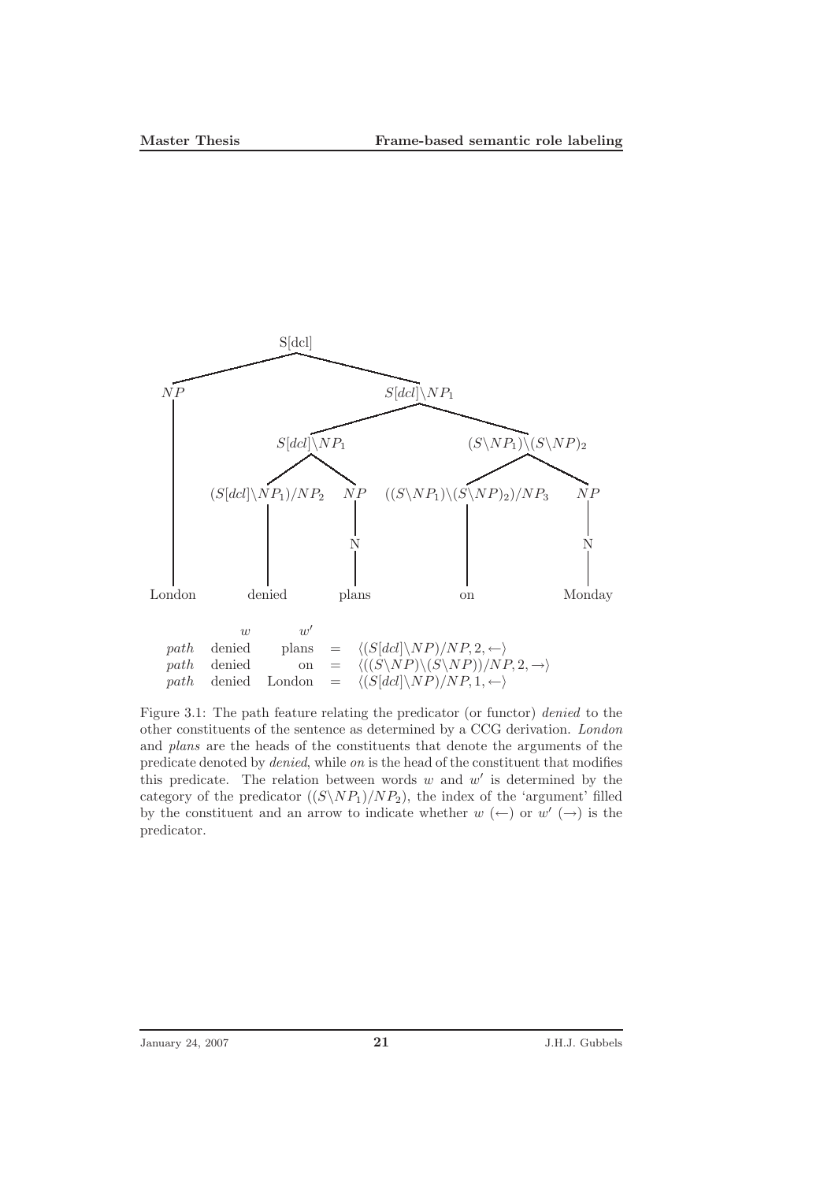S[dcl]

$NP$

$S[dcl]\backslash NP_1$

$S[dcl]\backslash NP_1$

$(S\backslash NP_1)\backslash(S\backslash NP)_2$

$(S[dcl]\backslash NP_1)/NP_2$

$NP$

$((S\backslash NP_1)\backslash(S\backslash NP)_2)/NP_3$

$NP$

N

N

London denied plans on Monday

| | $w$ | $w'$ | | |
|---|---|---|---|---|
| $path$ | denied | plans | = | $\langle (S[dcl]\backslash NP)/NP, 2, \leftarrow \rangle$ |
| $path$ | denied | on | = | $\langle ((S\backslash NP)\backslash(S\backslash NP))/NP, 2, \rightarrow \rangle$ |
| $path$ | denied | London | = | $\langle (S[dcl]\backslash NP)/NP, 1, \leftarrow \rangle$ |

Figure 3.1: The path feature relating the predicator (or functor) *denied* to the other constituents of the sentence as determined by a CCG derivation. *London* and *plans* are the heads of the constituents that denote the arguments of the predicate denoted by *denied*, while *on* is the head of the constituent that modifies this predicate. The relation between words $w$ and $w'$ is determined by the category of the predicator ($(S\backslash NP_1)/NP_2$), the index of the 'argument' filled by the constituent and an arrow to indicate whether $w$ ($\leftarrow$) or $w'$ ($\rightarrow$) is the predicator.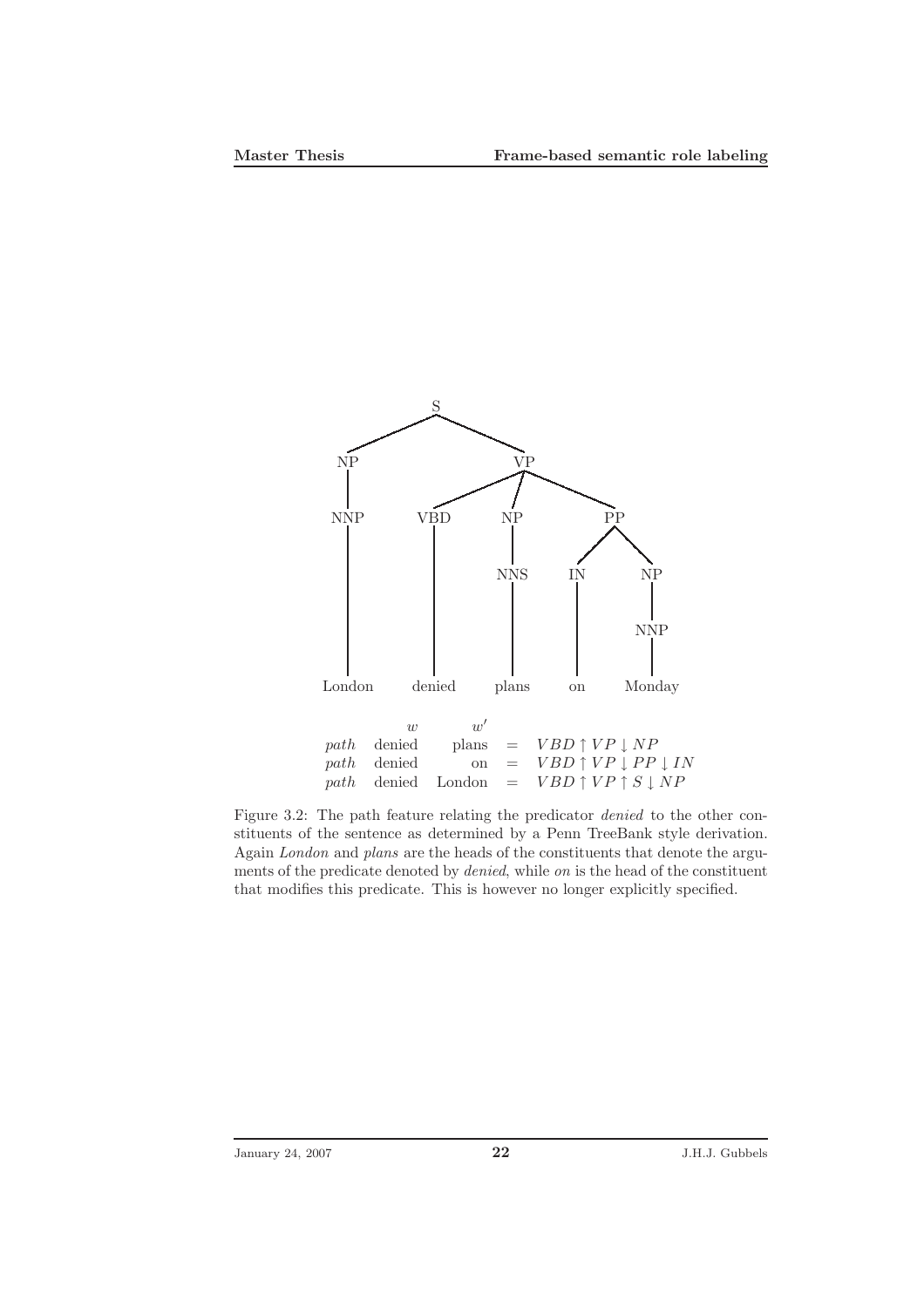S

NP VP

NNP VBD NP PP

NNS IN NP

NNP

London denied plans on Monday

| | $w$ | $w'$ | | |
|---|---|---|---|---|
| *path* | denied | plans | = | $VBD \uparrow VP \downarrow NP$ |
| *path* | denied | on | = | $VBD \uparrow VP \downarrow PP \downarrow IN$ |
| *path* | denied | London | = | $VBD \uparrow VP \uparrow S \downarrow NP$ |

Figure 3.2: The path feature relating the predicator *denied* to the other constituents of the sentence as determined by a Penn TreeBank style derivation. Again *London* and *plans* are the heads of the constituents that denote the arguments of the predicate denoted by *denied*, while *on* is the head of the constituent that modifies this predicate. This is however no longer explicitly specified.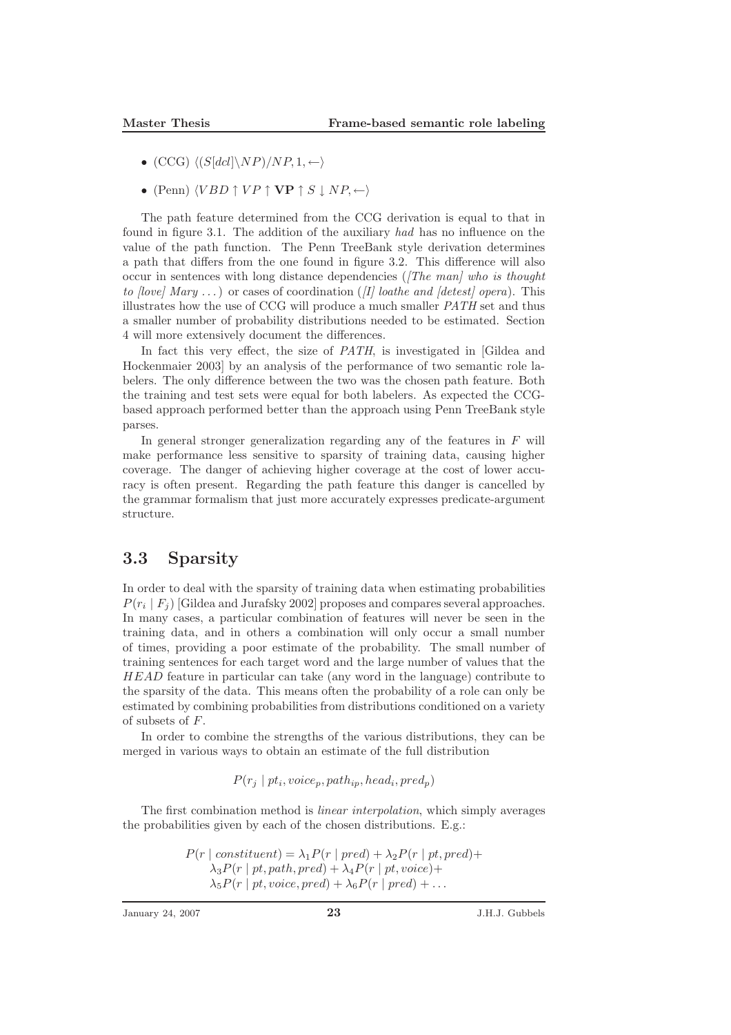- (CCG) $\langle (S[dcl]\backslash NP)/NP, 1, \leftarrow \rangle$
- (Penn) $\langle VBD \uparrow VP \uparrow \mathbf{VP} \uparrow S \downarrow NP, \leftarrow \rangle$

The path feature determined from the CCG derivation is equal to that in found in figure 3.1. The addition of the auxiliary *had* has no influence on the value of the path function. The Penn TreeBank style derivation determines a path that differs from the one found in figure 3.2. This difference will also occur in sentences with long distance dependencies (*[The man] who is thought to [love] Mary ...*) or cases of coordination (*[I] loathe and [detest] opera*). This illustrates how the use of CCG will produce a much smaller *PATH* set and thus a smaller number of probability distributions needed to be estimated. Section 4 will more extensively document the differences.

In fact this very effect, the size of *PATH*, is investigated in [Gildea and Hockenmaier 2003] by an analysis of the performance of two semantic role labelers. The only difference between the two was the chosen path feature. Both the training and test sets were equal for both labelers. As expected the CCG-based approach performed better than the approach using Penn TreeBank style parses.

In general stronger generalization regarding any of the features in $F$ will make performance less sensitive to sparsity of training data, causing higher coverage. The danger of achieving higher coverage at the cost of lower accuracy is often present. Regarding the path feature this danger is cancelled by the grammar formalism that just more accurately expresses predicate-argument structure.

## 3.3 Sparsity

In order to deal with the sparsity of training data when estimating probabilities $P(r_i \mid F_j)$ [Gildea and Jurafsky 2002] proposes and compares several approaches. In many cases, a particular combination of features will never be seen in the training data, and in others a combination will only occur a small number of times, providing a poor estimate of the probability. The small number of training sentences for each target word and the large number of values that the $HEAD$ feature in particular can take (any word in the language) contribute to the sparsity of the data. This means often the probability of a role can only be estimated by combining probabilities from distributions conditioned on a variety of subsets of $F$.

In order to combine the strengths of the various distributions, they can be merged in various ways to obtain an estimate of the full distribution

$$P(r_j \mid pt_i, voice_p, path_{ip}, head_i, pred_p)$$

The first combination method is *linear interpolation*, which simply averages the probabilities given by each of the chosen distributions. E.g.:

$$\begin{aligned} P(r \mid constituent) = \lambda_1 P(r \mid pred) + \lambda_2 P(r \mid pt, pred) + \\ \lambda_3 P(r \mid pt, path, pred) + \lambda_4 P(r \mid pt, voice) + \\ \lambda_5 P(r \mid pt, voice, pred) + \lambda_6 P(r \mid pred) + \ldots \end{aligned}$$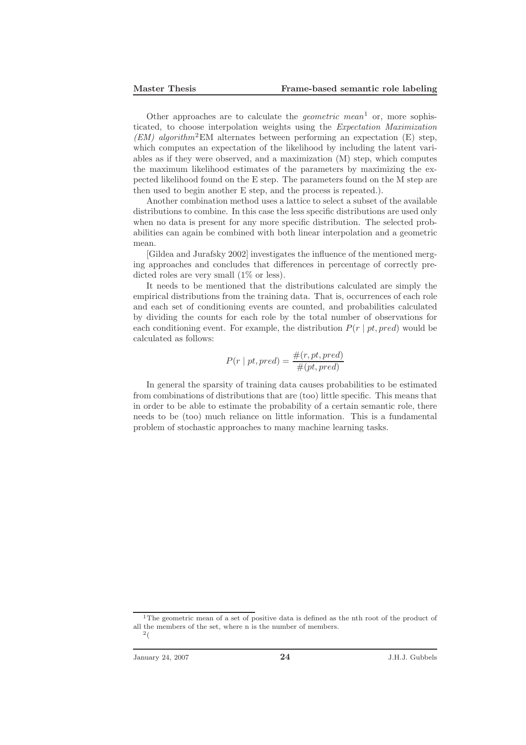Other approaches are to calculate the *geometric mean*[1] or, more sophisticated, to choose interpolation weights using the *Expectation Maximization (EM) algorithm*[2]EM alternates between performing an expectation (E) step, which computes an expectation of the likelihood by including the latent variables as if they were observed, and a maximization (M) step, which computes the maximum likelihood estimates of the parameters by maximizing the expected likelihood found on the E step. The parameters found on the M step are then used to begin another E step, and the process is repeated.).

Another combination method uses a lattice to select a subset of the available distributions to combine. In this case the less specific distributions are used only when no data is present for any more specific distribution. The selected probabilities can again be combined with both linear interpolation and a geometric mean.

[Gildea and Jurafsky 2002] investigates the influence of the mentioned merging approaches and concludes that differences in percentage of correctly predicted roles are very small (1% or less).

It needs to be mentioned that the distributions calculated are simply the empirical distributions from the training data. That is, occurrences of each role and each set of conditioning events are counted, and probabilities calculated by dividing the counts for each role by the total number of observations for each conditioning event. For example, the distribution $P(r \mid pt, pred)$ would be calculated as follows:

$$P(r \mid pt, pred) = \frac{\#(r, pt, pred)}{\#(pt, pred)}$$

In general the sparsity of training data causes probabilities to be estimated from combinations of distributions that are (too) little specific. This means that in order to be able to estimate the probability of a certain semantic role, there needs to be (too) much reliance on little information. This is a fundamental problem of stochastic approaches to many machine learning tasks.

---

[1] The geometric mean of a set of positive data is defined as the nth root of the product of all the members of the set, where n is the number of members.

[2] (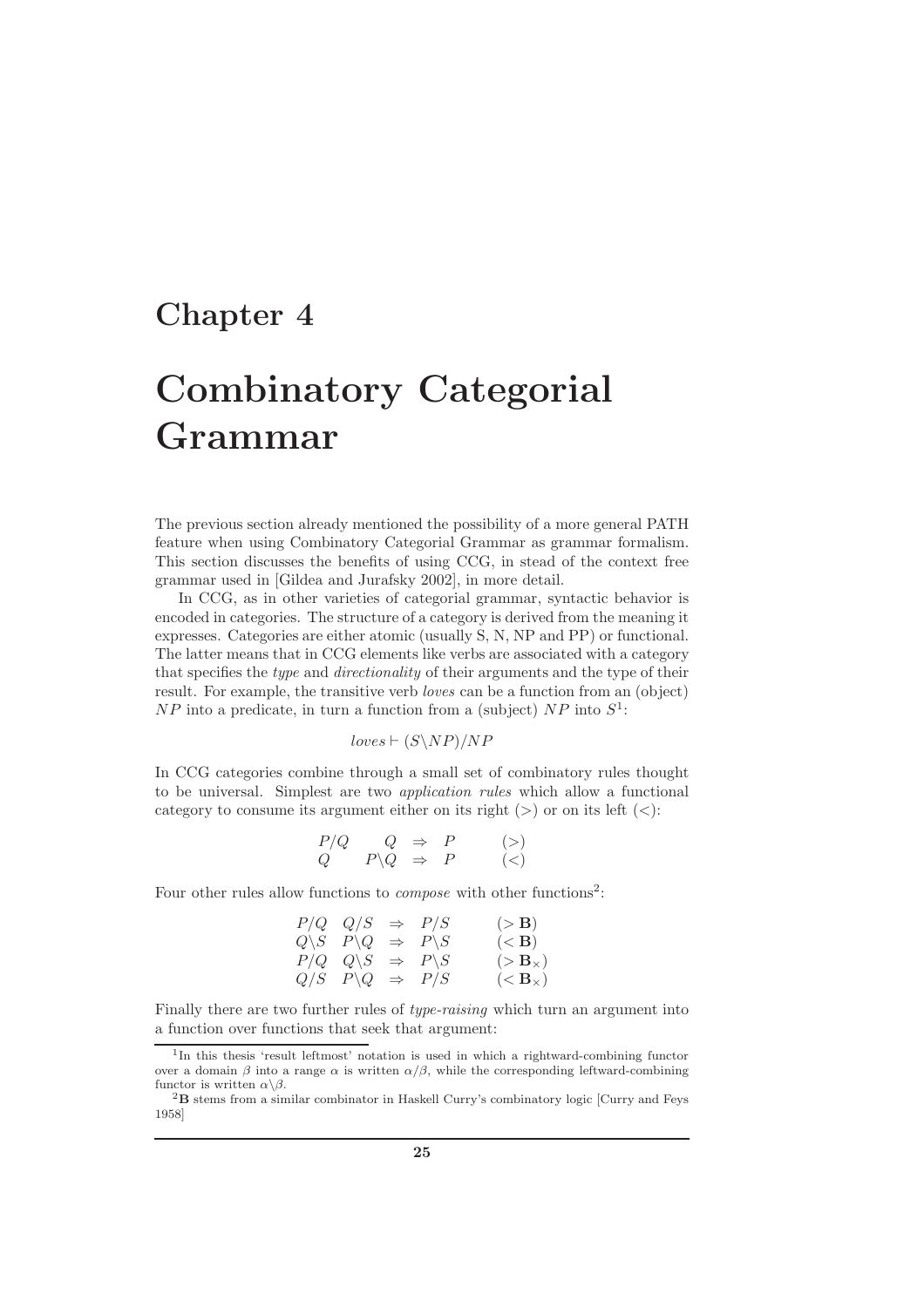# Chapter 4

# Combinatory Categorial Grammar

The previous section already mentioned the possibility of a more general PATH feature when using Combinatory Categorial Grammar as grammar formalism. This section discusses the benefits of using CCG, in stead of the context free grammar used in [Gildea and Jurafsky 2002], in more detail.

In CCG, as in other varieties of categorial grammar, syntactic behavior is encoded in categories. The structure of a category is derived from the meaning it expresses. Categories are either atomic (usually S, N, NP and PP) or functional. The latter means that in CCG elements like verbs are associated with a category that specifies the *type* and *directionality* of their arguments and the type of their result. For example, the transitive verb *loves* can be a function from an (object) $NP$ into a predicate, in turn a function from a (subject) $NP$ into $S$[1]:

$$loves \vdash (S\backslash NP)/NP$$

In CCG categories combine through a small set of combinatory rules thought to be universal. Simplest are two *application rules* which allow a functional category to consume its argument either on its right ($>$) or on its left ($<$):

$$\begin{array}{lllll} P/Q & Q & \Rightarrow & P & (>) \\ Q & P\backslash Q & \Rightarrow & P & (<) \end{array}$$

Four other rules allow functions to *compose* with other functions[2]:

$$\begin{array}{lllll} P/Q & Q/S & \Rightarrow & P/S & (>\mathbf{B}) \\ Q\backslash S & P\backslash Q & \Rightarrow & P\backslash S & (<\mathbf{B}) \\ P/Q & Q\backslash S & \Rightarrow & P\backslash S & (>\mathbf{B}_{\times}) \\ Q/S & P\backslash Q & \Rightarrow & P/S & (<\mathbf{B}_{\times}) \end{array}$$

Finally there are two further rules of *type-raising* which turn an argument into a function over functions that seek that argument:

---

[1] In this thesis 'result leftmost' notation is used in which a rightward-combining functor over a domain $\beta$ into a range $\alpha$ is written $\alpha/\beta$, while the corresponding leftward-combining functor is written $\alpha\backslash\beta$.

[2] **B** stems from a similar combinator in Haskell Curry's combinatory logic [Curry and Feys 1958]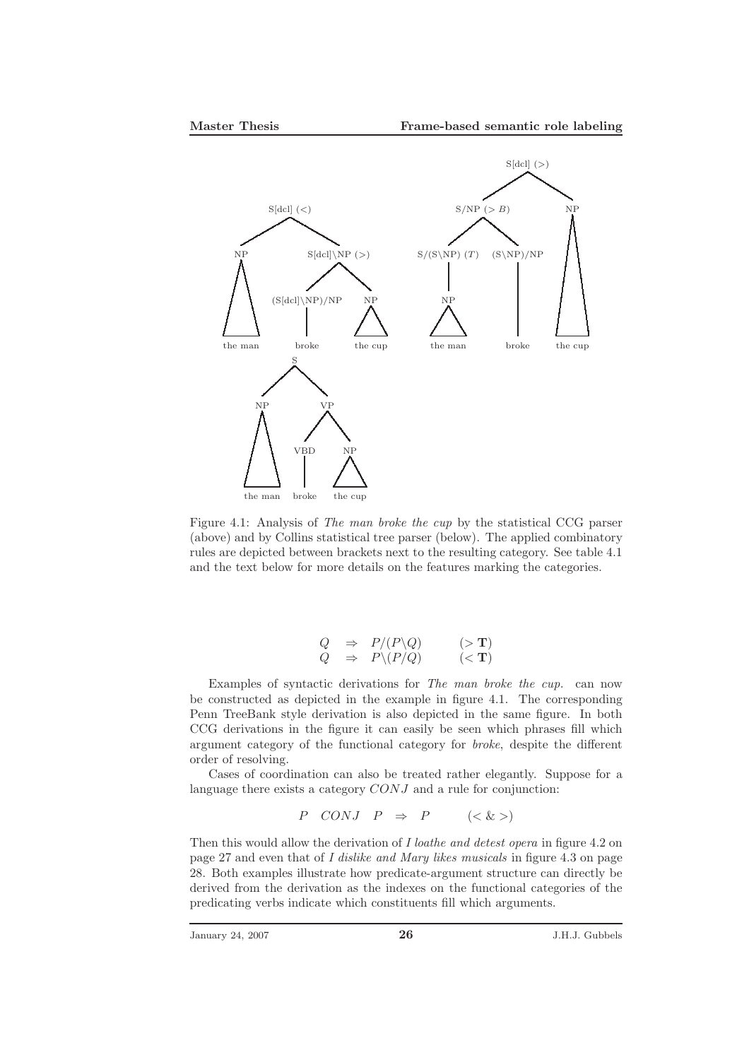S[dcl] (<)

NP

S[dcl]\NP (>)

(S[dcl]\NP)/NP

NP

the man

broke

the cup

S[dcl] (>)

S/NP (> B)

NP

S/(S\NP) (T)

(S\NP)/NP

NP

the man

broke

the cup

S

NP

VP

VBD

NP

the man

broke

the cup

Figure 4.1: Analysis of *The man broke the cup* by the statistical CCG parser (above) and by Collins statistical tree parser (below). The applied combinatory rules are depicted between brackets next to the resulting category. See table 4.1 and the text below for more details on the features marking the categories.

$$
\begin{array}{lcll}
Q & \Rightarrow & P/(P\backslash Q) & (> \mathbf{T}) \\
Q & \Rightarrow & P\backslash(P/Q) & (< \mathbf{T})
\end{array}
$$

Examples of syntactic derivations for *The man broke the cup.* can now be constructed as depicted in the example in figure 4.1. The corresponding Penn TreeBank style derivation is also depicted in the same figure. In both CCG derivations in the figure it can easily be seen which phrases fill which argument category of the functional category for *broke*, despite the different order of resolving.

Cases of coordination can also be treated rather elegantly. Suppose for a language there exists a category $CONJ$ and a rule for conjunction:

$$
P \quad CONJ \quad P \quad \Rightarrow \quad P \qquad (< \& >)
$$

Then this would allow the derivation of *I loathe and detest opera* in figure 4.2 on page 27 and even that of *I dislike and Mary likes musicals* in figure 4.3 on page 28. Both examples illustrate how predicate-argument structure can directly be derived from the derivation as the indexes on the functional categories of the predicating verbs indicate which constituents fill which arguments.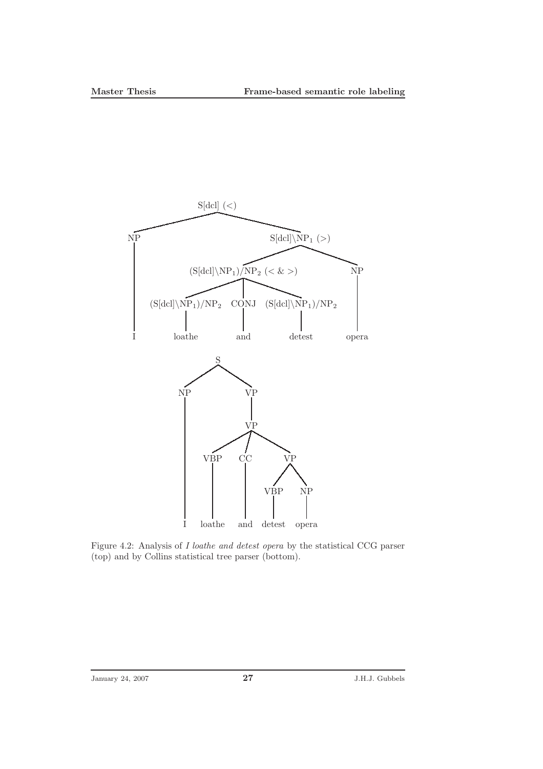S[dcl] (<)

NP

S[dcl]\NP$_1$ (>)

(S[dcl]\NP$_1$)/NP$_2$ (< & >)

NP

(S[dcl]\NP$_1$)/NP$_2$ CONJ (S[dcl]\NP$_1$)/NP$_2$

I loathe and detest opera

S

NP VP

VP

VBP CC VP

VBP NP

I loathe and detest opera

Figure 4.2: Analysis of *I loathe and detest opera* by the statistical CCG parser (top) and by Collins statistical tree parser (bottom).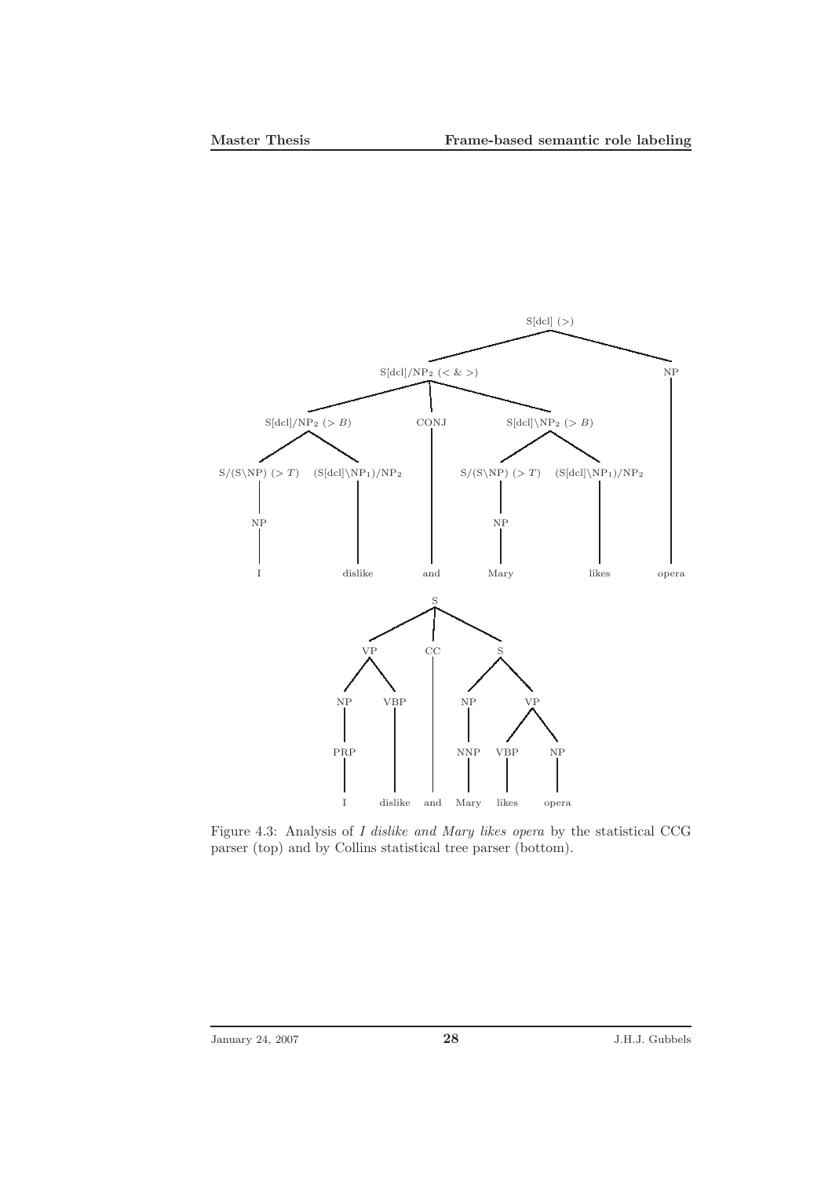S[dcl] (>)

S[dcl]/NP$_2$ (< & >)

NP

S[dcl]/NP$_2$ (> $B$)

CONJ

S[dcl]\NP$_2$ (> $B$)

S/(S\NP) (> $T$)

(S[dcl]\NP$_1$)/NP$_2$

S/(S\NP) (> $T$)

(S[dcl]\NP$_1$)/NP$_2$

NP

NP

I

dislike

and

Mary

likes

opera

S

VP

CC

S

NP

VBP

NP

VP

PRP

NNP

VBP

NP

I

dislike

and

Mary

likes

opera

Figure 4.3: Analysis of *I dislike and Mary likes opera* by the statistical CCG parser (top) and by Collins statistical tree parser (bottom).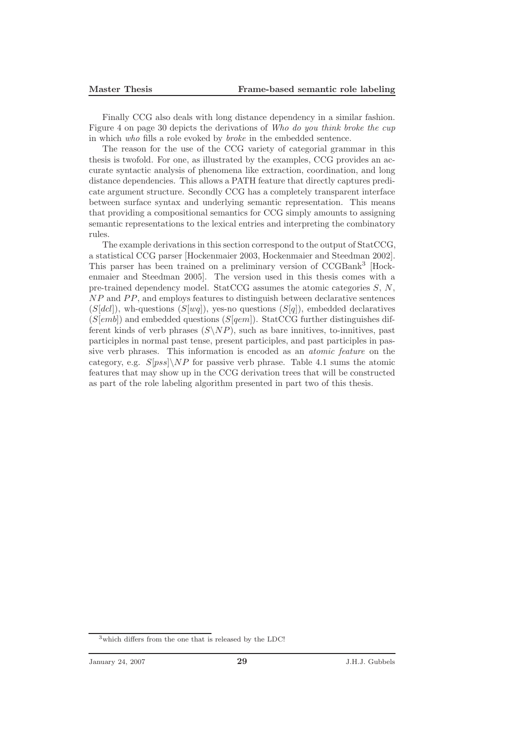Finally CCG also deals with long distance dependency in a similar fashion. Figure 4 on page 30 depicts the derivations of *Who do you think broke the cup* in which *who* fills a role evoked by *broke* in the embedded sentence.

The reason for the use of the CCG variety of categorial grammar in this thesis is twofold. For one, as illustrated by the examples, CCG provides an accurate syntactic analysis of phenomena like extraction, coordination, and long distance dependencies. This allows a PATH feature that directly captures predicate argument structure. Secondly CCG has a completely transparent interface between surface syntax and underlying semantic representation. This means that providing a compositional semantics for CCG simply amounts to assigning semantic representations to the lexical entries and interpreting the combinatory rules.

The example derivations in this section correspond to the output of StatCCG, a statistical CCG parser [Hockenmaier 2003, Hockenmaier and Steedman 2002]. This parser has been trained on a preliminary version of CCGBank[3] [Hockenmaier and Steedman 2005]. The version used in this thesis comes with a pre-trained dependency model. StatCCG assumes the atomic categories $S$, $N$, $NP$ and $PP$, and employs features to distinguish between declarative sentences ($S[dcl]$), wh-questions ($S[wq]$), yes-no questions ($S[q]$), embedded declaratives ($S[emb]$) and embedded questions ($S[qem]$). StatCCG further distinguishes different kinds of verb phrases ($S\backslash NP$), such as bare innitives, to-innitives, past participles in normal past tense, present participles, and past participles in passive verb phrases. This information is encoded as an *atomic feature* on the category, e.g. $S[pss]\backslash NP$ for passive verb phrase. Table 4.1 sums the atomic features that may show up in the CCG derivation trees that will be constructed as part of the role labeling algorithm presented in part two of this thesis.

[3] which differs from the one that is released by the LDC!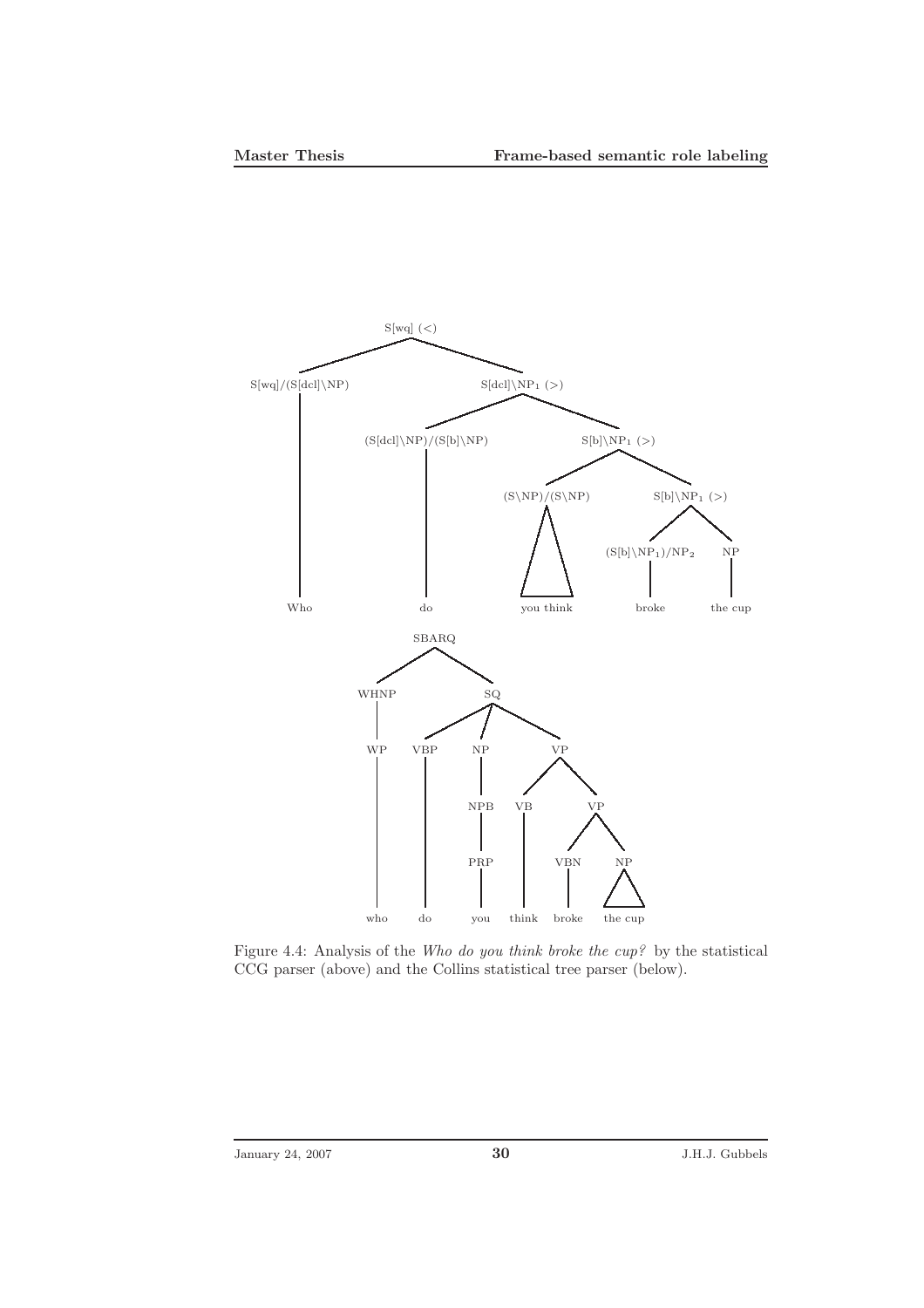S[wq] (<)

S[wq]/(S[dcl]\NP)

S[dcl]\NP$_1$ (>)

(S[dcl]\NP)/(S[b]\NP)

S[b]\NP$_1$ (>)

(S\NP)/(S\NP)

S[b]\NP$_1$ (>)

(S[b]\NP$_1$)/NP$_2$

NP

Who

do

you think

broke

the cup

SBARQ

WHNP

SQ

WP

VBP

NP

VP

NPB

VB

VP

PRP

VBN

NP

who

do

you

think

broke

the cup

Figure 4.4: Analysis of the *Who do you think broke the cup?* by the statistical CCG parser (above) and the Collins statistical tree parser (below).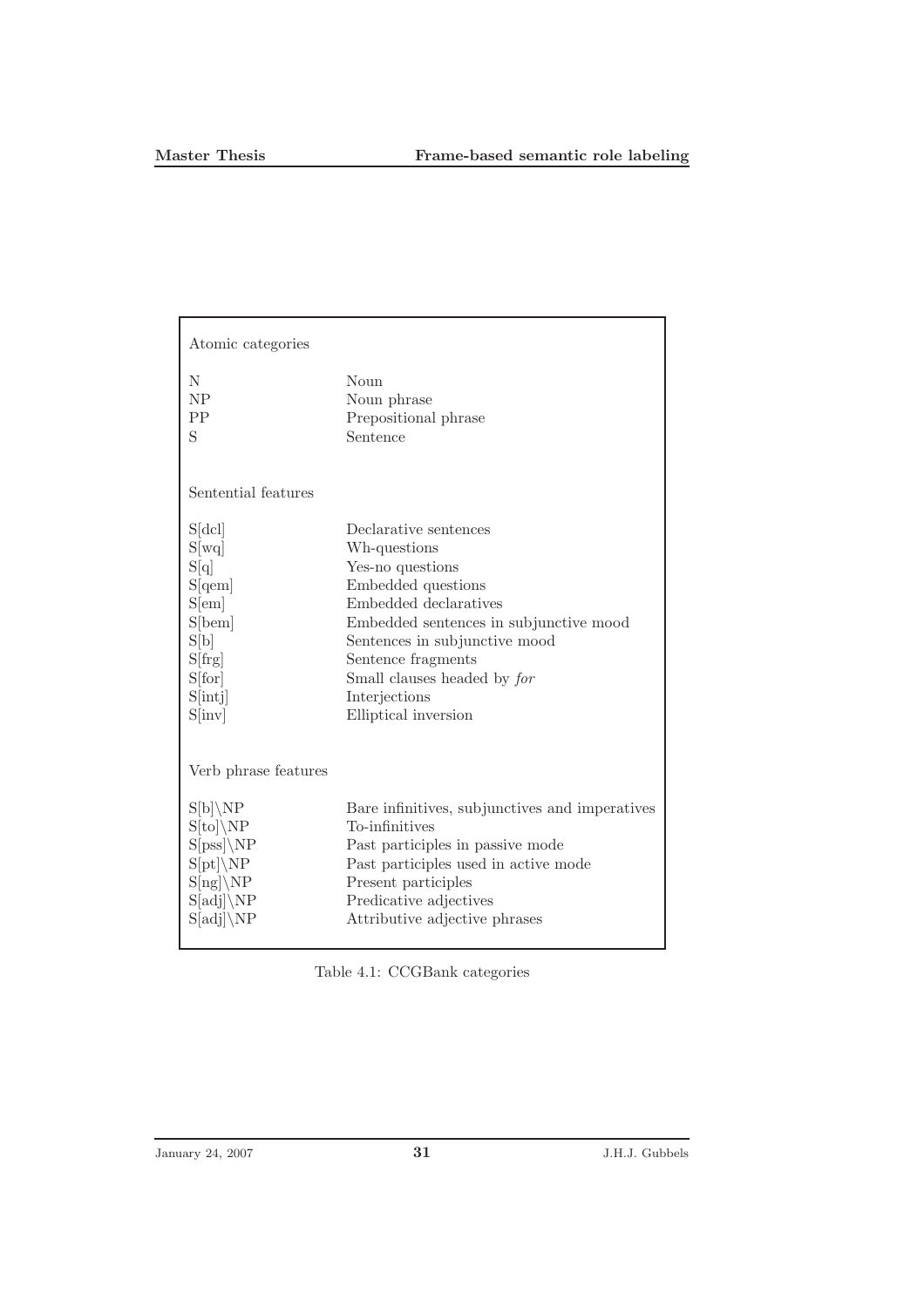| | |
|---|---|
| Atomic categories | |
| N | Noun |
| NP | Noun phrase |
| PP | Prepositional phrase |
| S | Sentence |
| Sentential features | |
| S[dcl] | Declarative sentences |
| S[wq] | Wh-questions |
| S[q] | Yes-no questions |
| S[qem] | Embedded questions |
| S[em] | Embedded declaratives |
| S[bem] | Embedded sentences in subjunctive mood |
| S[b] | Sentences in subjunctive mood |
| S[frg] | Sentence fragments |
| S[for] | Small clauses headed by *for* |
| S[intj] | Interjections |
| S[inv] | Elliptical inversion |
| Verb phrase features | |
| S[b]\NP | Bare infinitives, subjunctives and imperatives |
| S[to]\NP | To-infinitives |
| S[pss]\NP | Past participles in passive mode |
| S[pt]\NP | Past participles used in active mode |
| S[ng]\NP | Present participles |
| S[adj]\NP | Predicative adjectives |
| S[adj]\NP | Attributive adjective phrases |

Table 4.1: CCGBank categories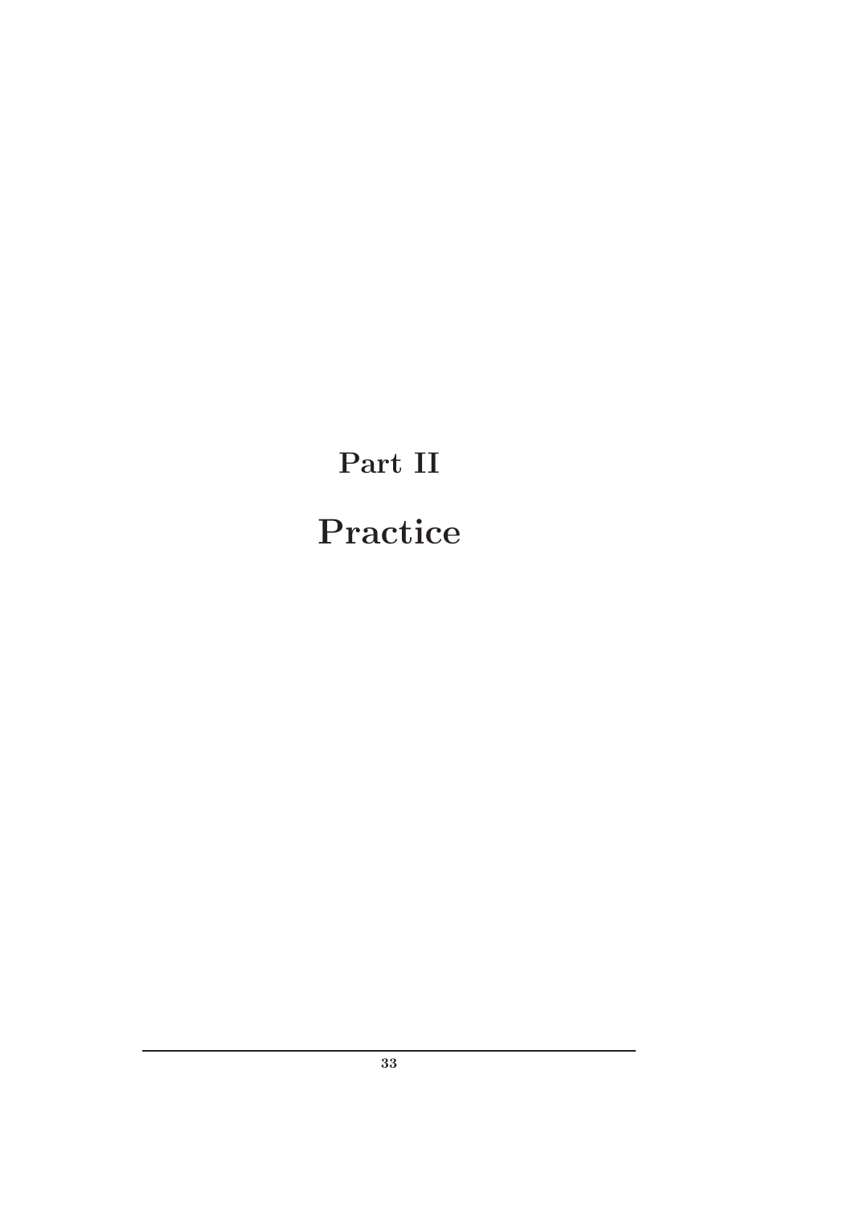# Part II

# Practice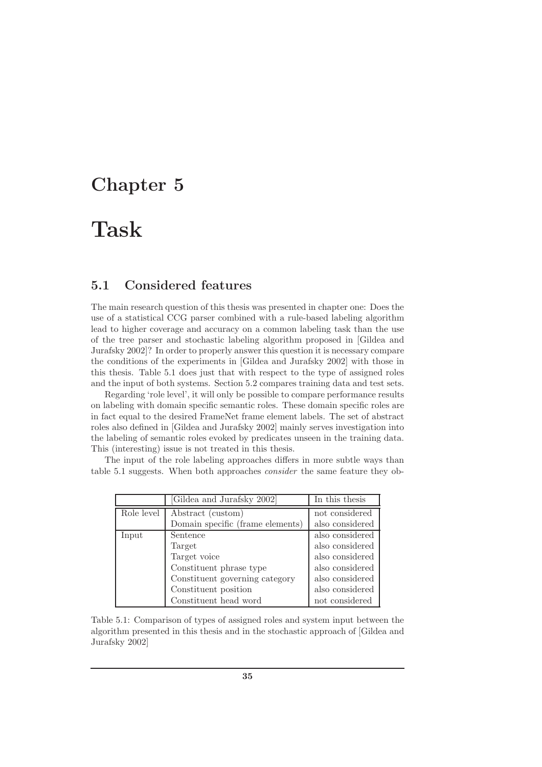# Chapter 5

# Task

## 5.1 Considered features

The main research question of this thesis was presented in chapter one: Does the use of a statistical CCG parser combined with a rule-based labeling algorithm lead to higher coverage and accuracy on a common labeling task than the use of the tree parser and stochastic labeling algorithm proposed in [Gildea and Jurafsky 2002]? In order to properly answer this question it is necessary compare the conditions of the experiments in [Gildea and Jurafsky 2002] with those in this thesis. Table 5.1 does just that with respect to the type of assigned roles and the input of both systems. Section 5.2 compares training data and test sets.

Regarding 'role level', it will only be possible to compare performance results on labeling with domain specific semantic roles. These domain specific roles are in fact equal to the desired FrameNet frame element labels. The set of abstract roles also defined in [Gildea and Jurafsky 2002] mainly serves investigation into the labeling of semantic roles evoked by predicates unseen in the training data. This (interesting) issue is not treated in this thesis.

The input of the role labeling approaches differs in more subtle ways than table 5.1 suggests. When both approaches *consider* the same feature they ob-

| | [Gildea and Jurafsky 2002] | In this thesis |
|---|---|---|
| Role level | Abstract (custom) | not considered |
| | Domain specific (frame elements) | also considered |
| Input | Sentence | also considered |
| | Target | also considered |
| | Target voice | also considered |
| | Constituent phrase type | also considered |
| | Constituent governing category | also considered |
| | Constituent position | also considered |
| | Constituent head word | not considered |

Table 5.1: Comparison of types of assigned roles and system input between the algorithm presented in this thesis and in the stochastic approach of [Gildea and Jurafsky 2002]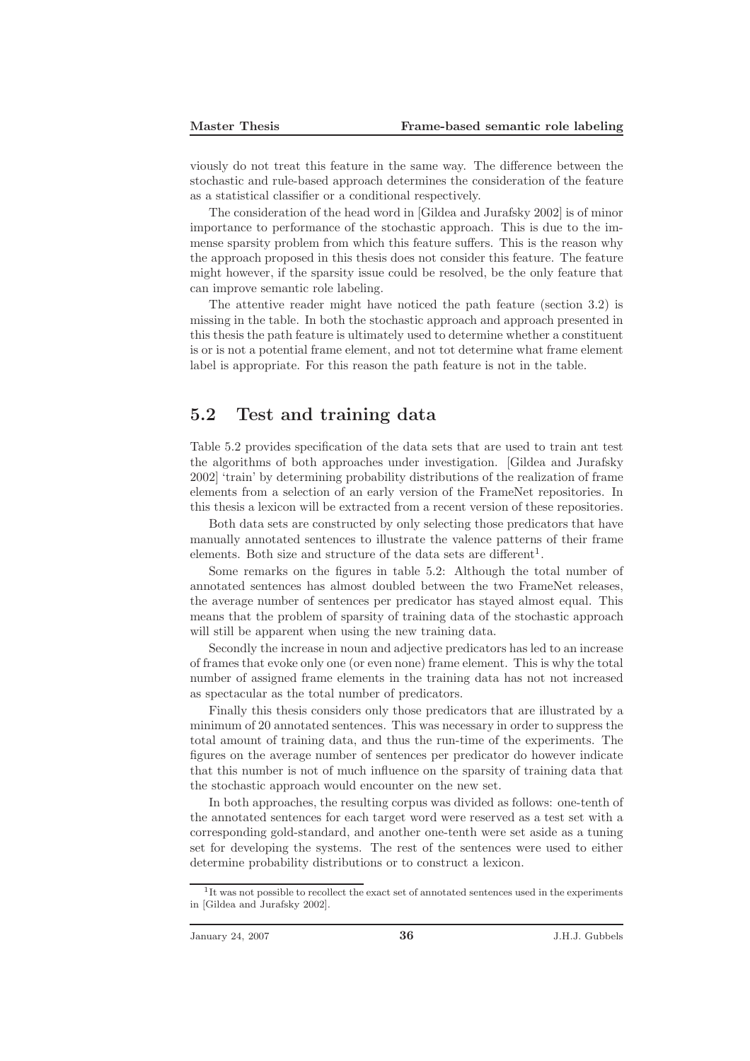viously do not treat this feature in the same way. The difference between the stochastic and rule-based approach determines the consideration of the feature as a statistical classifier or a conditional respectively.

The consideration of the head word in [Gildea and Jurafsky 2002] is of minor importance to performance of the stochastic approach. This is due to the immense sparsity problem from which this feature suffers. This is the reason why the approach proposed in this thesis does not consider this feature. The feature might however, if the sparsity issue could be resolved, be the only feature that can improve semantic role labeling.

The attentive reader might have noticed the path feature (section 3.2) is missing in the table. In both the stochastic approach and approach presented in this thesis the path feature is ultimately used to determine whether a constituent is or is not a potential frame element, and not tot determine what frame element label is appropriate. For this reason the path feature is not in the table.

## 5.2 Test and training data

Table 5.2 provides specification of the data sets that are used to train ant test the algorithms of both approaches under investigation. [Gildea and Jurafsky 2002] 'train' by determining probability distributions of the realization of frame elements from a selection of an early version of the FrameNet repositories. In this thesis a lexicon will be extracted from a recent version of these repositories.

Both data sets are constructed by only selecting those predicators that have manually annotated sentences to illustrate the valence patterns of their frame elements. Both size and structure of the data sets are different[1].

Some remarks on the figures in table 5.2: Although the total number of annotated sentences has almost doubled between the two FrameNet releases, the average number of sentences per predicator has stayed almost equal. This means that the problem of sparsity of training data of the stochastic approach will still be apparent when using the new training data.

Secondly the increase in noun and adjective predicators has led to an increase of frames that evoke only one (or even none) frame element. This is why the total number of assigned frame elements in the training data has not not increased as spectacular as the total number of predicators.

Finally this thesis considers only those predicators that are illustrated by a minimum of 20 annotated sentences. This was necessary in order to suppress the total amount of training data, and thus the run-time of the experiments. The figures on the average number of sentences per predicator do however indicate that this number is not of much influence on the sparsity of training data that the stochastic approach would encounter on the new set.

In both approaches, the resulting corpus was divided as follows: one-tenth of the annotated sentences for each target word were reserved as a test set with a corresponding gold-standard, and another one-tenth were set aside as a tuning set for developing the systems. The rest of the sentences were used to either determine probability distributions or to construct a lexicon.

[1] It was not possible to recollect the exact set of annotated sentences used in the experiments in [Gildea and Jurafsky 2002].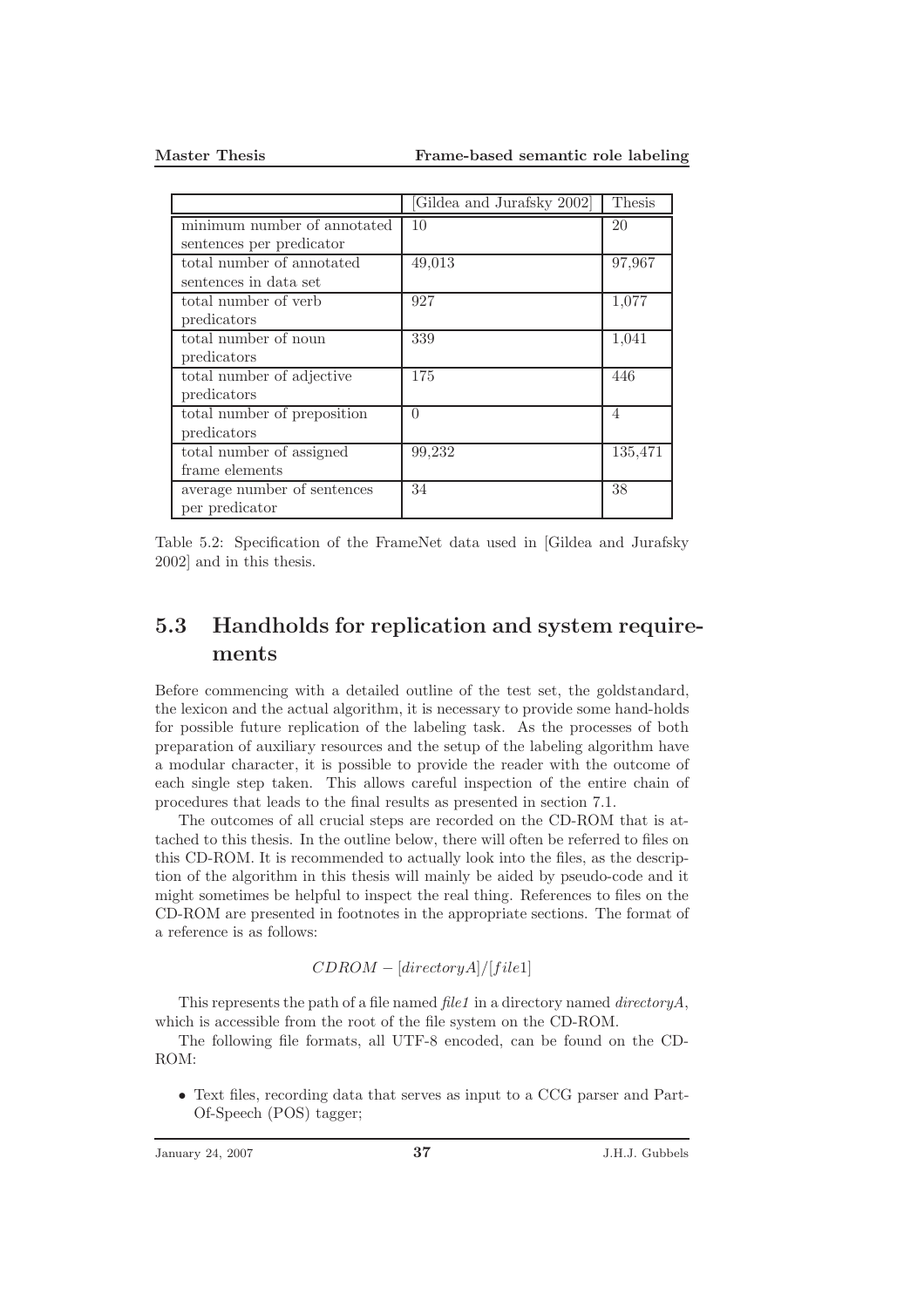| | [Gildea and Jurafsky 2002] | Thesis |
|---|---|---|
| minimum number of annotated sentences per predicator | 10 | 20 |
| total number of annotated sentences in data set | 49,013 | 97,967 |
| total number of verb predicators | 927 | 1,077 |
| total number of noun predicators | 339 | 1,041 |
| total number of adjective predicators | 175 | 446 |
| total number of preposition predicators | 0 | 4 |
| total number of assigned frame elements | 99,232 | 135,471 |
| average number of sentences per predicator | 34 | 38 |

Table 5.2: Specification of the FrameNet data used in [Gildea and Jurafsky 2002] and in this thesis.

## 5.3 Handholds for replication and system requirements

Before commencing with a detailed outline of the test set, the goldstandard, the lexicon and the actual algorithm, it is necessary to provide some hand-holds for possible future replication of the labeling task. As the processes of both preparation of auxiliary resources and the setup of the labeling algorithm have a modular character, it is possible to provide the reader with the outcome of each single step taken. This allows careful inspection of the entire chain of procedures that leads to the final results as presented in section 7.1.

The outcomes of all crucial steps are recorded on the CD-ROM that is attached to this thesis. In the outline below, there will often be referred to files on this CD-ROM. It is recommended to actually look into the files, as the description of the algorithm in this thesis will mainly be aided by pseudo-code and it might sometimes be helpful to inspect the real thing. References to files on the CD-ROM are presented in footnotes in the appropriate sections. The format of a reference is as follows:

$$CDROM - [directoryA]/[file1]$$

This represents the path of a file named *file1* in a directory named *directoryA*, which is accessible from the root of the file system on the CD-ROM.

The following file formats, all UTF-8 encoded, can be found on the CD-ROM:

- Text files, recording data that serves as input to a CCG parser and Part-Of-Speech (POS) tagger;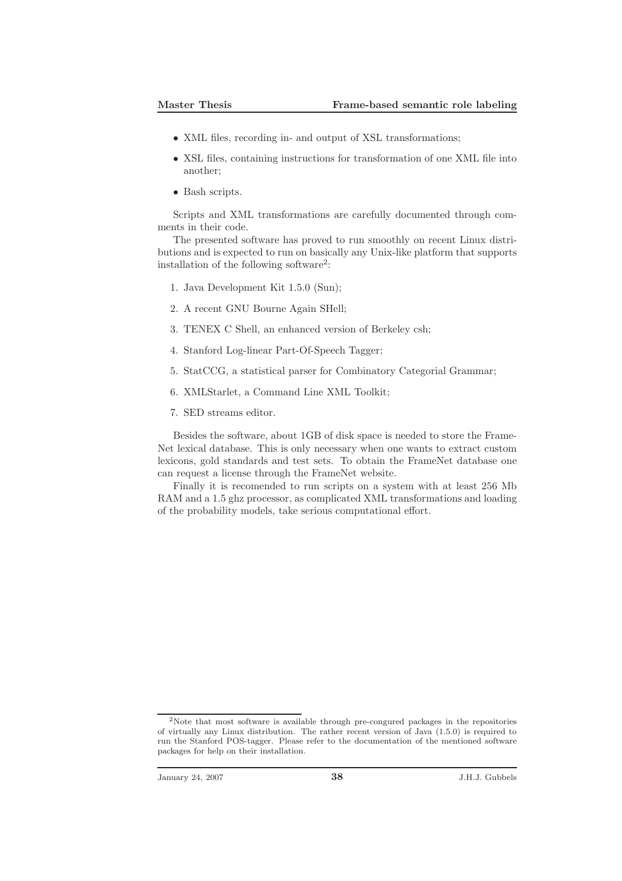- XML files, recording in- and output of XSL transformations;
- XSL files, containing instructions for transformation of one XML file into another;
- Bash scripts.

Scripts and XML transformations are carefully documented through comments in their code.

The presented software has proved to run smoothly on recent Linux distributions and is expected to run on basically any Unix-like platform that supports installation of the following software[2]:

1. Java Development Kit 1.5.0 (Sun);
2. A recent GNU Bourne Again SHell;
3. TENEX C Shell, an enhanced version of Berkeley csh;
4. Stanford Log-linear Part-Of-Speech Tagger;
5. StatCCG, a statistical parser for Combinatory Categorial Grammar;
6. XMLStarlet, a Command Line XML Toolkit;
7. SED streams editor.

Besides the software, about 1GB of disk space is needed to store the FrameNet lexical database. This is only necessary when one wants to extract custom lexicons, gold standards and test sets. To obtain the FrameNet database one can request a license through the FrameNet website.

Finally it is recomended to run scripts on a system with at least 256 Mb RAM and a 1.5 ghz processor, as complicated XML transformations and loading of the probability models, take serious computational effort.

[2]Note that most software is available through pre-congured packages in the repositories of virtually any Linux distribution. The rather recent version of Java (1.5.0) is required to run the Stanford POS-tagger. Please refer to the documentation of the mentioned software packages for help on their installation.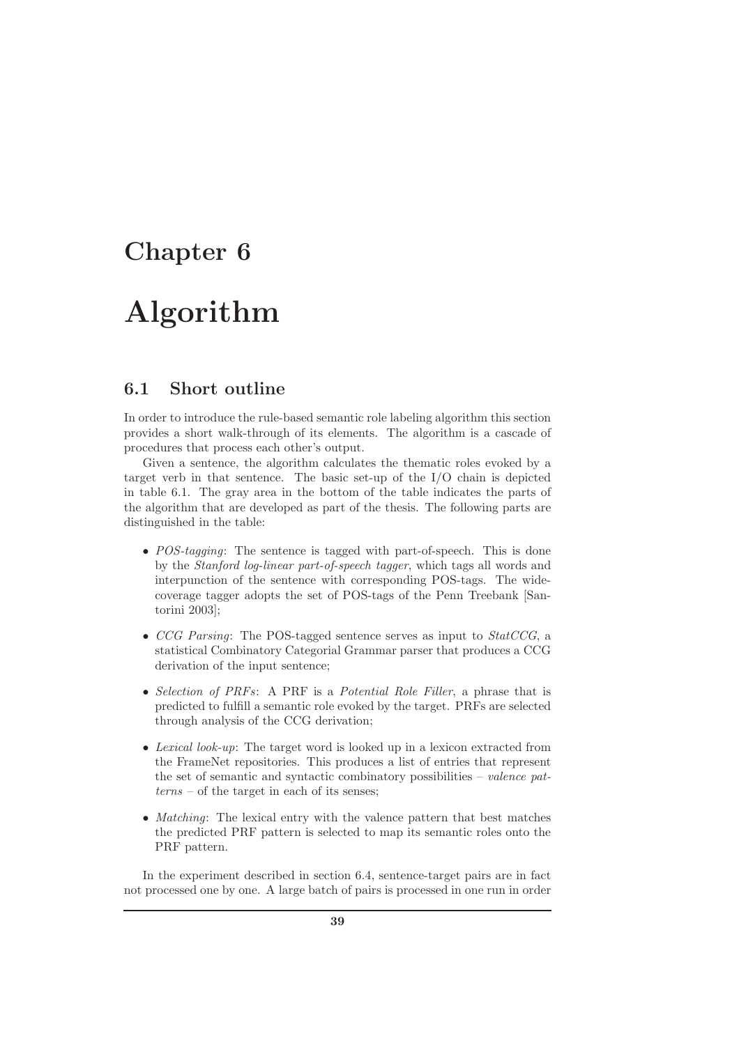# Chapter 6

# Algorithm

## 6.1 Short outline

In order to introduce the rule-based semantic role labeling algorithm this section provides a short walk-through of its elements. The algorithm is a cascade of procedures that process each other's output.

Given a sentence, the algorithm calculates the thematic roles evoked by a target verb in that sentence. The basic set-up of the I/O chain is depicted in table 6.1. The gray area in the bottom of the table indicates the parts of the algorithm that are developed as part of the thesis. The following parts are distinguished in the table:

- *POS-tagging*: The sentence is tagged with part-of-speech. This is done by the *Stanford log-linear part-of-speech tagger*, which tags all words and interpunction of the sentence with corresponding POS-tags. The wide-coverage tagger adopts the set of POS-tags of the Penn Treebank [Santorini 2003];
- *CCG Parsing*: The POS-tagged sentence serves as input to *StatCCG*, a statistical Combinatory Categorial Grammar parser that produces a CCG derivation of the input sentence;
- *Selection of PRFs*: A PRF is a *Potential Role Filler*, a phrase that is predicted to fulfill a semantic role evoked by the target. PRFs are selected through analysis of the CCG derivation;
- *Lexical look-up*: The target word is looked up in a lexicon extracted from the FrameNet repositories. This produces a list of entries that represent the set of semantic and syntactic combinatory possibilities – *valence patterns* – of the target in each of its senses;
- *Matching*: The lexical entry with the valence pattern that best matches the predicted PRF pattern is selected to map its semantic roles onto the PRF pattern.

In the experiment described in section 6.4, sentence-target pairs are in fact not processed one by one. A large batch of pairs is processed in one run in order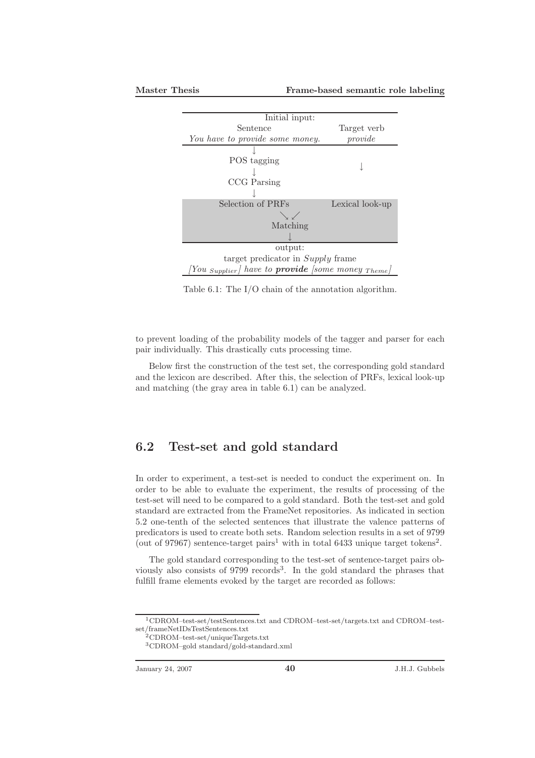| Initial input: | |
|---|---|
| Sentence | Target verb |
| *You have to provide some money.* | *provide* |
| ↓ | |
| POS tagging | ↓ |
| ↓ | |
| CCG Parsing | |
| ↓ | |
| Selection of PRFs | Lexical look-up |
| ↘ ↙ | |
| Matching | |
| ↓ | |
| output: | |
| target predicator in *Supply* frame | |
| *[You $_{Supplier}$] have to **provide** [some money $_{Theme}$]* | |

Table 6.1: The I/O chain of the annotation algorithm.

to prevent loading of the probability models of the tagger and parser for each pair individually. This drastically cuts processing time.

Below first the construction of the test set, the corresponding gold standard and the lexicon are described. After this, the selection of PRFs, lexical look-up and matching (the gray area in table 6.1) can be analyzed.

## 6.2 Test-set and gold standard

In order to experiment, a test-set is needed to conduct the experiment on. In order to be able to evaluate the experiment, the results of processing of the test-set will need to be compared to a gold standard. Both the test-set and gold standard are extracted from the FrameNet repositories. As indicated in section 5.2 one-tenth of the selected sentences that illustrate the valence patterns of predicators is used to create both sets. Random selection results in a set of 9799 (out of 97967) sentence-target pairs[1] with in total 6433 unique target tokens[2].

The gold standard corresponding to the test-set of sentence-target pairs obviously also consists of 9799 records[3]. In the gold standard the phrases that fulfill frame elements evoked by the target are recorded as follows:

[1] CDROM–test-set/testSentences.txt and CDROM–test-set/targets.txt and CDROM–test-set/frameNetIDsTestSentences.txt

[2] CDROM–test-set/uniqueTargets.txt

[3] CDROM–gold standard/gold-standard.xml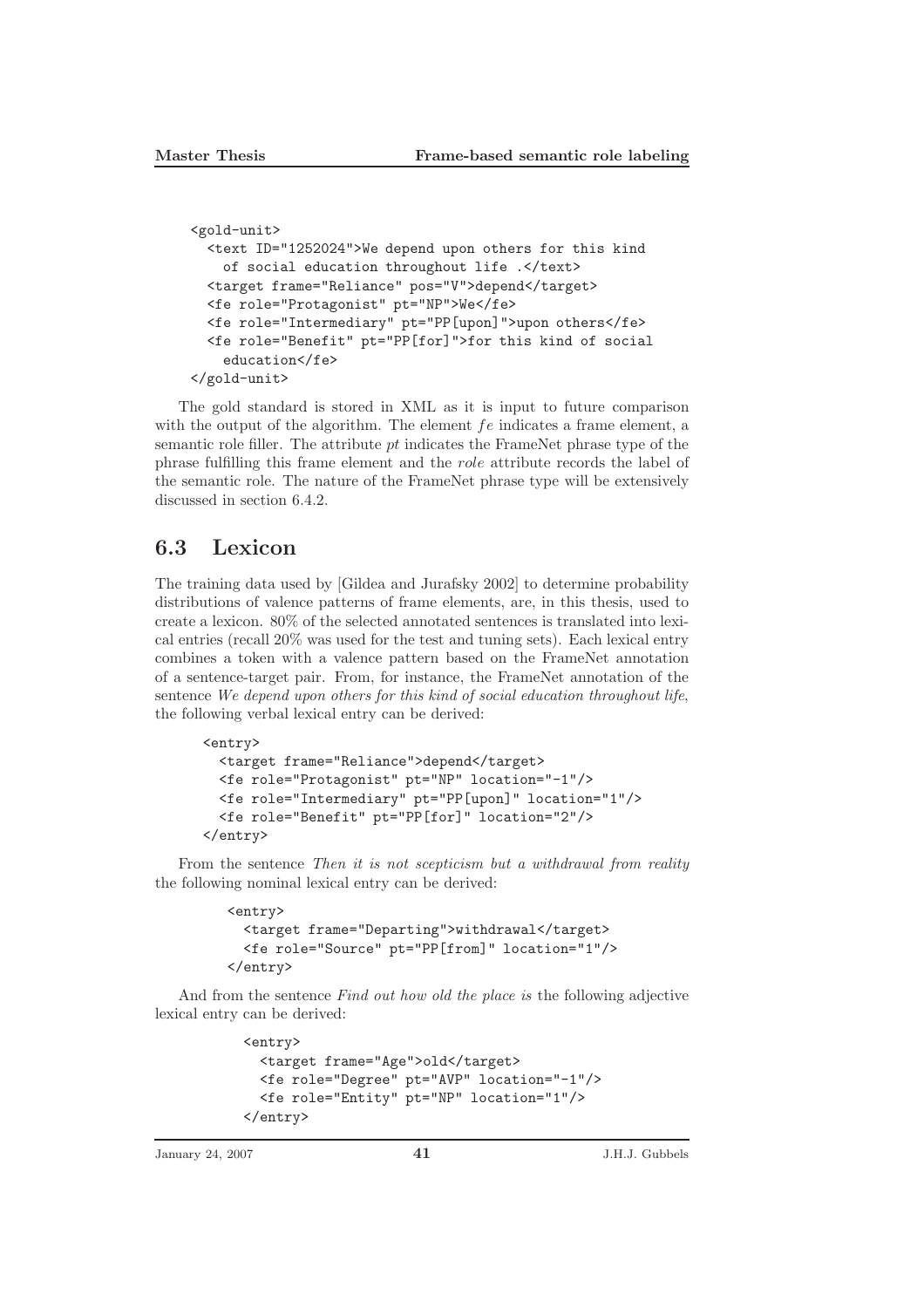```
<gold-unit>
  <text ID="1252024">We depend upon others for this kind
    of social education throughout life .</text>
  <target frame="Reliance" pos="V">depend</target>
  <fe role="Protagonist" pt="NP">We</fe>
  <fe role="Intermediary" pt="PP[upon]">upon others</fe>
  <fe role="Benefit" pt="PP[for]">for this kind of social
    education</fe>
</gold-unit>
```

The gold standard is stored in XML as it is input to future comparison with the output of the algorithm. The element *fe* indicates a frame element, a semantic role filler. The attribute *pt* indicates the FrameNet phrase type of the phrase fulfilling this frame element and the *role* attribute records the label of the semantic role. The nature of the FrameNet phrase type will be extensively discussed in section 6.4.2.

## 6.3 Lexicon

The training data used by [Gildea and Jurafsky 2002] to determine probability distributions of valence patterns of frame elements, are, in this thesis, used to create a lexicon. 80% of the selected annotated sentences is translated into lexical entries (recall 20% was used for the test and tuning sets). Each lexical entry combines a token with a valence pattern based on the FrameNet annotation of a sentence-target pair. From, for instance, the FrameNet annotation of the sentence *We depend upon others for this kind of social education throughout life*, the following verbal lexical entry can be derived:

```
<entry>
  <target frame="Reliance">depend</target>
  <fe role="Protagonist" pt="NP" location="-1"/>
  <fe role="Intermediary" pt="PP[upon]" location="1"/>
  <fe role="Benefit" pt="PP[for]" location="2"/>
</entry>
```

From the sentence *Then it is not scepticism but a withdrawal from reality* the following nominal lexical entry can be derived:

```
<entry>
  <target frame="Departing">withdrawal</target>
  <fe role="Source" pt="PP[from]" location="1"/>
</entry>
```

And from the sentence *Find out how old the place is* the following adjective lexical entry can be derived:

```
<entry>
  <target frame="Age">old</target>
  <fe role="Degree" pt="AVP" location="-1"/>
  <fe role="Entity" pt="NP" location="1"/>
</entry>
```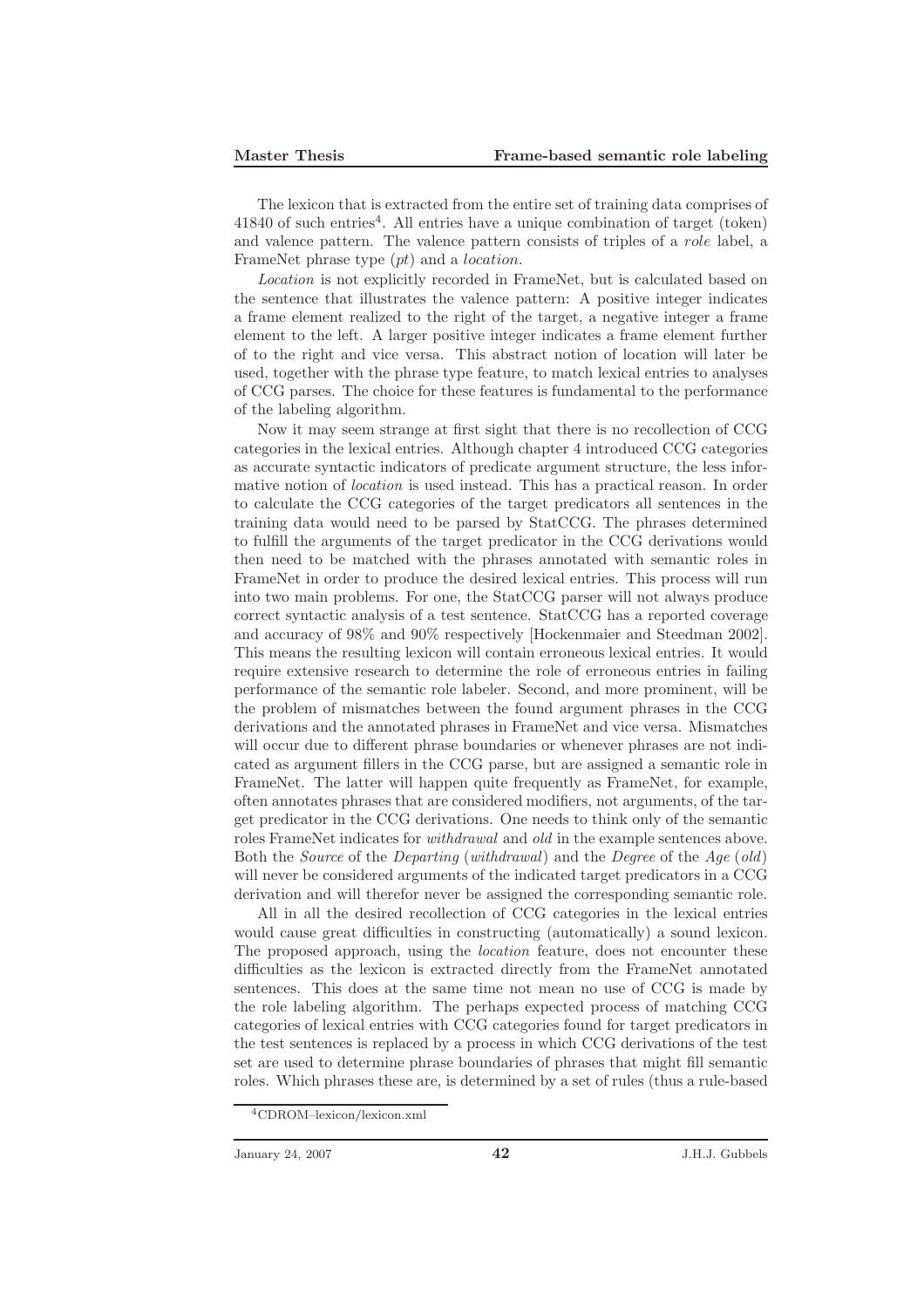The lexicon that is extracted from the entire set of training data comprises of 41840 of such entries[4]. All entries have a unique combination of target (token) and valence pattern. The valence pattern consists of triples of a *role* label, a FrameNet phrase type (*pt*) and a *location*.

*Location* is not explicitly recorded in FrameNet, but is calculated based on the sentence that illustrates the valence pattern: A positive integer indicates a frame element realized to the right of the target, a negative integer a frame element to the left. A larger positive integer indicates a frame element further of to the right and vice versa. This abstract notion of location will later be used, together with the phrase type feature, to match lexical entries to analyses of CCG parses. The choice for these features is fundamental to the performance of the labeling algorithm.

Now it may seem strange at first sight that there is no recollection of CCG categories in the lexical entries. Although chapter 4 introduced CCG categories as accurate syntactic indicators of predicate argument structure, the less informative notion of *location* is used instead. This has a practical reason. In order to calculate the CCG categories of the target predicators all sentences in the training data would need to be parsed by StatCCG. The phrases determined to fulfill the arguments of the target predicator in the CCG derivations would then need to be matched with the phrases annotated with semantic roles in FrameNet in order to produce the desired lexical entries. This process will run into two main problems. For one, the StatCCG parser will not always produce correct syntactic analysis of a test sentence. StatCCG has a reported coverage and accuracy of 98% and 90% respectively [Hockenmaier and Steedman 2002]. This means the resulting lexicon will contain erroneous lexical entries. It would require extensive research to determine the role of erroneous entries in failing performance of the semantic role labeler. Second, and more prominent, will be the problem of mismatches between the found argument phrases in the CCG derivations and the annotated phrases in FrameNet and vice versa. Mismatches will occur due to different phrase boundaries or whenever phrases are not indicated as argument fillers in the CCG parse, but are assigned a semantic role in FrameNet. The latter will happen quite frequently as FrameNet, for example, often annotates phrases that are considered modifiers, not arguments, of the target predicator in the CCG derivations. One needs to think only of the semantic roles FrameNet indicates for *withdrawal* and *old* in the example sentences above. Both the *Source* of the *Departing* (*withdrawal*) and the *Degree* of the *Age* (*old*) will never be considered arguments of the indicated target predicators in a CCG derivation and will therefor never be assigned the corresponding semantic role.

All in all the desired recollection of CCG categories in the lexical entries would cause great difficulties in constructing (automatically) a sound lexicon. The proposed approach, using the *location* feature, does not encounter these difficulties as the lexicon is extracted directly from the FrameNet annotated sentences. This does at the same time not mean no use of CCG is made by the role labeling algorithm. The perhaps expected process of matching CCG categories of lexical entries with CCG categories found for target predicators in the test sentences is replaced by a process in which CCG derivations of the test set are used to determine phrase boundaries of phrases that might fill semantic roles. Which phrases these are, is determined by a set of rules (thus a rule-based

[4] CDROM–lexicon/lexicon.xml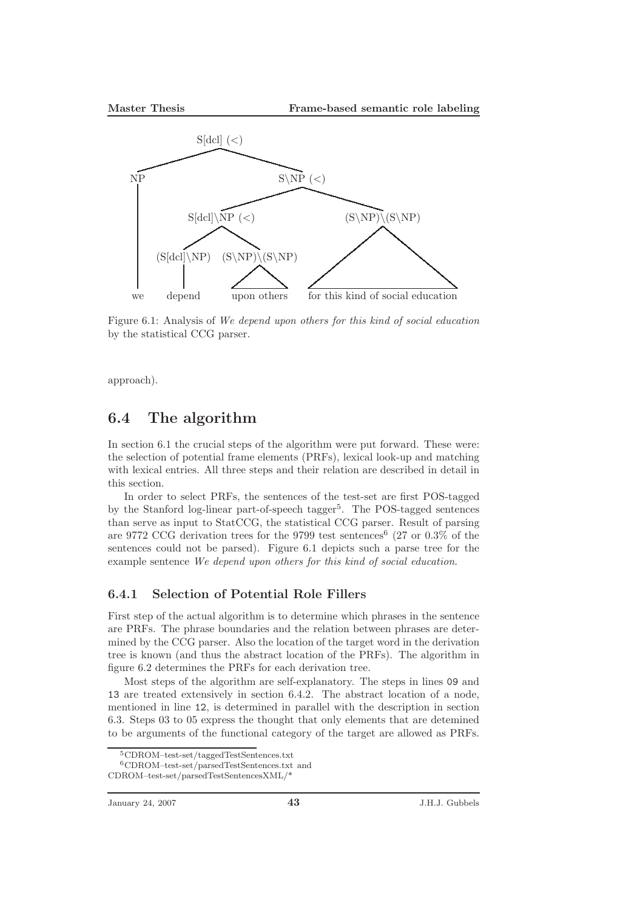S[dcl] (<)

NP

S\NP (<)

S[dcl]\NP (<)

(S\NP)\(S\NP)

(S[dcl]\NP)

(S\NP)\(S\NP)

we

depend

upon others

for this kind of social education

Figure 6.1: Analysis of *We depend upon others for this kind of social education* by the statistical CCG parser.

approach).

## 6.4 The algorithm

In section 6.1 the crucial steps of the algorithm were put forward. These were: the selection of potential frame elements (PRFs), lexical look-up and matching with lexical entries. All three steps and their relation are described in detail in this section.

In order to select PRFs, the sentences of the test-set are first POS-tagged by the Stanford log-linear part-of-speech tagger[5]. The POS-tagged sentences than serve as input to StatCCG, the statistical CCG parser. Result of parsing are 9772 CCG derivation trees for the 9799 test sentences[6] (27 or 0.3% of the sentences could not be parsed). Figure 6.1 depicts such a parse tree for the example sentence *We depend upon others for this kind of social education*.

### 6.4.1 Selection of Potential Role Fillers

First step of the actual algorithm is to determine which phrases in the sentence are PRFs. The phrase boundaries and the relation between phrases are determined by the CCG parser. Also the location of the target word in the derivation tree is known (and thus the abstract location of the PRFs). The algorithm in figure 6.2 determines the PRFs for each derivation tree.

Most steps of the algorithm are self-explanatory. The steps in lines 09 and 13 are treated extensively in section 6.4.2. The abstract location of a node, mentioned in line 12, is determined in parallel with the description in section 6.3. Steps 03 to 05 express the thought that only elements that are detemined to be arguments of the functional category of the target are allowed as PRFs.

[5] CDROM–test-set/taggedTestSentences.txt

[6] CDROM–test-set/parsedTestSentences.txt and CDROM–test-set/parsedTestSentencesXML/*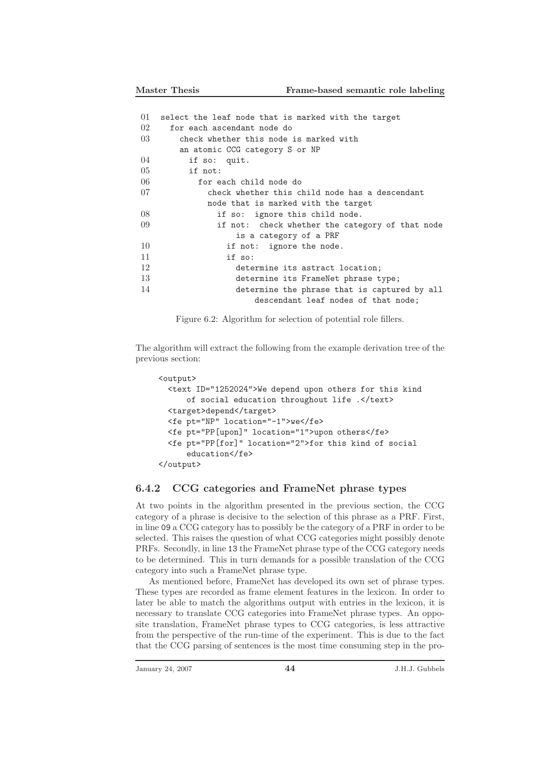```
01  select the leaf node that is marked with the target
02    for each ascendant node do
03      check whether this node is marked with
        an atomic CCG category S or NP
04        if so:  quit.
05        if not:
06          for each child node do
07            check whether this child node has a descendant
              node that is marked with the target
08              if so:  ignore this child node.
09              if not:  check whether the category of that node
                    is a category of a PRF
10                if not:  ignore the node.
11                if so:
12                  determine its astract location;
13                  determine its FrameNet phrase type;
14                  determine the phrase that is captured by all
                        descendant leaf nodes of that node;
```

Figure 6.2: Algorithm for selection of potential role fillers.

The algorithm will extract the following from the example derivation tree of the previous section:

```
<output>
  <text ID="1252024">We depend upon others for this kind
      of social education throughout life .</text>
  <target>depend</target>
  <fe pt="NP" location="-1">we</fe>
  <fe pt="PP[upon]" location="1">upon others</fe>
  <fe pt="PP[for]" location="2">for this kind of social
      education</fe>
</output>
```

### 6.4.2 CCG categories and FrameNet phrase types

At two points in the algorithm presented in the previous section, the CCG category of a phrase is decisive to the selection of this phrase as a PRF. First, in line `09` a CCG category has to possibly be the category of a PRF in order to be selected. This raises the question of what CCG categories might possibly denote PRFs. Secondly, in line `13` the FrameNet phrase type of the CCG category needs to be determined. This in turn demands for a possible translation of the CCG category into such a FrameNet phrase type.

As mentioned before, FrameNet has developed its own set of phrase types. These types are recorded as frame element features in the lexicon. In order to later be able to match the algorithms output with entries in the lexicon, it is necessary to translate CCG categories into FrameNet phrase types. An opposite translation, FrameNet phrase types to CCG categories, is less attractive from the perspective of the run-time of the experiment. This is due to the fact that the CCG parsing of sentences is the most time consuming step in the pro-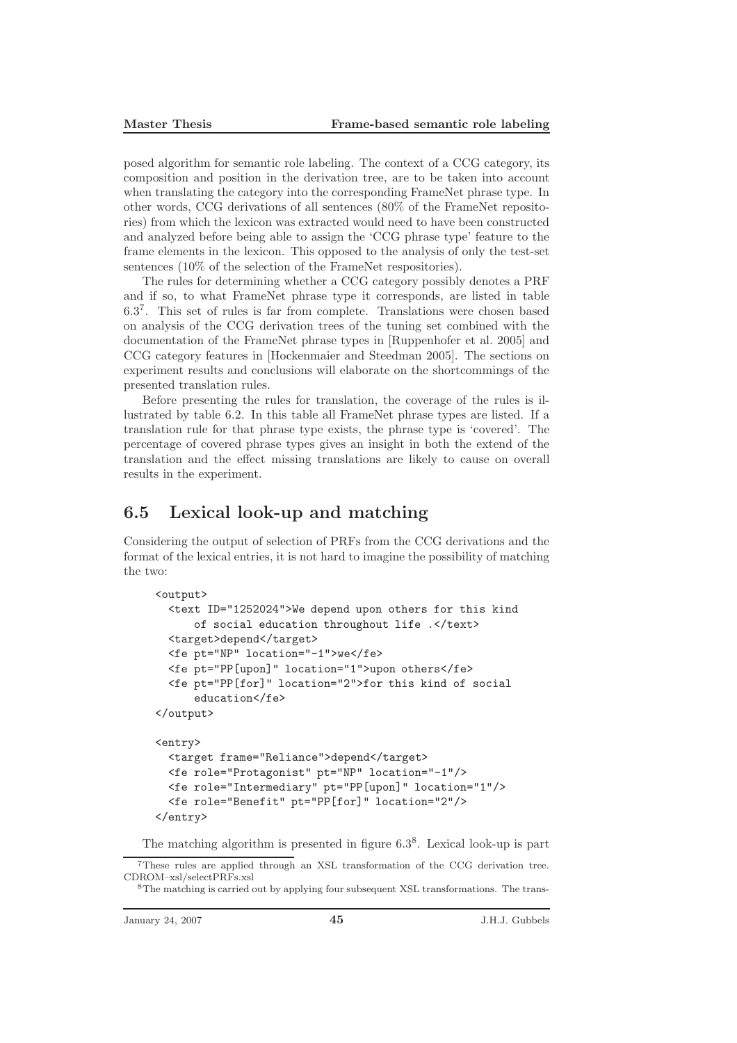posed algorithm for semantic role labeling. The context of a CCG category, its composition and position in the derivation tree, are to be taken into account when translating the category into the corresponding FrameNet phrase type. In other words, CCG derivations of all sentences (80% of the FrameNet repositories) from which the lexicon was extracted would need to have been constructed and analyzed before being able to assign the 'CCG phrase type' feature to the frame elements in the lexicon. This opposed to the analysis of only the test-set sentences (10% of the selection of the FrameNet respositories).

The rules for determining whether a CCG category possibly denotes a PRF and if so, to what FrameNet phrase type it corresponds, are listed in table 6.3[7]. This set of rules is far from complete. Translations were chosen based on analysis of the CCG derivation trees of the tuning set combined with the documentation of the FrameNet phrase types in [Ruppenhofer et al. 2005] and CCG category features in [Hockenmaier and Steedman 2005]. The sections on experiment results and conclusions will elaborate on the shortcommings of the presented translation rules.

Before presenting the rules for translation, the coverage of the rules is illustrated by table 6.2. In this table all FrameNet phrase types are listed. If a translation rule for that phrase type exists, the phrase type is 'covered'. The percentage of covered phrase types gives an insight in both the extend of the translation and the effect missing translations are likely to cause on overall results in the experiment.

## 6.5 Lexical look-up and matching

Considering the output of selection of PRFs from the CCG derivations and the format of the lexical entries, it is not hard to imagine the possibility of matching the two:

```
<output>
  <text ID="1252024">We depend upon others for this kind
      of social education throughout life .</text>
  <target>depend</target>
  <fe pt="NP" location="-1">we</fe>
  <fe pt="PP[upon]" location="1">upon others</fe>
  <fe pt="PP[for]" location="2">for this kind of social
      education</fe>
</output>

<entry>
  <target frame="Reliance">depend</target>
  <fe role="Protagonist" pt="NP" location="-1"/>
  <fe role="Intermediary" pt="PP[upon]" location="1"/>
  <fe role="Benefit" pt="PP[for]" location="2"/>
</entry>
```

The matching algorithm is presented in figure 6.3[8]. Lexical look-up is part

[7] These rules are applied through an XSL transformation of the CCG derivation tree. CDROM–xsl/selectPRFs.xsl

[8] The matching is carried out by applying four subsequent XSL transformations. The trans-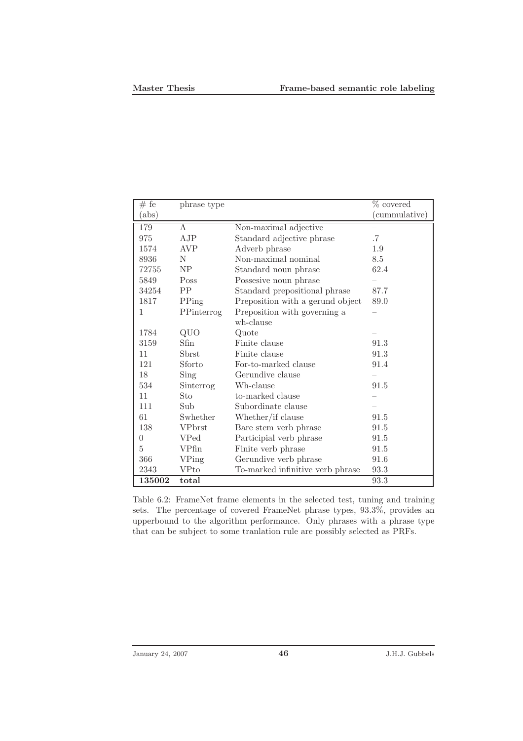| # fe (abs) | phrase type | | % covered (cummulative) |
|---|---|---|---|
| 179 | A | Non-maximal adjective | – |
| 975 | AJP | Standard adjective phrase | .7 |
| 1574 | AVP | Adverb phrase | 1.9 |
| 8936 | N | Non-maximal nominal | 8.5 |
| 72755 | NP | Standard noun phrase | 62.4 |
| 5849 | Poss | Possesive noun phrase | – |
| 34254 | PP | Standard prepositional phrase | 87.7 |
| 1817 | PPing | Preposition with a gerund object | 89.0 |
| 1 | PPinterrog | Preposition with governing a wh-clause | – |
| 1784 | QUO | Quote | – |
| 3159 | Sfin | Finite clause | 91.3 |
| 11 | Sbrst | Finite clause | 91.3 |
| 121 | Sforto | For-to-marked clause | 91.4 |
| 18 | Sing | Gerundive clause | – |
| 534 | Sinterrog | Wh-clause | 91.5 |
| 11 | Sto | to-marked clause | – |
| 111 | Sub | Subordinate clause | – |
| 61 | Swhether | Whether/if clause | 91.5 |
| 138 | VPbrst | Bare stem verb phrase | 91.5 |
| 0 | VPed | Participial verb phrase | 91.5 |
| 5 | VPfin | Finite verb phrase | 91.5 |
| 366 | VPing | Gerundive verb phrase | 91.6 |
| 2343 | VPto | To-marked infinitive verb phrase | 93.3 |
| **135002** | **total** | | 93.3 |

Table 6.2: FrameNet frame elements in the selected test, tuning and training sets. The percentage of covered FrameNet phrase types, 93.3%, provides an upperbound to the algorithm performance. Only phrases with a phrase type that can be subject to some tranlation rule are possibly selected as PRFs.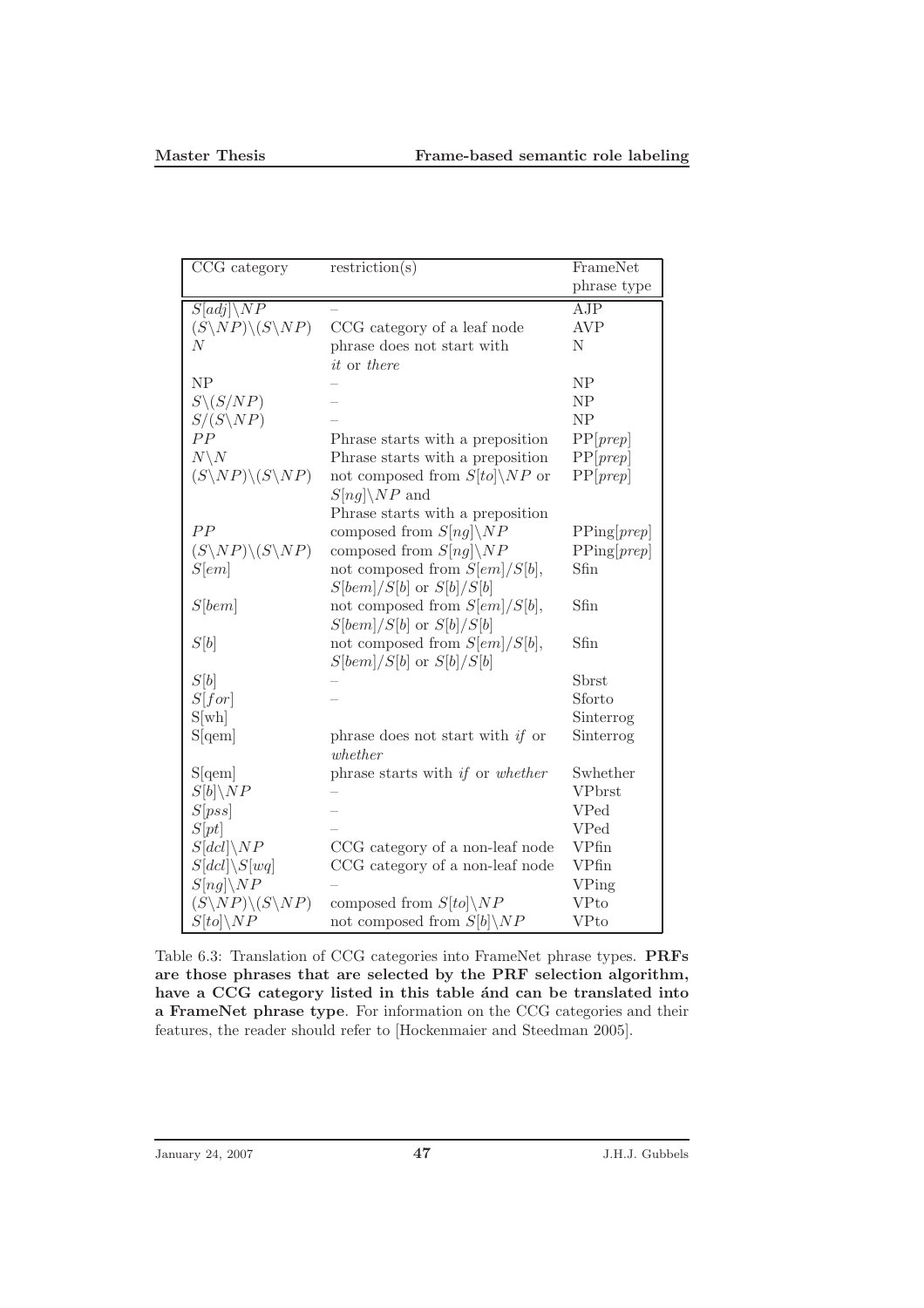| CCG category | restriction(s) | FrameNet phrase type |
|---|---|---|
| $S[adj]\backslash NP$ | – | AJP |
| $(S\backslash NP)\backslash(S\backslash NP)$ | CCG category of a leaf node | AVP |
| $N$ | phrase does not start with *it* or *there* | N |
| NP | – | NP |
| $S\backslash(S/NP)$ | – | NP |
| $S/(S\backslash NP)$ | – | NP |
| $PP$ | Phrase starts with a preposition | PP[*prep*] |
| $N\backslash N$ | Phrase starts with a preposition | PP[*prep*] |
| $(S\backslash NP)\backslash(S\backslash NP)$ | not composed from $S[to]\backslash NP$ or $S[ng]\backslash NP$ and Phrase starts with a preposition | PP[*prep*] |
| $PP$ | composed from $S[ng]\backslash NP$ | PPing[*prep*] |
| $(S\backslash NP)\backslash(S\backslash NP)$ | composed from $S[ng]\backslash NP$ | PPing[*prep*] |
| $S[em]$ | not composed from $S[em]/S[b]$, $S[bem]/S[b]$ or $S[b]/S[b]$ | Sfin |
| $S[bem]$ | not composed from $S[em]/S[b]$, $S[bem]/S[b]$ or $S[b]/S[b]$ | Sfin |
| $S[b]$ | not composed from $S[em]/S[b]$, $S[bem]/S[b]$ or $S[b]/S[b]$ | Sfin |
| $S[b]$ | – | Sbrst |
| $S[for]$ | – | Sforto |
| S[wh] | | Sinterrog |
| S[qem] | phrase does not start with *if* or *whether* | Sinterrog |
| S[qem] | phrase starts with *if* or *whether* | Swhether |
| $S[b]\backslash NP$ | – | VPbrst |
| $S[pss]$ | – | VPed |
| $S[pt]$ | – | VPed |
| $S[dcl]\backslash NP$ | CCG category of a non-leaf node | VPfin |
| $S[dcl]\backslash S[wq]$ | CCG category of a non-leaf node | VPfin |
| $S[ng]\backslash NP$ | – | VPing |
| $(S\backslash NP)\backslash(S\backslash NP)$ | composed from $S[to]\backslash NP$ | VPto |
| $S[to]\backslash NP$ | not composed from $S[b]\backslash NP$ | VPto |

Table 6.3: Translation of CCG categories into FrameNet phrase types. **PRFs are those phrases that are selected by the PRF selection algorithm, have a CCG category listed in this table ánd can be translated into a FrameNet phrase type**. For information on the CCG categories and their features, the reader should refer to [Hockenmaier and Steedman 2005].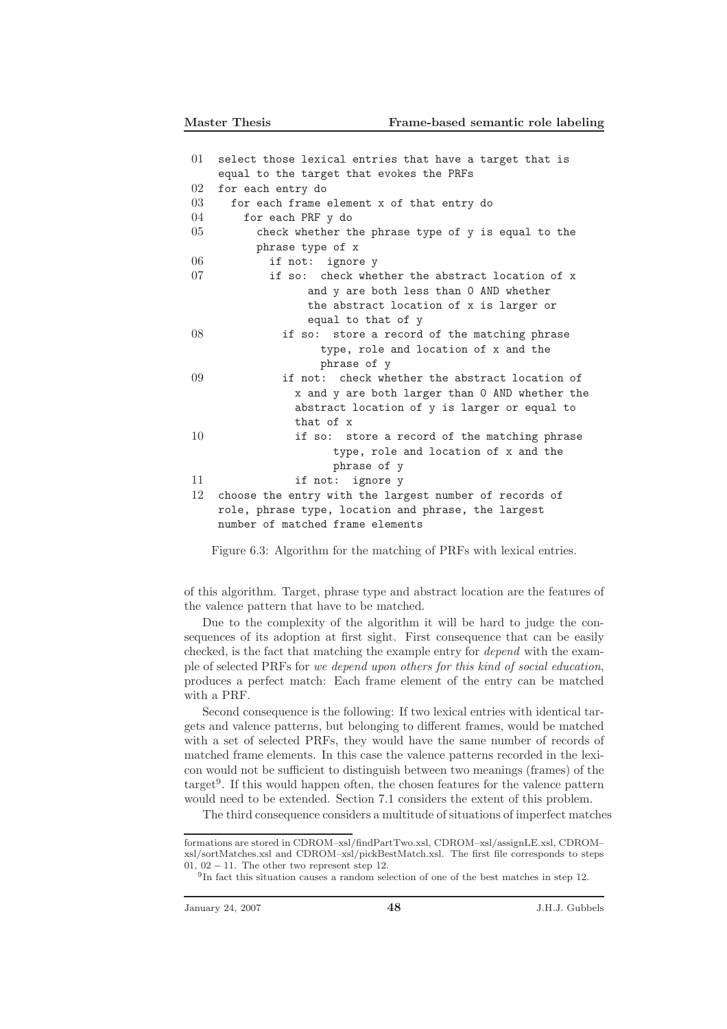```
01  select those lexical entries that have a target that is
    equal to the target that evokes the PRFs
02  for each entry do
03    for each frame element x of that entry do
04      for each PRF y do
05        check whether the phrase type of y is equal to the
          phrase type of x
06          if not:  ignore y
07          if so:  check whether the abstract location of x
                and y are both less than 0 AND whether
                the abstract location of x is larger or
                equal to that of y
08            if so:  store a record of the matching phrase
                    type, role and location of x and the
                    phrase of y
09            if not:  check whether the abstract location of
                x and y are both larger than 0 AND whether the
                abstract location of y is larger or equal to
                that of x
10              if so:  store a record of the matching phrase
                      type, role and location of x and the
                      phrase of y
11              if not:  ignore y
12  choose the entry with the largest number of records of
    role, phrase type, location and phrase, the largest
    number of matched frame elements
```

Figure 6.3: Algorithm for the matching of PRFs with lexical entries.

of this algorithm. Target, phrase type and abstract location are the features of the valence pattern that have to be matched.

Due to the complexity of the algorithm it will be hard to judge the consequences of its adoption at first sight. First consequence that can be easily checked, is the fact that matching the example entry for *depend* with the example of selected PRFs for *we depend upon others for this kind of social education*, produces a perfect match: Each frame element of the entry can be matched with a PRF.

Second consequence is the following: If two lexical entries with identical targets and valence patterns, but belonging to different frames, would be matched with a set of selected PRFs, they would have the same number of records of matched frame elements. In this case the valence patterns recorded in the lexicon would not be sufficient to distinguish between two meanings (frames) of the target[9]. If this would happen often, the chosen features for the valence pattern would need to be extended. Section 7.1 considers the extent of this problem.

The third consequence considers a multitude of situations of imperfect matches

formations are stored in CDROM–xsl/findPartTwo.xsl, CDROM–xsl/assignLE.xsl, CDROM–xsl/sortMatches.xsl and CDROM–xsl/pickBestMatch.xsl. The first file corresponds to steps 01, 02 − 11. The other two represent step 12.

[9]In fact this situation causes a random selection of one of the best matches in step 12.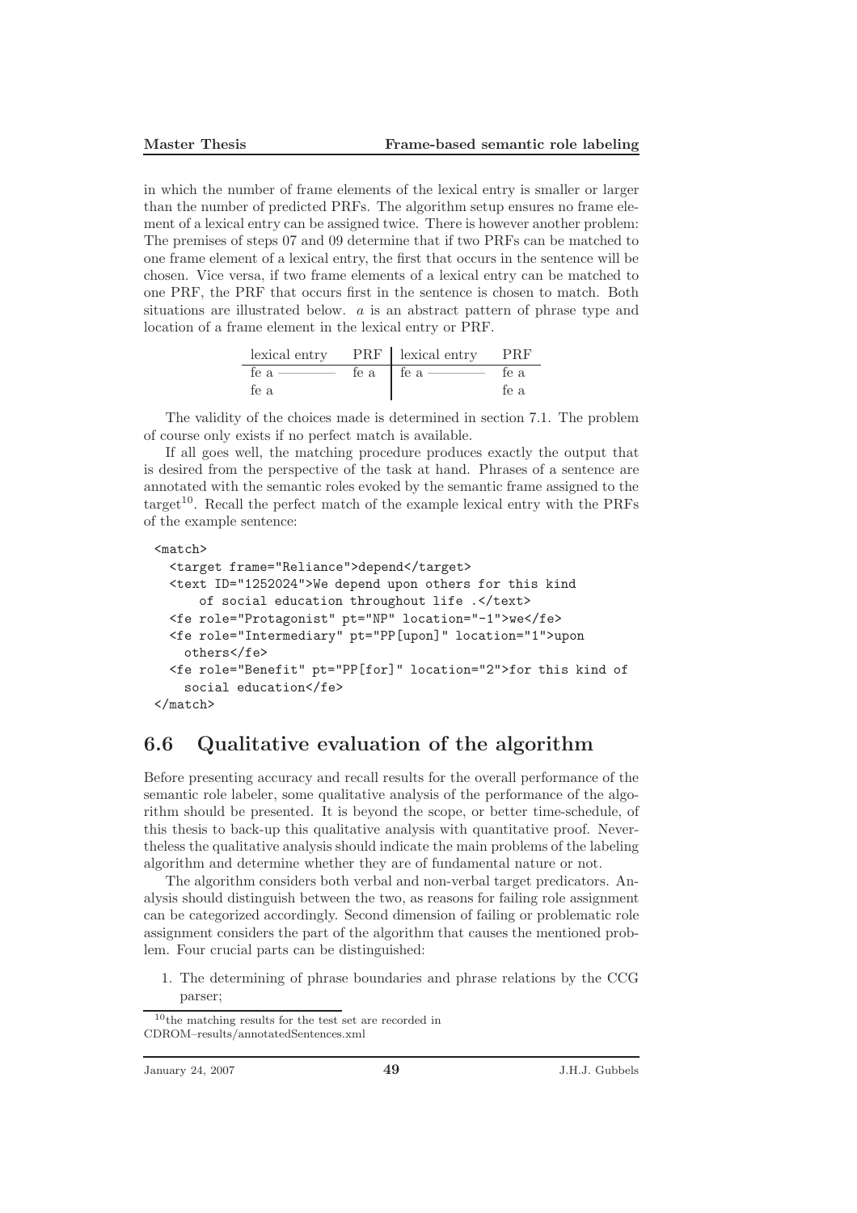in which the number of frame elements of the lexical entry is smaller or larger than the number of predicted PRFs. The algorithm setup ensures no frame element of a lexical entry can be assigned twice. There is however another problem: The premises of steps 07 and 09 determine that if two PRFs can be matched to one frame element of a lexical entry, the first that occurs in the sentence will be chosen. Vice versa, if two frame elements of a lexical entry can be matched to one PRF, the PRF that occurs first in the sentence is chosen to match. Both situations are illustrated below. *a* is an abstract pattern of phrase type and location of a frame element in the lexical entry or PRF.

| lexical entry | PRF | lexical entry | PRF |
|---|---|---|---|
| fe a ——— | fe a | fe a ——— | fe a |
| fe a | | | fe a |

The validity of the choices made is determined in section 7.1. The problem of course only exists if no perfect match is available.

If all goes well, the matching procedure produces exactly the output that is desired from the perspective of the task at hand. Phrases of a sentence are annotated with the semantic roles evoked by the semantic frame assigned to the target[10]. Recall the perfect match of the example lexical entry with the PRFs of the example sentence:

```
<match>
  <target frame="Reliance">depend</target>
  <text ID="1252024">We depend upon others for this kind
      of social education throughout life .</text>
  <fe role="Protagonist" pt="NP" location="-1">we</fe>
  <fe role="Intermediary" pt="PP[upon]" location="1">upon
    others</fe>
  <fe role="Benefit" pt="PP[for]" location="2">for this kind of
    social education</fe>
</match>
```

## 6.6 Qualitative evaluation of the algorithm

Before presenting accuracy and recall results for the overall performance of the semantic role labeler, some qualitative analysis of the performance of the algorithm should be presented. It is beyond the scope, or better time-schedule, of this thesis to back-up this qualitative analysis with quantitative proof. Nevertheless the qualitative analysis should indicate the main problems of the labeling algorithm and determine whether they are of fundamental nature or not.

The algorithm considers both verbal and non-verbal target predicators. Analysis should distinguish between the two, as reasons for failing role assignment can be categorized accordingly. Second dimension of failing or problematic role assignment considers the part of the algorithm that causes the mentioned problem. Four crucial parts can be distinguished:

1. The determining of phrase boundaries and phrase relations by the CCG parser;

[10] the matching results for the test set are recorded in CDROM–results/annotatedSentences.xml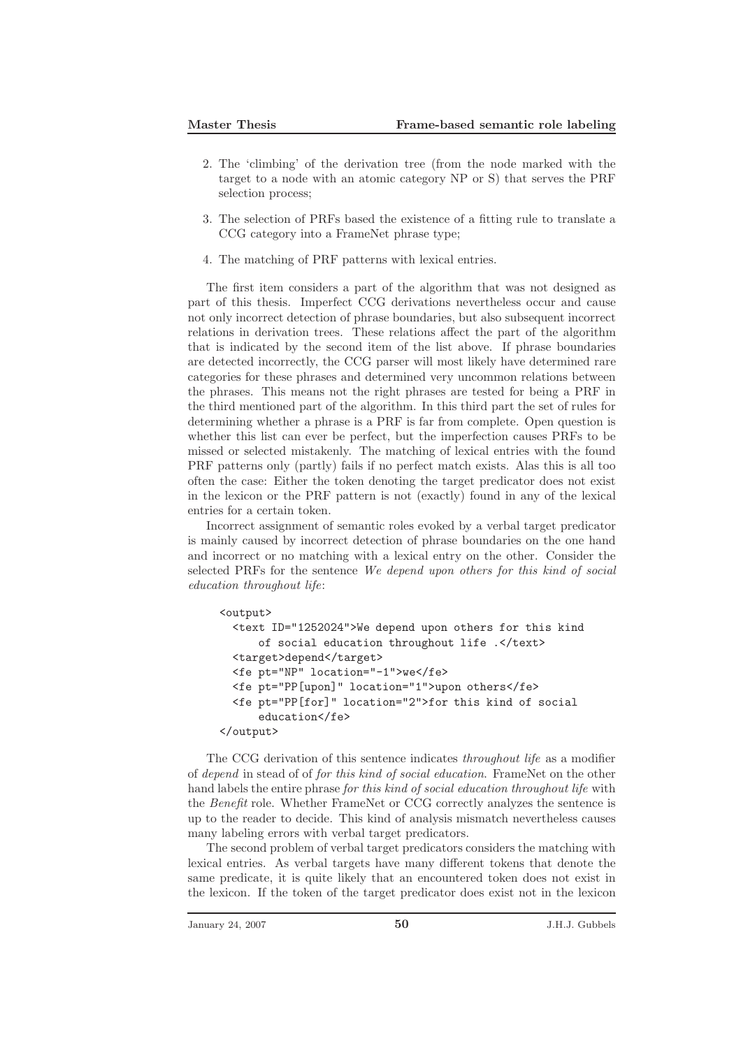2. The 'climbing' of the derivation tree (from the node marked with the target to a node with an atomic category NP or S) that serves the PRF selection process;

3. The selection of PRFs based the existence of a fitting rule to translate a CCG category into a FrameNet phrase type;

4. The matching of PRF patterns with lexical entries.

The first item considers a part of the algorithm that was not designed as part of this thesis. Imperfect CCG derivations nevertheless occur and cause not only incorrect detection of phrase boundaries, but also subsequent incorrect relations in derivation trees. These relations affect the part of the algorithm that is indicated by the second item of the list above. If phrase boundaries are detected incorrectly, the CCG parser will most likely have determined rare categories for these phrases and determined very uncommon relations between the phrases. This means not the right phrases are tested for being a PRF in the third mentioned part of the algorithm. In this third part the set of rules for determining whether a phrase is a PRF is far from complete. Open question is whether this list can ever be perfect, but the imperfection causes PRFs to be missed or selected mistakenly. The matching of lexical entries with the found PRF patterns only (partly) fails if no perfect match exists. Alas this is all too often the case: Either the token denoting the target predicator does not exist in the lexicon or the PRF pattern is not (exactly) found in any of the lexical entries for a certain token.

Incorrect assignment of semantic roles evoked by a verbal target predicator is mainly caused by incorrect detection of phrase boundaries on the one hand and incorrect or no matching with a lexical entry on the other. Consider the selected PRFs for the sentence *We depend upon others for this kind of social education throughout life*:

```
<output>
  <text ID="1252024">We depend upon others for this kind
      of social education throughout life .</text>
  <target>depend</target>
  <fe pt="NP" location="-1">we</fe>
  <fe pt="PP[upon]" location="1">upon others</fe>
  <fe pt="PP[for]" location="2">for this kind of social
      education</fe>
</output>
```

The CCG derivation of this sentence indicates *throughout life* as a modifier of *depend* in stead of of *for this kind of social education*. FrameNet on the other hand labels the entire phrase *for this kind of social education throughout life* with the *Benefit* role. Whether FrameNet or CCG correctly analyzes the sentence is up to the reader to decide. This kind of analysis mismatch nevertheless causes many labeling errors with verbal target predicators.

The second problem of verbal target predicators considers the matching with lexical entries. As verbal targets have many different tokens that denote the same predicate, it is quite likely that an encountered token does not exist in the lexicon. If the token of the target predicator does exist not in the lexicon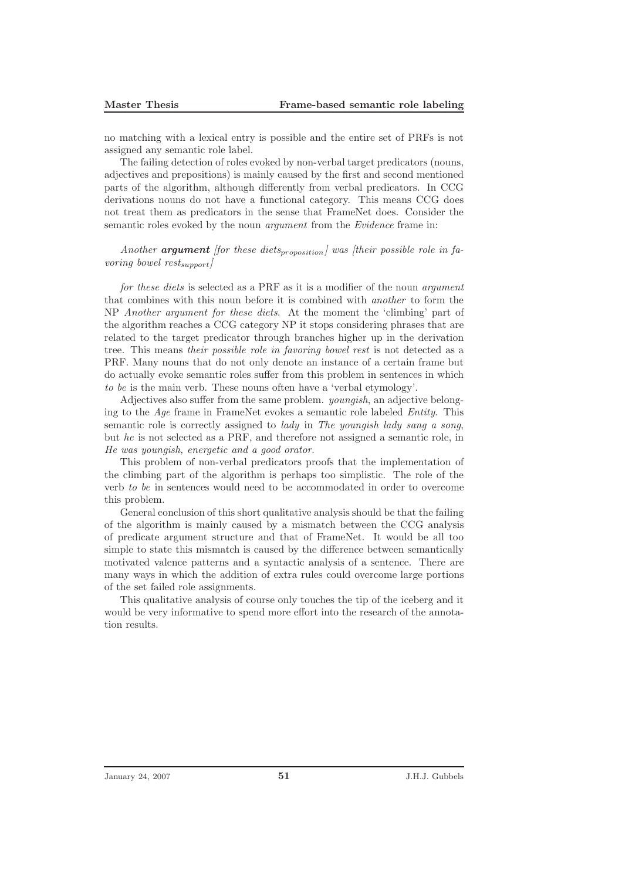no matching with a lexical entry is possible and the entire set of PRFs is not assigned any semantic role label.

The failing detection of roles evoked by non-verbal target predicators (nouns, adjectives and prepositions) is mainly caused by the first and second mentioned parts of the algorithm, although differently from verbal predicators. In CCG derivations nouns do not have a functional category. This means CCG does not treat them as predicators in the sense that FrameNet does. Consider the semantic roles evoked by the noun *argument* from the *Evidence* frame in:

*Another **argument** [for these diets$_{proposition}$] was [their possible role in favoring bowel rest$_{support}$]*

*for these diets* is selected as a PRF as it is a modifier of the noun *argument* that combines with this noun before it is combined with *another* to form the NP *Another argument for these diets*. At the moment the 'climbing' part of the algorithm reaches a CCG category NP it stops considering phrases that are related to the target predicator through branches higher up in the derivation tree. This means *their possible role in favoring bowel rest* is not detected as a PRF. Many nouns that do not only denote an instance of a certain frame but do actually evoke semantic roles suffer from this problem in sentences in which *to be* is the main verb. These nouns often have a 'verbal etymology'.

Adjectives also suffer from the same problem. *youngish*, an adjective belonging to the *Age* frame in FrameNet evokes a semantic role labeled *Entity*. This semantic role is correctly assigned to *lady* in *The youngish lady sang a song*, but *he* is not selected as a PRF, and therefore not assigned a semantic role, in *He was youngish, energetic and a good orator*.

This problem of non-verbal predicators proofs that the implementation of the climbing part of the algorithm is perhaps too simplistic. The role of the verb *to be* in sentences would need to be accommodated in order to overcome this problem.

General conclusion of this short qualitative analysis should be that the failing of the algorithm is mainly caused by a mismatch between the CCG analysis of predicate argument structure and that of FrameNet. It would be all too simple to state this mismatch is caused by the difference between semantically motivated valence patterns and a syntactic analysis of a sentence. There are many ways in which the addition of extra rules could overcome large portions of the set failed role assignments.

This qualitative analysis of course only touches the tip of the iceberg and it would be very informative to spend more effort into the research of the annotation results.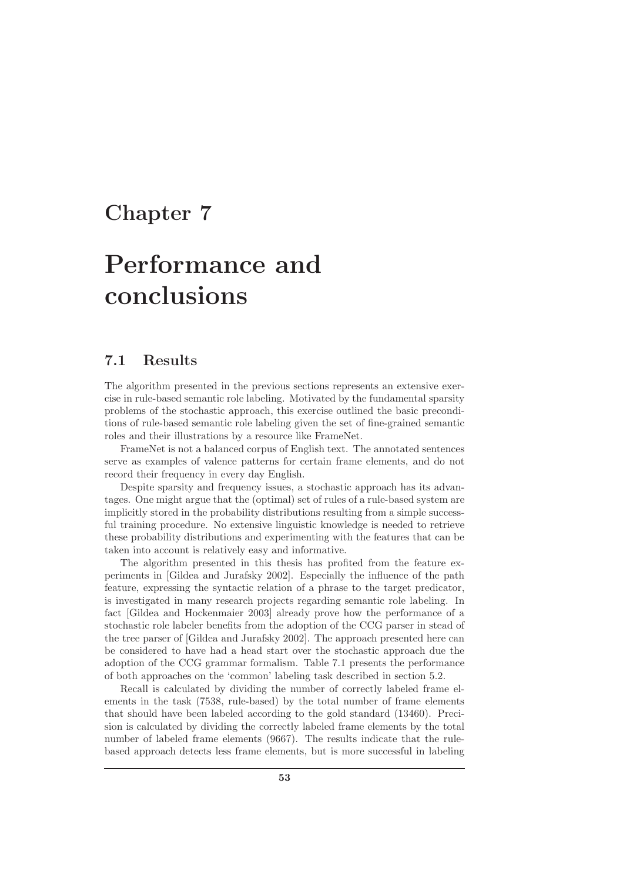# Chapter 7

# Performance and conclusions

## 7.1 Results

The algorithm presented in the previous sections represents an extensive exercise in rule-based semantic role labeling. Motivated by the fundamental sparsity problems of the stochastic approach, this exercise outlined the basic preconditions of rule-based semantic role labeling given the set of fine-grained semantic roles and their illustrations by a resource like FrameNet.

FrameNet is not a balanced corpus of English text. The annotated sentences serve as examples of valence patterns for certain frame elements, and do not record their frequency in every day English.

Despite sparsity and frequency issues, a stochastic approach has its advantages. One might argue that the (optimal) set of rules of a rule-based system are implicitly stored in the probability distributions resulting from a simple successful training procedure. No extensive linguistic knowledge is needed to retrieve these probability distributions and experimenting with the features that can be taken into account is relatively easy and informative.

The algorithm presented in this thesis has profited from the feature experiments in [Gildea and Jurafsky 2002]. Especially the influence of the path feature, expressing the syntactic relation of a phrase to the target predicator, is investigated in many research projects regarding semantic role labeling. In fact [Gildea and Hockenmaier 2003] already prove how the performance of a stochastic role labeler benefits from the adoption of the CCG parser in stead of the tree parser of [Gildea and Jurafsky 2002]. The approach presented here can be considered to have had a head start over the stochastic approach due the adoption of the CCG grammar formalism. Table 7.1 presents the performance of both approaches on the 'common' labeling task described in section 5.2.

Recall is calculated by dividing the number of correctly labeled frame elements in the task (7538, rule-based) by the total number of frame elements that should have been labeled according to the gold standard (13460). Precision is calculated by dividing the correctly labeled frame elements by the total number of labeled frame elements (9667). The results indicate that the rule-based approach detects less frame elements, but is more successful in labeling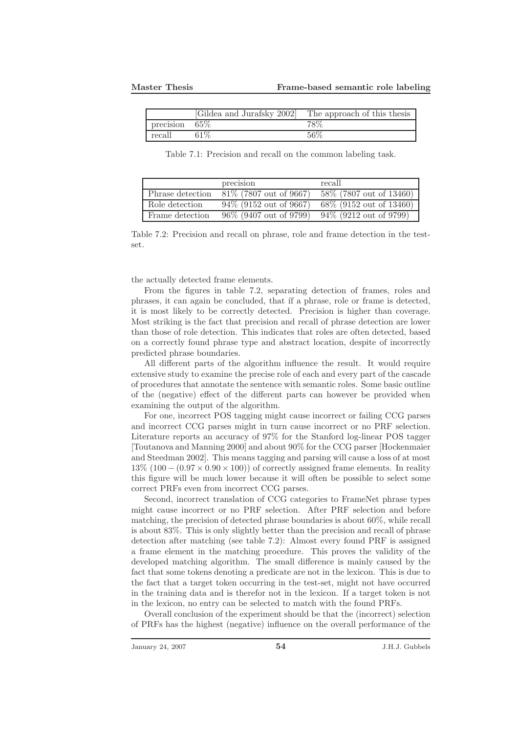| | [Gildea and Jurafsky 2002] | The approach of this thesis |
|---|---|---|
| precision | 65% | 78% |
| recall | 61% | 56% |

Table 7.1: Precision and recall on the common labeling task.

| | precision | recall |
|---|---|---|
| Phrase detection | 81% (7807 out of 9667) | 58% (7807 out of 13460) |
| Role detection | 94% (9152 out of 9667) | 68% (9152 out of 13460) |
| Frame detection | 96% (9407 out of 9799) | 94% (9212 out of 9799) |

Table 7.2: Precision and recall on phrase, role and frame detection in the test-set.

the actually detected frame elements.

From the figures in table 7.2, separating detection of frames, roles and phrases, it can again be concluded, that if a phrase, role or frame is detected, it is most likely to be correctly detected. Precision is higher than coverage. Most striking is the fact that precision and recall of phrase detection are lower than those of role detection. This indicates that roles are often detected, based on a correctly found phrase type and abstract location, despite of incorrectly predicted phrase boundaries.

All different parts of the algorithm influence the result. It would require extensive study to examine the precise role of each and every part of the cascade of procedures that annotate the sentence with semantic roles. Some basic outline of the (negative) effect of the different parts can however be provided when examining the output of the algorithm.

For one, incorrect POS tagging might cause incorrect or failing CCG parses and incorrect CCG parses might in turn cause incorrect or no PRF selection. Literature reports an accuracy of 97% for the Stanford log-linear POS tagger [Toutanova and Manning 2000] and about 90% for the CCG parser [Hockenmaier and Steedman 2002]. This means tagging and parsing will cause a loss of at most 13% $(100 - (0.97 \times 0.90 \times 100))$ of correctly assigned frame elements. In reality this figure will be much lower because it will often be possible to select some correct PRFs even from incorrect CCG parses.

Second, incorrect translation of CCG categories to FrameNet phrase types might cause incorrect or no PRF selection. After PRF selection and before matching, the precision of detected phrase boundaries is about 60%, while recall is about 83%. This is only slightly better than the precision and recall of phrase detection after matching (see table 7.2): Almost every found PRF is assigned a frame element in the matching procedure. This proves the validity of the developed matching algorithm. The small difference is mainly caused by the fact that some tokens denoting a predicate are not in the lexicon. This is due to the fact that a target token occurring in the test-set, might not have occurred in the training data and is therefor not in the lexicon. If a target token is not in the lexicon, no entry can be selected to match with the found PRFs.

Overall conclusion of the experiment should be that the (incorrect) selection of PRFs has the highest (negative) influence on the overall performance of the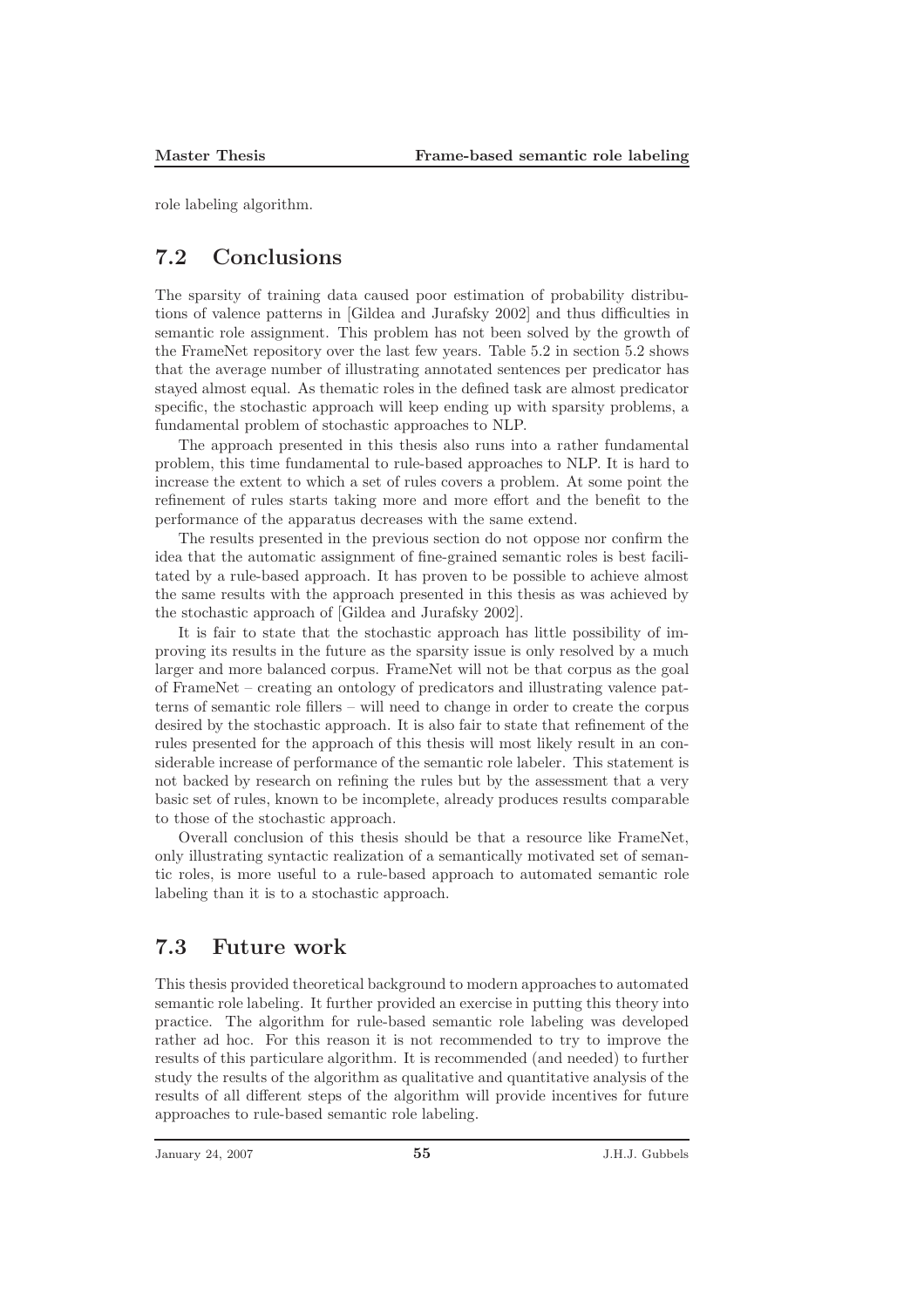role labeling algorithm.

## 7.2 Conclusions

The sparsity of training data caused poor estimation of probability distributions of valence patterns in [Gildea and Jurafsky 2002] and thus difficulties in semantic role assignment. This problem has not been solved by the growth of the FrameNet repository over the last few years. Table 5.2 in section 5.2 shows that the average number of illustrating annotated sentences per predicator has stayed almost equal. As thematic roles in the defined task are almost predicator specific, the stochastic approach will keep ending up with sparsity problems, a fundamental problem of stochastic approaches to NLP.

The approach presented in this thesis also runs into a rather fundamental problem, this time fundamental to rule-based approaches to NLP. It is hard to increase the extent to which a set of rules covers a problem. At some point the refinement of rules starts taking more and more effort and the benefit to the performance of the apparatus decreases with the same extend.

The results presented in the previous section do not oppose nor confirm the idea that the automatic assignment of fine-grained semantic roles is best facilitated by a rule-based approach. It has proven to be possible to achieve almost the same results with the approach presented in this thesis as was achieved by the stochastic approach of [Gildea and Jurafsky 2002].

It is fair to state that the stochastic approach has little possibility of improving its results in the future as the sparsity issue is only resolved by a much larger and more balanced corpus. FrameNet will not be that corpus as the goal of FrameNet – creating an ontology of predicators and illustrating valence patterns of semantic role fillers – will need to change in order to create the corpus desired by the stochastic approach. It is also fair to state that refinement of the rules presented for the approach of this thesis will most likely result in an considerable increase of performance of the semantic role labeler. This statement is not backed by research on refining the rules but by the assessment that a very basic set of rules, known to be incomplete, already produces results comparable to those of the stochastic approach.

Overall conclusion of this thesis should be that a resource like FrameNet, only illustrating syntactic realization of a semantically motivated set of semantic roles, is more useful to a rule-based approach to automated semantic role labeling than it is to a stochastic approach.

## 7.3 Future work

This thesis provided theoretical background to modern approaches to automated semantic role labeling. It further provided an exercise in putting this theory into practice. The algorithm for rule-based semantic role labeling was developed rather ad hoc. For this reason it is not recommended to try to improve the results of this particulare algorithm. It is recommended (and needed) to further study the results of the algorithm as qualitative and quantitative analysis of the results of all different steps of the algorithm will provide incentives for future approaches to rule-based semantic role labeling.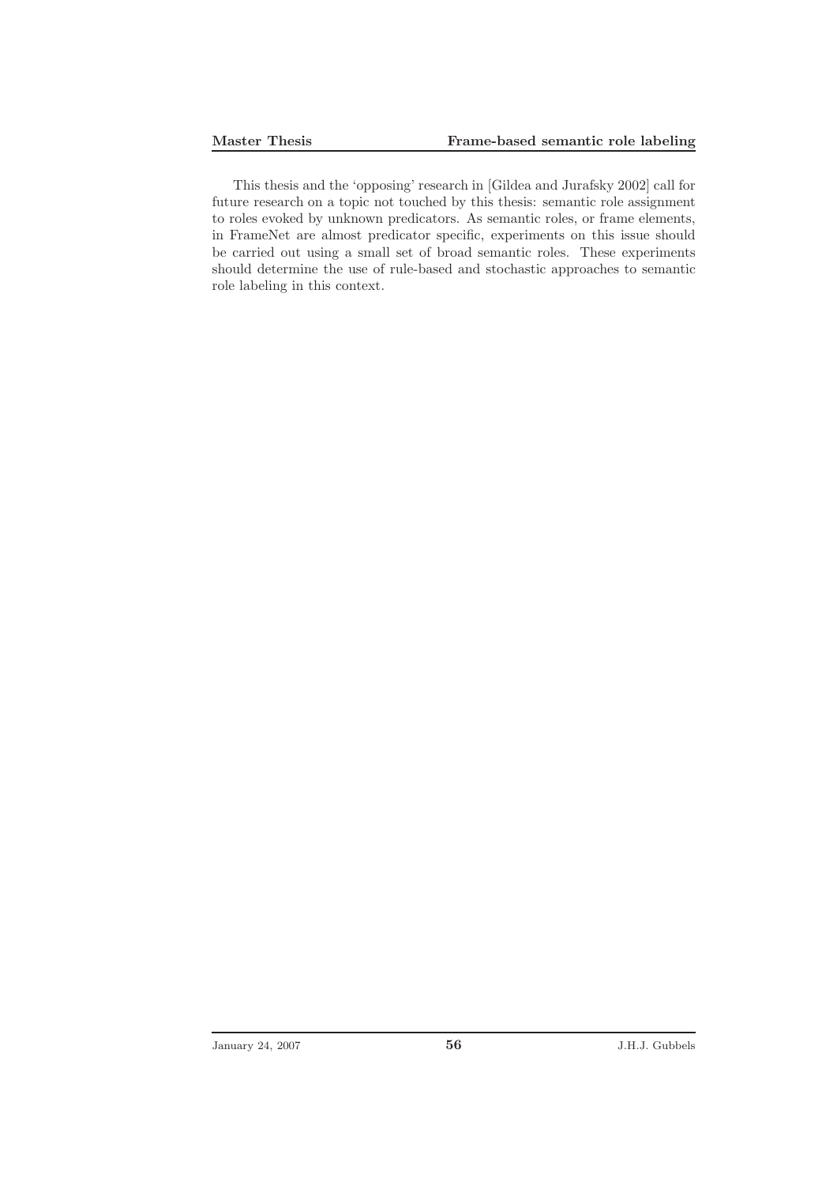This thesis and the 'opposing' research in [Gildea and Jurafsky 2002] call for future research on a topic not touched by this thesis: semantic role assignment to roles evoked by unknown predicators. As semantic roles, or frame elements, in FrameNet are almost predicator specific, experiments on this issue should be carried out using a small set of broad semantic roles. These experiments should determine the use of rule-based and stochastic approaches to semantic role labeling in this context.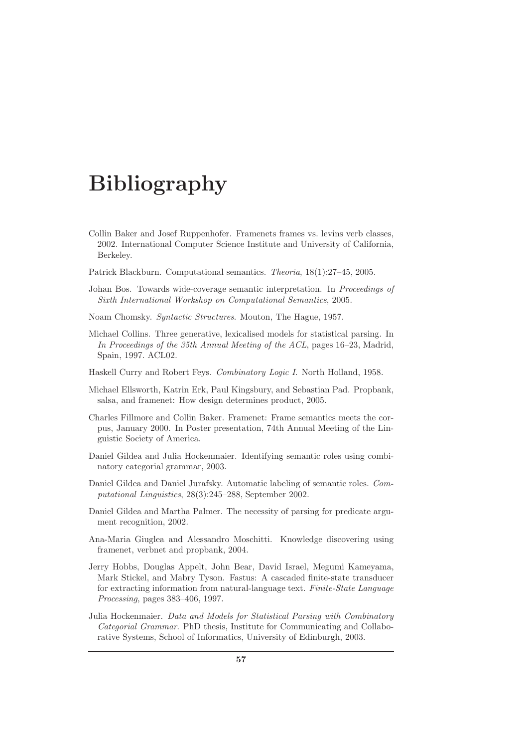# Bibliography

Collin Baker and Josef Ruppenhofer. Framenets frames vs. levins verb classes, 2002. International Computer Science Institute and University of California, Berkeley.

Patrick Blackburn. Computational semantics. *Theoria*, 18(1):27–45, 2005.

Johan Bos. Towards wide-coverage semantic interpretation. In *Proceedings of Sixth International Workshop on Computational Semantics*, 2005.

Noam Chomsky. *Syntactic Structures*. Mouton, The Hague, 1957.

Michael Collins. Three generative, lexicalised models for statistical parsing. In *In Proceedings of the 35th Annual Meeting of the ACL*, pages 16–23, Madrid, Spain, 1997. ACL02.

Haskell Curry and Robert Feys. *Combinatory Logic I*. North Holland, 1958.

Michael Ellsworth, Katrin Erk, Paul Kingsbury, and Sebastian Pad. Propbank, salsa, and framenet: How design determines product, 2005.

Charles Fillmore and Collin Baker. Framenet: Frame semantics meets the corpus, January 2000. In Poster presentation, 74th Annual Meeting of the Linguistic Society of America.

Daniel Gildea and Julia Hockenmaier. Identifying semantic roles using combinatory categorial grammar, 2003.

Daniel Gildea and Daniel Jurafsky. Automatic labeling of semantic roles. *Computational Linguistics*, 28(3):245–288, September 2002.

Daniel Gildea and Martha Palmer. The necessity of parsing for predicate argument recognition, 2002.

Ana-Maria Giuglea and Alessandro Moschitti. Knowledge discovering using framenet, verbnet and propbank, 2004.

Jerry Hobbs, Douglas Appelt, John Bear, David Israel, Megumi Kameyama, Mark Stickel, and Mabry Tyson. Fastus: A cascaded finite-state transducer for extracting information from natural-language text. *Finite-State Language Processing*, pages 383–406, 1997.

Julia Hockenmaier. *Data and Models for Statistical Parsing with Combinatory Categorial Grammar*. PhD thesis, Institute for Communicating and Collaborative Systems, School of Informatics, University of Edinburgh, 2003.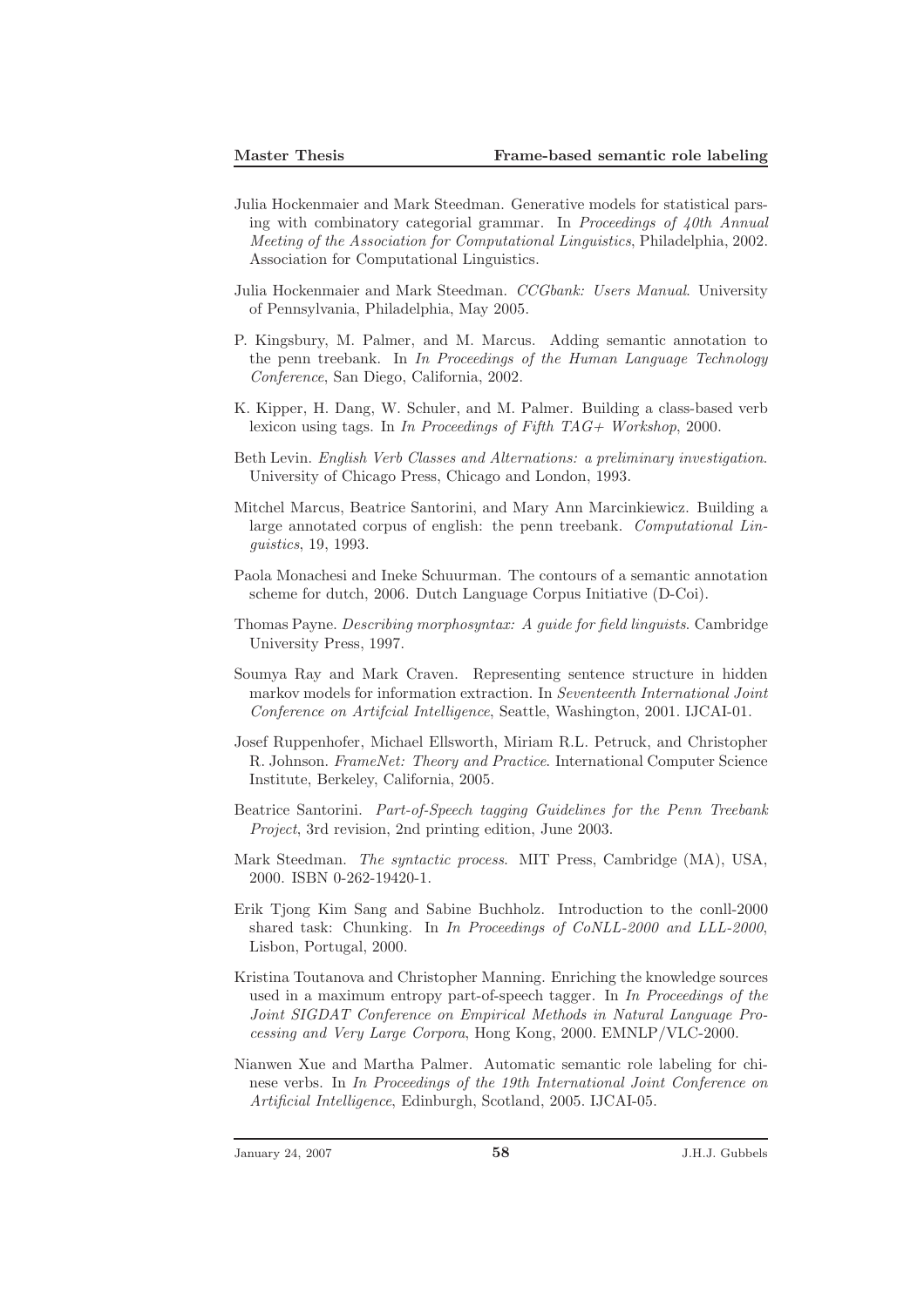Julia Hockenmaier and Mark Steedman. Generative models for statistical parsing with combinatory categorial grammar. In *Proceedings of 40th Annual Meeting of the Association for Computational Linguistics*, Philadelphia, 2002. Association for Computational Linguistics.

Julia Hockenmaier and Mark Steedman. *CCGbank: Users Manual*. University of Pennsylvania, Philadelphia, May 2005.

P. Kingsbury, M. Palmer, and M. Marcus. Adding semantic annotation to the penn treebank. In *In Proceedings of the Human Language Technology Conference*, San Diego, California, 2002.

K. Kipper, H. Dang, W. Schuler, and M. Palmer. Building a class-based verb lexicon using tags. In *In Proceedings of Fifth TAG+ Workshop*, 2000.

Beth Levin. *English Verb Classes and Alternations: a preliminary investigation*. University of Chicago Press, Chicago and London, 1993.

Mitchel Marcus, Beatrice Santorini, and Mary Ann Marcinkiewicz. Building a large annotated corpus of english: the penn treebank. *Computational Linguistics*, 19, 1993.

Paola Monachesi and Ineke Schuurman. The contours of a semantic annotation scheme for dutch, 2006. Dutch Language Corpus Initiative (D-Coi).

Thomas Payne. *Describing morphosyntax: A guide for field linguists*. Cambridge University Press, 1997.

Soumya Ray and Mark Craven. Representing sentence structure in hidden markov models for information extraction. In *Seventeenth International Joint Conference on Artifcial Intelligence*, Seattle, Washington, 2001. IJCAI-01.

Josef Ruppenhofer, Michael Ellsworth, Miriam R.L. Petruck, and Christopher R. Johnson. *FrameNet: Theory and Practice*. International Computer Science Institute, Berkeley, California, 2005.

Beatrice Santorini. *Part-of-Speech tagging Guidelines for the Penn Treebank Project*, 3rd revision, 2nd printing edition, June 2003.

Mark Steedman. *The syntactic process*. MIT Press, Cambridge (MA), USA, 2000. ISBN 0-262-19420-1.

Erik Tjong Kim Sang and Sabine Buchholz. Introduction to the conll-2000 shared task: Chunking. In *In Proceedings of CoNLL-2000 and LLL-2000*, Lisbon, Portugal, 2000.

Kristina Toutanova and Christopher Manning. Enriching the knowledge sources used in a maximum entropy part-of-speech tagger. In *In Proceedings of the Joint SIGDAT Conference on Empirical Methods in Natural Language Processing and Very Large Corpora*, Hong Kong, 2000. EMNLP/VLC-2000.

Nianwen Xue and Martha Palmer. Automatic semantic role labeling for chinese verbs. In *In Proceedings of the 19th International Joint Conference on Artificial Intelligence*, Edinburgh, Scotland, 2005. IJCAI-05.